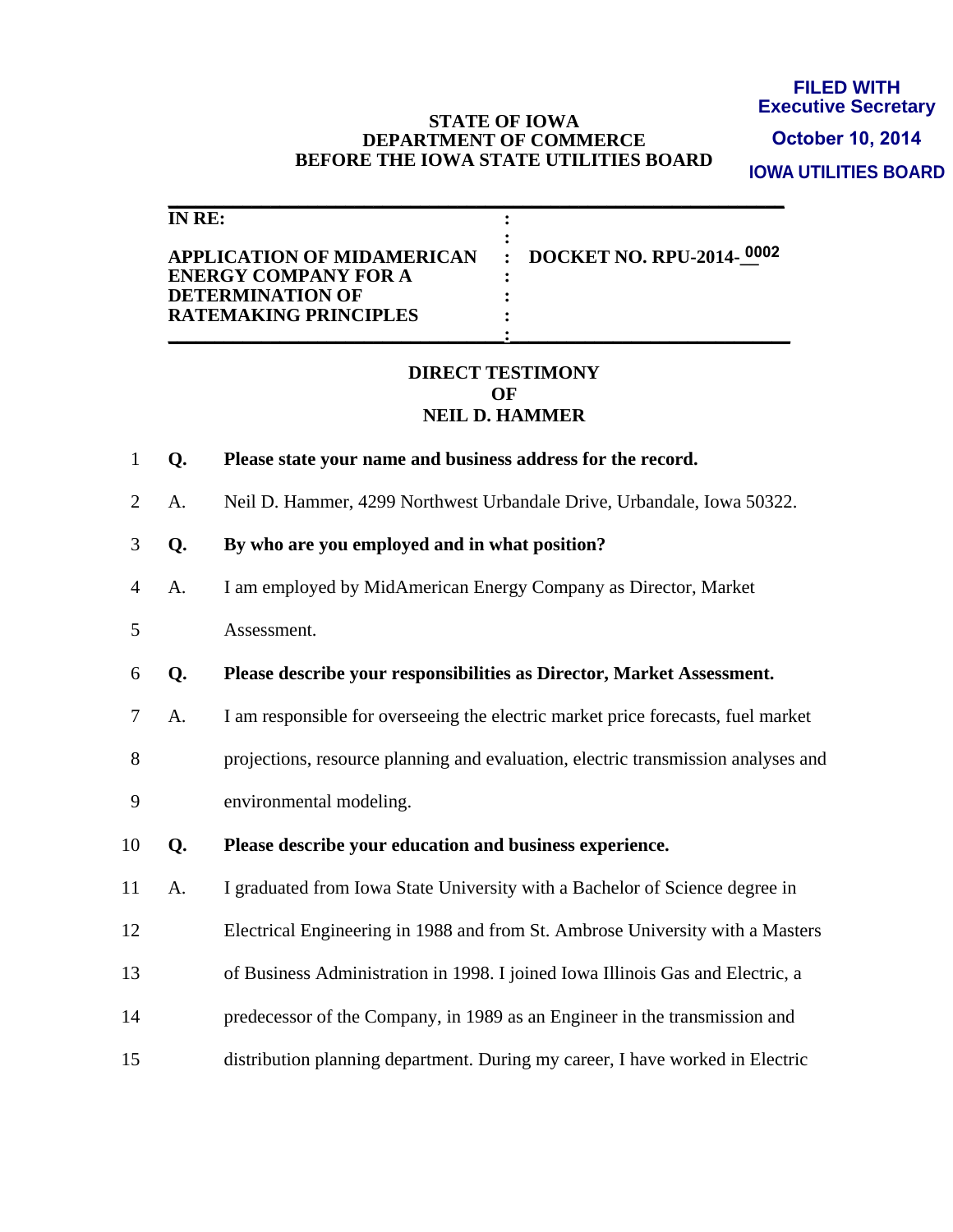**FILED WITH**
**Executive Secretary**
**October 10, 2014**
**IOWA UTILITIES BOARD**

**STATE OF IOWA**
**DEPARTMENT OF COMMERCE**
**BEFORE THE IOWA STATE UTILITIES BOARD**

| **IN RE:** | |
|---|---|
| **APPLICATION OF MIDAMERICAN ENERGY COMPANY FOR A DETERMINATION OF RATEMAKING PRINCIPLES** | **DOCKET NO. RPU-2014-0002** |

# DIRECT TESTIMONY OF NEIL D. HAMMER

1 **Q. Please state your name and business address for the record.**

2 A. Neil D. Hammer, 4299 Northwest Urbandale Drive, Urbandale, Iowa 50322.

3 **Q. By who are you employed and in what position?**

4 A. I am employed by MidAmerican Energy Company as Director, Market
5 Assessment.

6 **Q. Please describe your responsibilities as Director, Market Assessment.**

7 A. I am responsible for overseeing the electric market price forecasts, fuel market
8 projections, resource planning and evaluation, electric transmission analyses and
9 environmental modeling.

10 **Q. Please describe your education and business experience.**

11 A. I graduated from Iowa State University with a Bachelor of Science degree in
12 Electrical Engineering in 1988 and from St. Ambrose University with a Masters
13 of Business Administration in 1998. I joined Iowa Illinois Gas and Electric, a
14 predecessor of the Company, in 1989 as an Engineer in the transmission and
15 distribution planning department. During my career, I have worked in Electric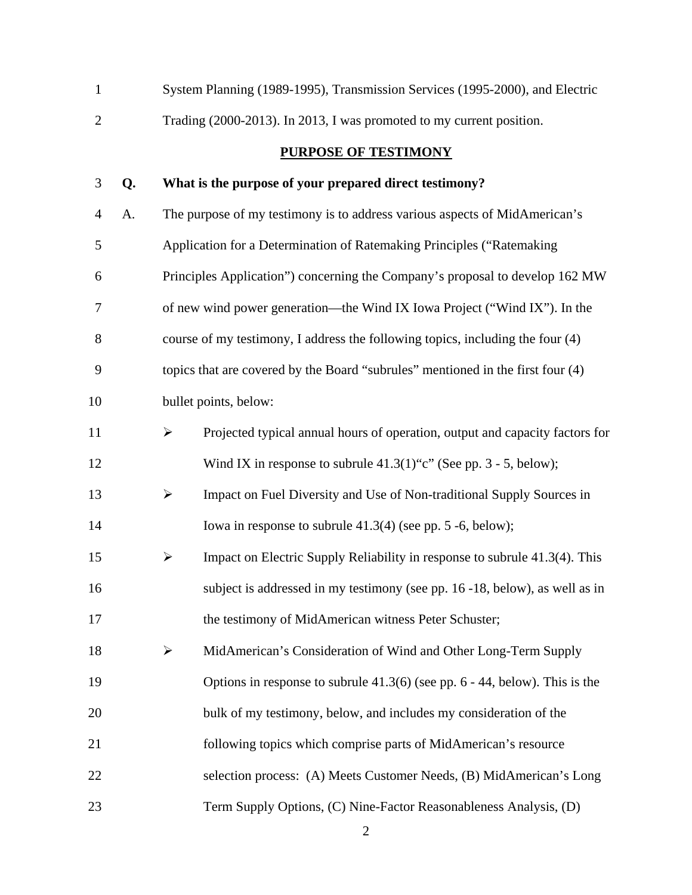System Planning (1989-1995), Transmission Services (1995-2000), and Electric Trading (2000-2013). In 2013, I was promoted to my current position.

## PURPOSE OF TESTIMONY

**Q. What is the purpose of your prepared direct testimony?**

A. The purpose of my testimony is to address various aspects of MidAmerican's Application for a Determination of Ratemaking Principles ("Ratemaking Principles Application") concerning the Company's proposal to develop 162 MW of new wind power generation—the Wind IX Iowa Project ("Wind IX"). In the course of my testimony, I address the following topics, including the four (4) topics that are covered by the Board "subrules" mentioned in the first four (4) bullet points, below:

- Projected typical annual hours of operation, output and capacity factors for Wind IX in response to subrule 41.3(1)"c" (See pp. 3 - 5, below);
- Impact on Fuel Diversity and Use of Non-traditional Supply Sources in Iowa in response to subrule 41.3(4) (see pp. 5 -6, below);
- Impact on Electric Supply Reliability in response to subrule 41.3(4). This subject is addressed in my testimony (see pp. 16 -18, below), as well as in the testimony of MidAmerican witness Peter Schuster;
- MidAmerican's Consideration of Wind and Other Long-Term Supply Options in response to subrule 41.3(6) (see pp. 6 - 44, below). This is the bulk of my testimony, below, and includes my consideration of the following topics which comprise parts of MidAmerican's resource selection process: (A) Meets Customer Needs, (B) MidAmerican's Long Term Supply Options, (C) Nine-Factor Reasonableness Analysis, (D)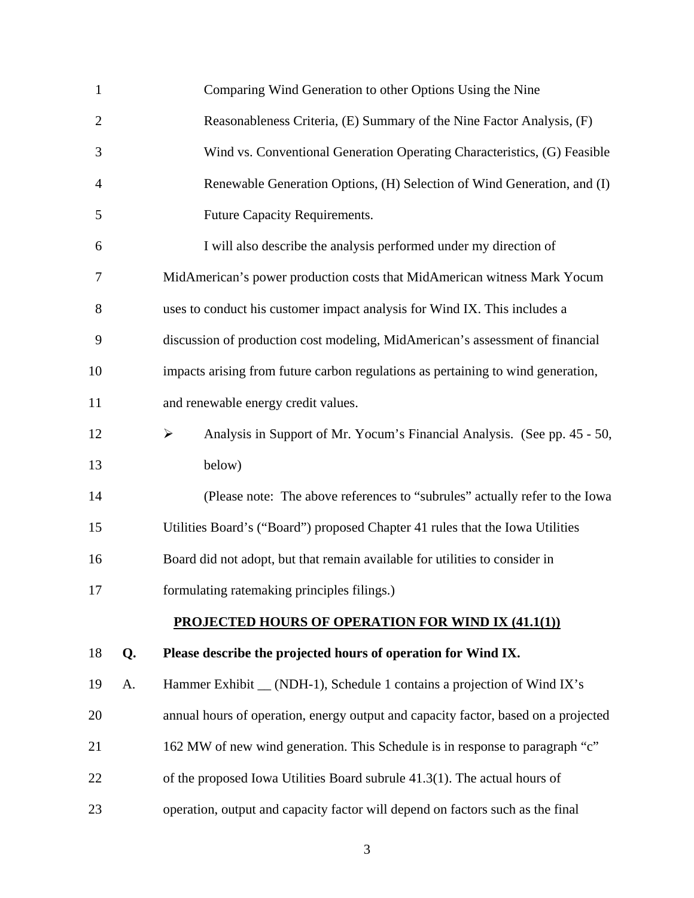Comparing Wind Generation to other Options Using the Nine Reasonableness Criteria, (E) Summary of the Nine Factor Analysis, (F) Wind vs. Conventional Generation Operating Characteristics, (G) Feasible Renewable Generation Options, (H) Selection of Wind Generation, and (I) Future Capacity Requirements.

I will also describe the analysis performed under my direction of MidAmerican's power production costs that MidAmerican witness Mark Yocum uses to conduct his customer impact analysis for Wind IX. This includes a discussion of production cost modeling, MidAmerican's assessment of financial impacts arising from future carbon regulations as pertaining to wind generation, and renewable energy credit values.

- Analysis in Support of Mr. Yocum's Financial Analysis. (See pp. 45 - 50, below)

(Please note: The above references to "subrules" actually refer to the Iowa Utilities Board's ("Board") proposed Chapter 41 rules that the Iowa Utilities Board did not adopt, but that remain available for utilities to consider in formulating ratemaking principles filings.)

## PROJECTED HOURS OF OPERATION FOR WIND IX (41.1(1))

**Q. Please describe the projected hours of operation for Wind IX.**

A. Hammer Exhibit __ (NDH-1), Schedule 1 contains a projection of Wind IX's annual hours of operation, energy output and capacity factor, based on a projected 162 MW of new wind generation. This Schedule is in response to paragraph "c" of the proposed Iowa Utilities Board subrule 41.3(1). The actual hours of operation, output and capacity factor will depend on factors such as the final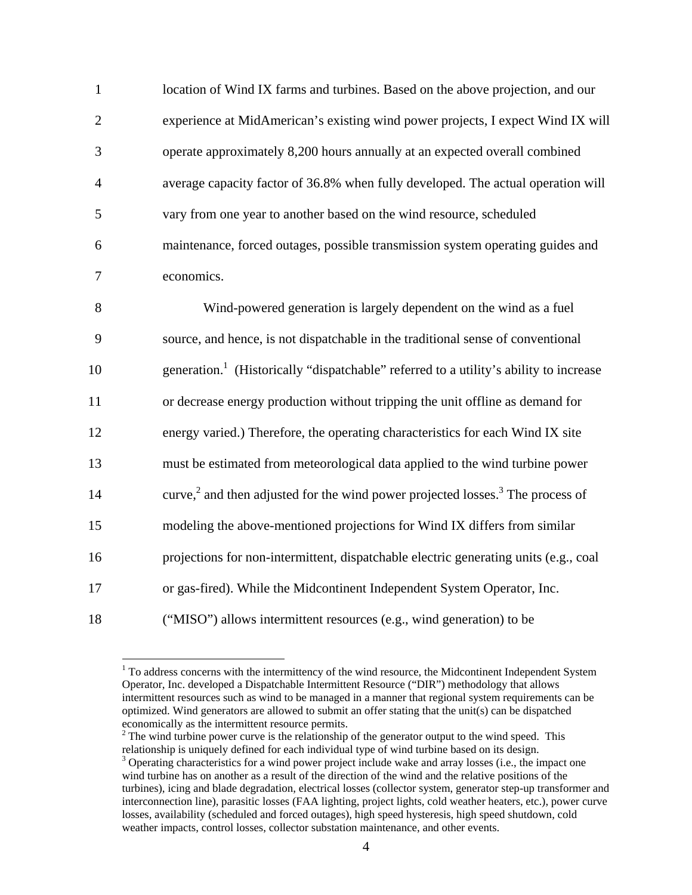location of Wind IX farms and turbines. Based on the above projection, and our experience at MidAmerican's existing wind power projects, I expect Wind IX will operate approximately 8,200 hours annually at an expected overall combined average capacity factor of 36.8% when fully developed. The actual operation will vary from one year to another based on the wind resource, scheduled maintenance, forced outages, possible transmission system operating guides and economics.

Wind-powered generation is largely dependent on the wind as a fuel source, and hence, is not dispatchable in the traditional sense of conventional generation.[1] (Historically "dispatchable" referred to a utility's ability to increase or decrease energy production without tripping the unit offline as demand for energy varied.) Therefore, the operating characteristics for each Wind IX site must be estimated from meteorological data applied to the wind turbine power curve,[2] and then adjusted for the wind power projected losses.[3] The process of modeling the above-mentioned projections for Wind IX differs from similar projections for non-intermittent, dispatchable electric generating units (e.g., coal or gas-fired). While the Midcontinent Independent System Operator, Inc. ("MISO") allows intermittent resources (e.g., wind generation) to be

---

[1] To address concerns with the intermittency of the wind resource, the Midcontinent Independent System Operator, Inc. developed a Dispatchable Intermittent Resource ("DIR") methodology that allows intermittent resources such as wind to be managed in a manner that regional system requirements can be optimized. Wind generators are allowed to submit an offer stating that the unit(s) can be dispatched economically as the intermittent resource permits.

[2] The wind turbine power curve is the relationship of the generator output to the wind speed. This relationship is uniquely defined for each individual type of wind turbine based on its design.

[3] Operating characteristics for a wind power project include wake and array losses (i.e., the impact one wind turbine has on another as a result of the direction of the wind and the relative positions of the turbines), icing and blade degradation, electrical losses (collector system, generator step-up transformer and interconnection line), parasitic losses (FAA lighting, project lights, cold weather heaters, etc.), power curve losses, availability (scheduled and forced outages), high speed hysteresis, high speed shutdown, cold weather impacts, control losses, collector substation maintenance, and other events.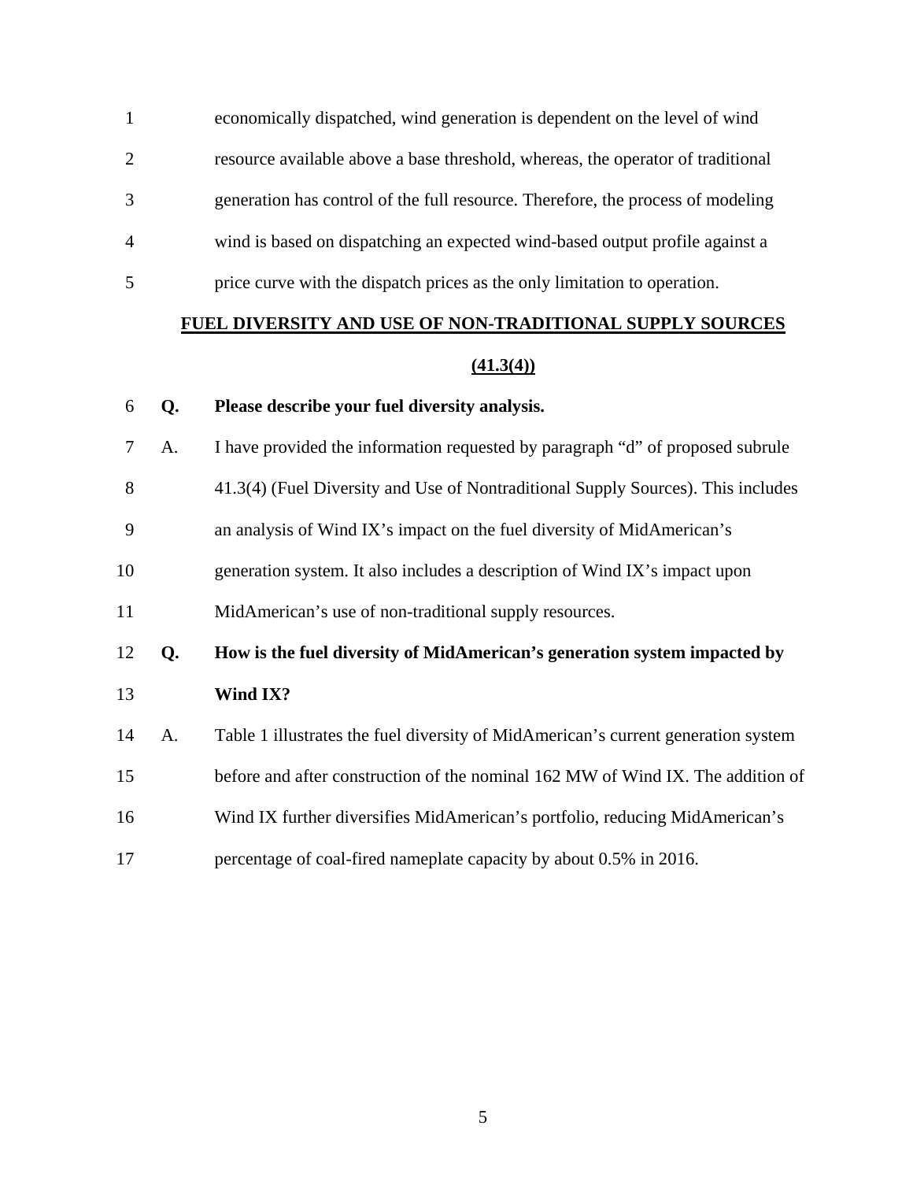economically dispatched, wind generation is dependent on the level of wind resource available above a base threshold, whereas, the operator of traditional generation has control of the full resource. Therefore, the process of modeling wind is based on dispatching an expected wind-based output profile against a price curve with the dispatch prices as the only limitation to operation.

## FUEL DIVERSITY AND USE OF NON-TRADITIONAL SUPPLY SOURCES (41.3(4))

**Q. Please describe your fuel diversity analysis.**

A. I have provided the information requested by paragraph "d" of proposed subrule 41.3(4) (Fuel Diversity and Use of Nontraditional Supply Sources). This includes an analysis of Wind IX's impact on the fuel diversity of MidAmerican's generation system. It also includes a description of Wind IX's impact upon MidAmerican's use of non-traditional supply resources.

**Q. How is the fuel diversity of MidAmerican's generation system impacted by Wind IX?**

A. Table 1 illustrates the fuel diversity of MidAmerican's current generation system before and after construction of the nominal 162 MW of Wind IX. The addition of Wind IX further diversifies MidAmerican's portfolio, reducing MidAmerican's percentage of coal-fired nameplate capacity by about 0.5% in 2016.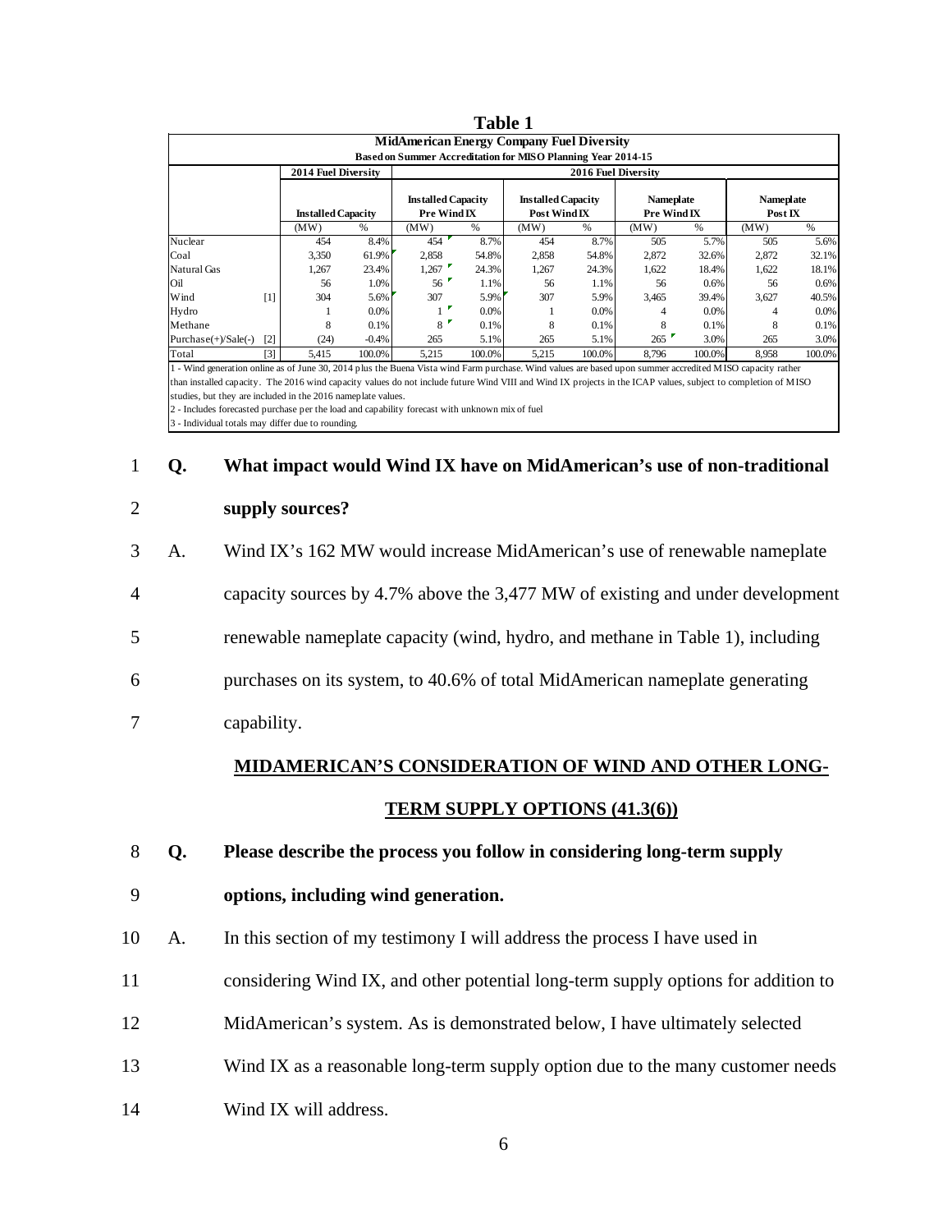**Table 1**

| MidAmerican Energy Company Fuel Diversity | | | | | | | | | | |
|---|---|---|---|---|---|---|---|---|---|---|
| Based on Summer Accreditation for MISO Planning Year 2014-15 | | | | | | | | | | |
| | 2014 Fuel Diversity | | 2016 Fuel Diversity | | | | | | | |
| | Installed Capacity | | Installed Capacity Pre Wind IX | | Installed Capacity Post Wind IX | | Nameplate Pre Wind IX | | Nameplate Post IX | |
| | (MW) | % | (MW) | % | (MW) | % | (MW) | % | (MW) | % |
| Nuclear | 454 | 8.4% | 454 | 8.7% | 454 | 8.7% | 505 | 5.7% | 505 | 5.6% |
| Coal | 3,350 | 61.9% | 2,858 | 54.8% | 2,858 | 54.8% | 2,872 | 32.6% | 2,872 | 32.1% |
| Natural Gas | 1,267 | 23.4% | 1,267 | 24.3% | 1,267 | 24.3% | 1,622 | 18.4% | 1,622 | 18.1% |
| Oil | 56 | 1.0% | 56 | 1.1% | 56 | 1.1% | 56 | 0.6% | 56 | 0.6% |
| Wind [1] | 304 | 5.6% | 307 | 5.9% | 307 | 5.9% | 3,465 | 39.4% | 3,627 | 40.5% |
| Hydro | 1 | 0.0% | 1 | 0.0% | 1 | 0.0% | 4 | 0.0% | 4 | 0.0% |
| Methane | 8 | 0.1% | 8 | 0.1% | 8 | 0.1% | 8 | 0.1% | 8 | 0.1% |
| Purchase(+)/Sale(-) [2] | (24) | -0.4% | 265 | 5.1% | 265 | 5.1% | 265 | 3.0% | 265 | 3.0% |
| Total [3] | 5,415 | 100.0% | 5,215 | 100.0% | 5,215 | 100.0% | 8,796 | 100.0% | 8,958 | 100.0% |

1 - Wind generation online as of June 30, 2014 plus the Buena Vista wind Farm purchase. Wind values are based upon summer accredited MISO capacity rather than installed capacity. The 2016 wind capacity values do not include future Wind VIII and Wind IX projects in the ICAP values, subject to completion of MISO studies, but they are included in the 2016 nameplate values.
2 - Includes forecasted purchase per the load and capability forecast with unknown mix of fuel
3 - Individual totals may differ due to rounding.

1 **Q. What impact would Wind IX have on MidAmerican's use of non-traditional**
2 **supply sources?**
3 A. Wind IX's 162 MW would increase MidAmerican's use of renewable nameplate
4 capacity sources by 4.7% above the 3,477 MW of existing and under development
5 renewable nameplate capacity (wind, hydro, and methane in Table 1), including
6 purchases on its system, to 40.6% of total MidAmerican nameplate generating
7 capability.

## MIDAMERICAN'S CONSIDERATION OF WIND AND OTHER LONG-TERM SUPPLY OPTIONS (41.3(6))

8 **Q. Please describe the process you follow in considering long-term supply**
9 **options, including wind generation.**
10 A. In this section of my testimony I will address the process I have used in
11 considering Wind IX, and other potential long-term supply options for addition to
12 MidAmerican's system. As is demonstrated below, I have ultimately selected
13 Wind IX as a reasonable long-term supply option due to the many customer needs
14 Wind IX will address.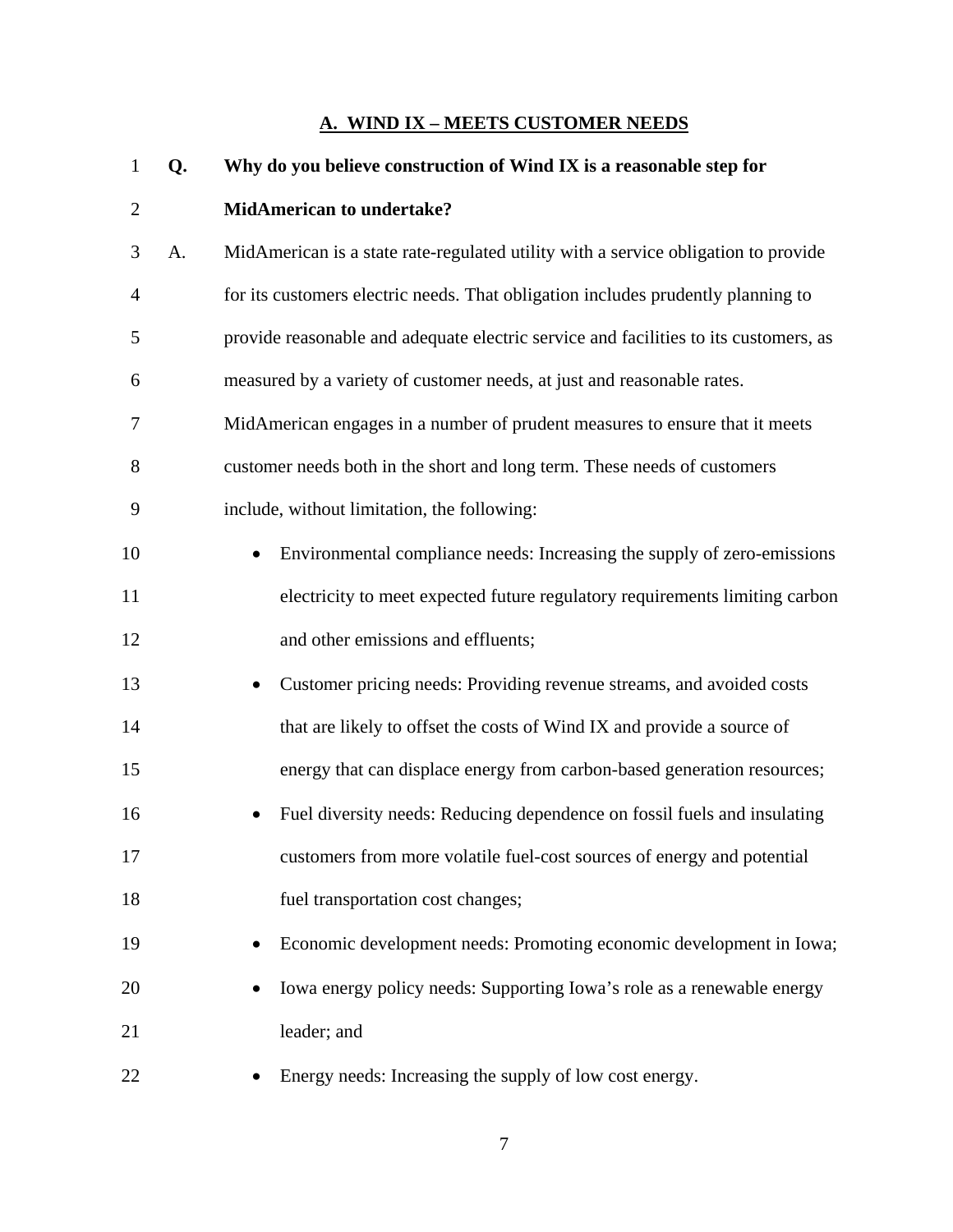## A. WIND IX – MEETS CUSTOMER NEEDS

**Q. Why do you believe construction of Wind IX is a reasonable step for MidAmerican to undertake?**

A. MidAmerican is a state rate-regulated utility with a service obligation to provide for its customers electric needs. That obligation includes prudently planning to provide reasonable and adequate electric service and facilities to its customers, as measured by a variety of customer needs, at just and reasonable rates. MidAmerican engages in a number of prudent measures to ensure that it meets customer needs both in the short and long term. These needs of customers include, without limitation, the following:

- Environmental compliance needs: Increasing the supply of zero-emissions electricity to meet expected future regulatory requirements limiting carbon and other emissions and effluents;
- Customer pricing needs: Providing revenue streams, and avoided costs that are likely to offset the costs of Wind IX and provide a source of energy that can displace energy from carbon-based generation resources;
- Fuel diversity needs: Reducing dependence on fossil fuels and insulating customers from more volatile fuel-cost sources of energy and potential fuel transportation cost changes;
- Economic development needs: Promoting economic development in Iowa;
- Iowa energy policy needs: Supporting Iowa's role as a renewable energy leader; and
- Energy needs: Increasing the supply of low cost energy.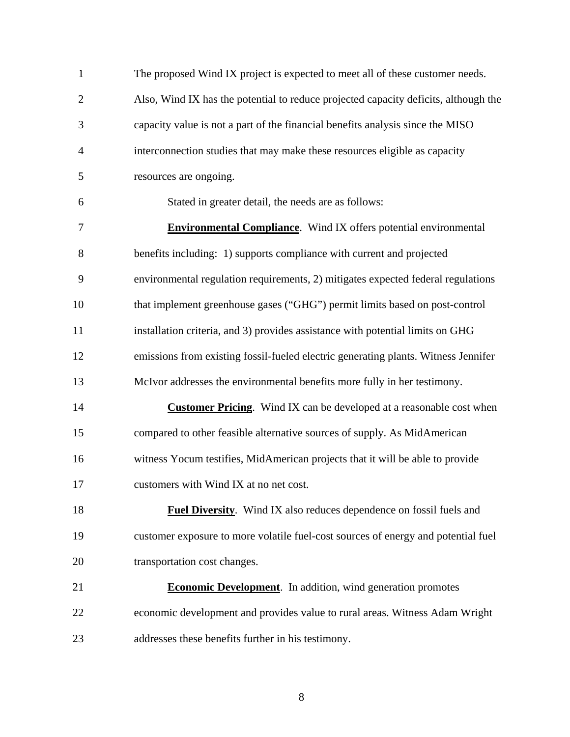The proposed Wind IX project is expected to meet all of these customer needs. Also, Wind IX has the potential to reduce projected capacity deficits, although the capacity value is not a part of the financial benefits analysis since the MISO interconnection studies that may make these resources eligible as capacity resources are ongoing.

Stated in greater detail, the needs are as follows:

**Environmental Compliance**. Wind IX offers potential environmental benefits including: 1) supports compliance with current and projected environmental regulation requirements, 2) mitigates expected federal regulations that implement greenhouse gases ("GHG") permit limits based on post-control installation criteria, and 3) provides assistance with potential limits on GHG emissions from existing fossil-fueled electric generating plants. Witness Jennifer McIvor addresses the environmental benefits more fully in her testimony.

**Customer Pricing**. Wind IX can be developed at a reasonable cost when compared to other feasible alternative sources of supply. As MidAmerican witness Yocum testifies, MidAmerican projects that it will be able to provide customers with Wind IX at no net cost.

**Fuel Diversity**. Wind IX also reduces dependence on fossil fuels and customer exposure to more volatile fuel-cost sources of energy and potential fuel transportation cost changes.

**Economic Development**. In addition, wind generation promotes economic development and provides value to rural areas. Witness Adam Wright addresses these benefits further in his testimony.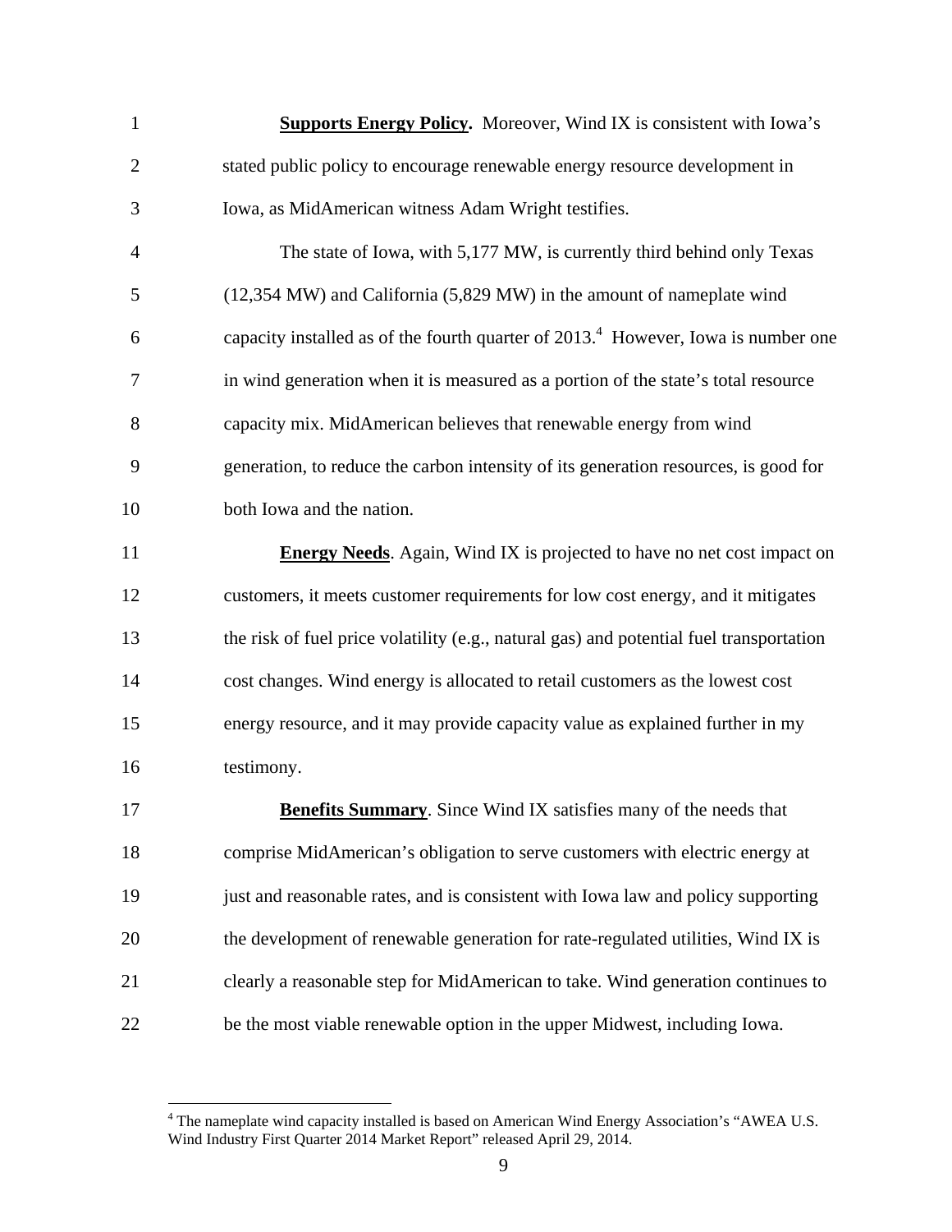**Supports Energy Policy.** Moreover, Wind IX is consistent with Iowa's stated public policy to encourage renewable energy resource development in Iowa, as MidAmerican witness Adam Wright testifies.

The state of Iowa, with 5,177 MW, is currently third behind only Texas (12,354 MW) and California (5,829 MW) in the amount of nameplate wind capacity installed as of the fourth quarter of 2013.[4] However, Iowa is number one in wind generation when it is measured as a portion of the state's total resource capacity mix. MidAmerican believes that renewable energy from wind generation, to reduce the carbon intensity of its generation resources, is good for both Iowa and the nation.

**Energy Needs**. Again, Wind IX is projected to have no net cost impact on customers, it meets customer requirements for low cost energy, and it mitigates the risk of fuel price volatility (e.g., natural gas) and potential fuel transportation cost changes. Wind energy is allocated to retail customers as the lowest cost energy resource, and it may provide capacity value as explained further in my testimony.

**Benefits Summary**. Since Wind IX satisfies many of the needs that comprise MidAmerican's obligation to serve customers with electric energy at just and reasonable rates, and is consistent with Iowa law and policy supporting the development of renewable generation for rate-regulated utilities, Wind IX is clearly a reasonable step for MidAmerican to take. Wind generation continues to be the most viable renewable option in the upper Midwest, including Iowa.

[4] The nameplate wind capacity installed is based on American Wind Energy Association's "AWEA U.S. Wind Industry First Quarter 2014 Market Report" released April 29, 2014.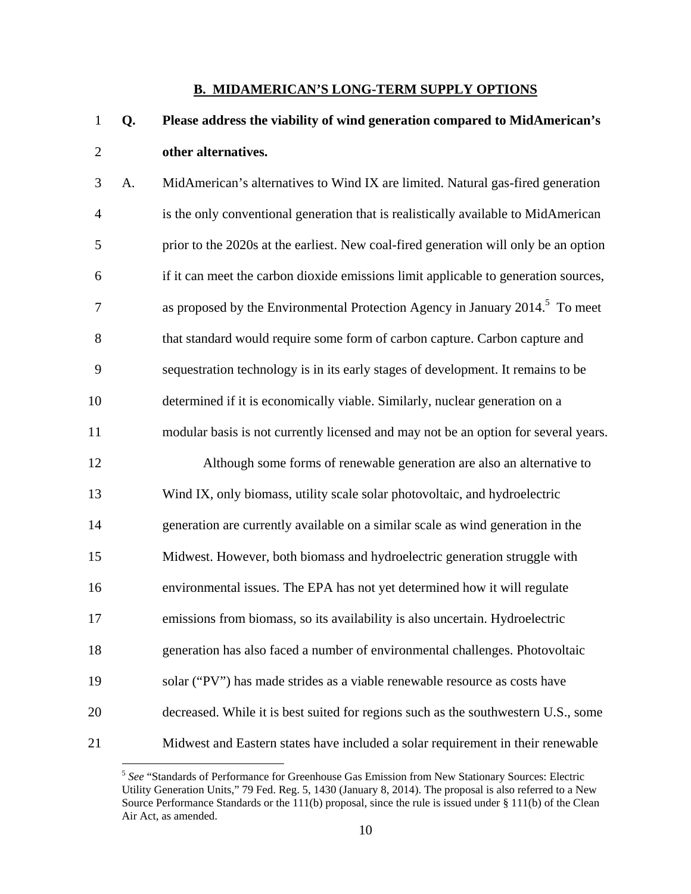## B. MIDAMERICAN'S LONG-TERM SUPPLY OPTIONS

**Q. Please address the viability of wind generation compared to MidAmerican's other alternatives.**

A. MidAmerican's alternatives to Wind IX are limited. Natural gas-fired generation is the only conventional generation that is realistically available to MidAmerican prior to the 2020s at the earliest. New coal-fired generation will only be an option if it can meet the carbon dioxide emissions limit applicable to generation sources, as proposed by the Environmental Protection Agency in January 2014.[5] To meet that standard would require some form of carbon capture. Carbon capture and sequestration technology is in its early stages of development. It remains to be determined if it is economically viable. Similarly, nuclear generation on a modular basis is not currently licensed and may not be an option for several years.

Although some forms of renewable generation are also an alternative to Wind IX, only biomass, utility scale solar photovoltaic, and hydroelectric generation are currently available on a similar scale as wind generation in the Midwest. However, both biomass and hydroelectric generation struggle with environmental issues. The EPA has not yet determined how it will regulate emissions from biomass, so its availability is also uncertain. Hydroelectric generation has also faced a number of environmental challenges. Photovoltaic solar ("PV") has made strides as a viable renewable resource as costs have decreased. While it is best suited for regions such as the southwestern U.S., some Midwest and Eastern states have included a solar requirement in their renewable

[5] *See* "Standards of Performance for Greenhouse Gas Emission from New Stationary Sources: Electric Utility Generation Units," 79 Fed. Reg. 5, 1430 (January 8, 2014). The proposal is also referred to a New Source Performance Standards or the 111(b) proposal, since the rule is issued under § 111(b) of the Clean Air Act, as amended.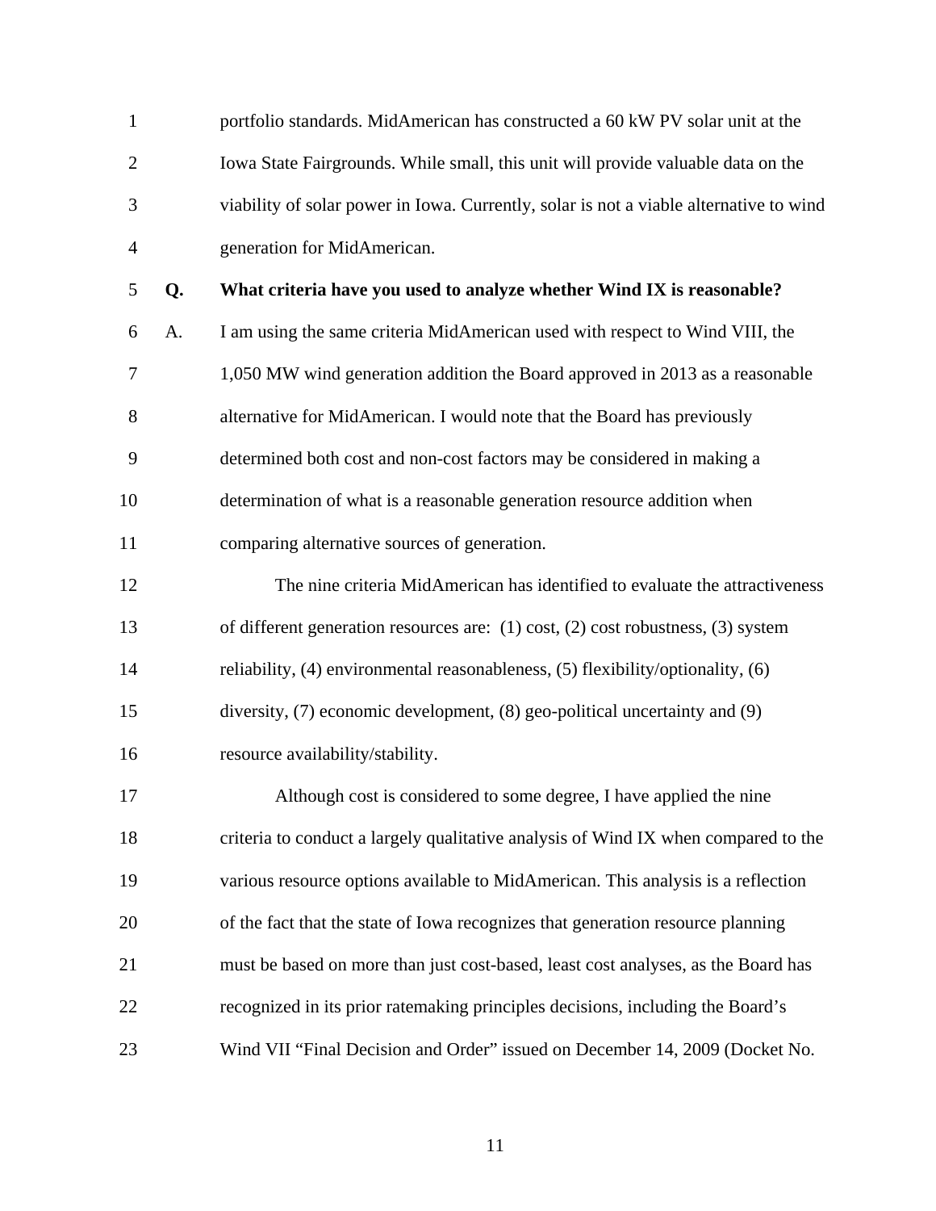portfolio standards. MidAmerican has constructed a 60 kW PV solar unit at the Iowa State Fairgrounds. While small, this unit will provide valuable data on the viability of solar power in Iowa. Currently, solar is not a viable alternative to wind generation for MidAmerican.

**Q. What criteria have you used to analyze whether Wind IX is reasonable?**

A. I am using the same criteria MidAmerican used with respect to Wind VIII, the 1,050 MW wind generation addition the Board approved in 2013 as a reasonable alternative for MidAmerican. I would note that the Board has previously determined both cost and non-cost factors may be considered in making a determination of what is a reasonable generation resource addition when comparing alternative sources of generation.

The nine criteria MidAmerican has identified to evaluate the attractiveness of different generation resources are: (1) cost, (2) cost robustness, (3) system reliability, (4) environmental reasonableness, (5) flexibility/optionality, (6) diversity, (7) economic development, (8) geo-political uncertainty and (9) resource availability/stability.

Although cost is considered to some degree, I have applied the nine criteria to conduct a largely qualitative analysis of Wind IX when compared to the various resource options available to MidAmerican. This analysis is a reflection of the fact that the state of Iowa recognizes that generation resource planning must be based on more than just cost-based, least cost analyses, as the Board has recognized in its prior ratemaking principles decisions, including the Board's Wind VII "Final Decision and Order" issued on December 14, 2009 (Docket No.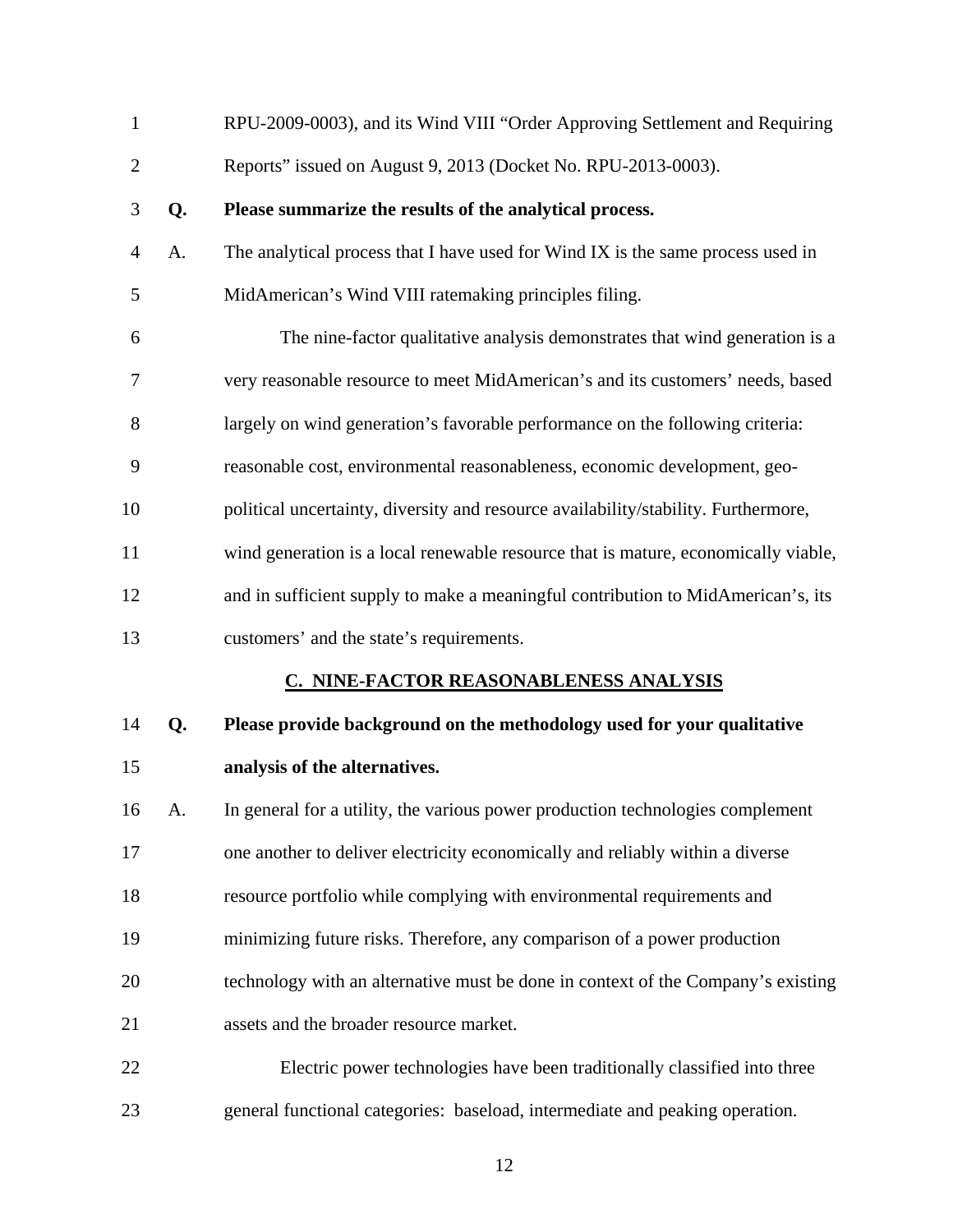RPU-2009-0003), and its Wind VIII "Order Approving Settlement and Requiring Reports" issued on August 9, 2013 (Docket No. RPU-2013-0003).

**Q. Please summarize the results of the analytical process.**

A. The analytical process that I have used for Wind IX is the same process used in MidAmerican's Wind VIII ratemaking principles filing.

The nine-factor qualitative analysis demonstrates that wind generation is a very reasonable resource to meet MidAmerican's and its customers' needs, based largely on wind generation's favorable performance on the following criteria: reasonable cost, environmental reasonableness, economic development, geo-political uncertainty, diversity and resource availability/stability. Furthermore, wind generation is a local renewable resource that is mature, economically viable, and in sufficient supply to make a meaningful contribution to MidAmerican's, its customers' and the state's requirements.

## C. NINE-FACTOR REASONABLENESS ANALYSIS

**Q. Please provide background on the methodology used for your qualitative analysis of the alternatives.**

A. In general for a utility, the various power production technologies complement one another to deliver electricity economically and reliably within a diverse resource portfolio while complying with environmental requirements and minimizing future risks. Therefore, any comparison of a power production technology with an alternative must be done in context of the Company's existing assets and the broader resource market.

Electric power technologies have been traditionally classified into three general functional categories: baseload, intermediate and peaking operation.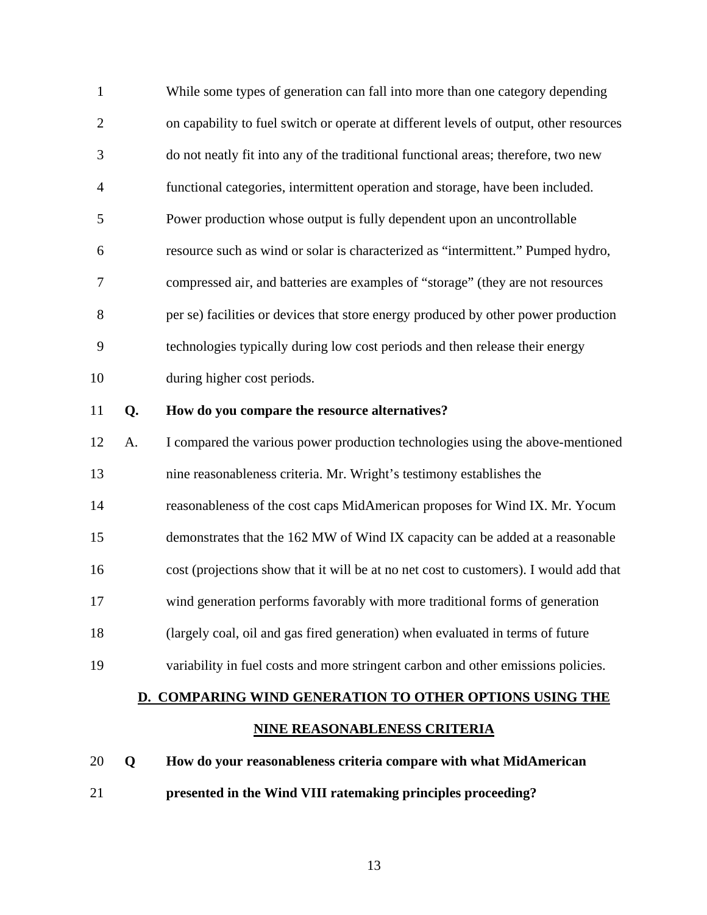While some types of generation can fall into more than one category depending on capability to fuel switch or operate at different levels of output, other resources do not neatly fit into any of the traditional functional areas; therefore, two new functional categories, intermittent operation and storage, have been included. Power production whose output is fully dependent upon an uncontrollable resource such as wind or solar is characterized as "intermittent." Pumped hydro, compressed air, and batteries are examples of "storage" (they are not resources per se) facilities or devices that store energy produced by other power production technologies typically during low cost periods and then release their energy during higher cost periods.

**Q. How do you compare the resource alternatives?**

A. I compared the various power production technologies using the above-mentioned nine reasonableness criteria. Mr. Wright's testimony establishes the reasonableness of the cost caps MidAmerican proposes for Wind IX. Mr. Yocum demonstrates that the 162 MW of Wind IX capacity can be added at a reasonable cost (projections show that it will be at no net cost to customers). I would add that wind generation performs favorably with more traditional forms of generation (largely coal, oil and gas fired generation) when evaluated in terms of future variability in fuel costs and more stringent carbon and other emissions policies.

## D. COMPARING WIND GENERATION TO OTHER OPTIONS USING THE NINE REASONABLENESS CRITERIA

**Q How do your reasonableness criteria compare with what MidAmerican presented in the Wind VIII ratemaking principles proceeding?**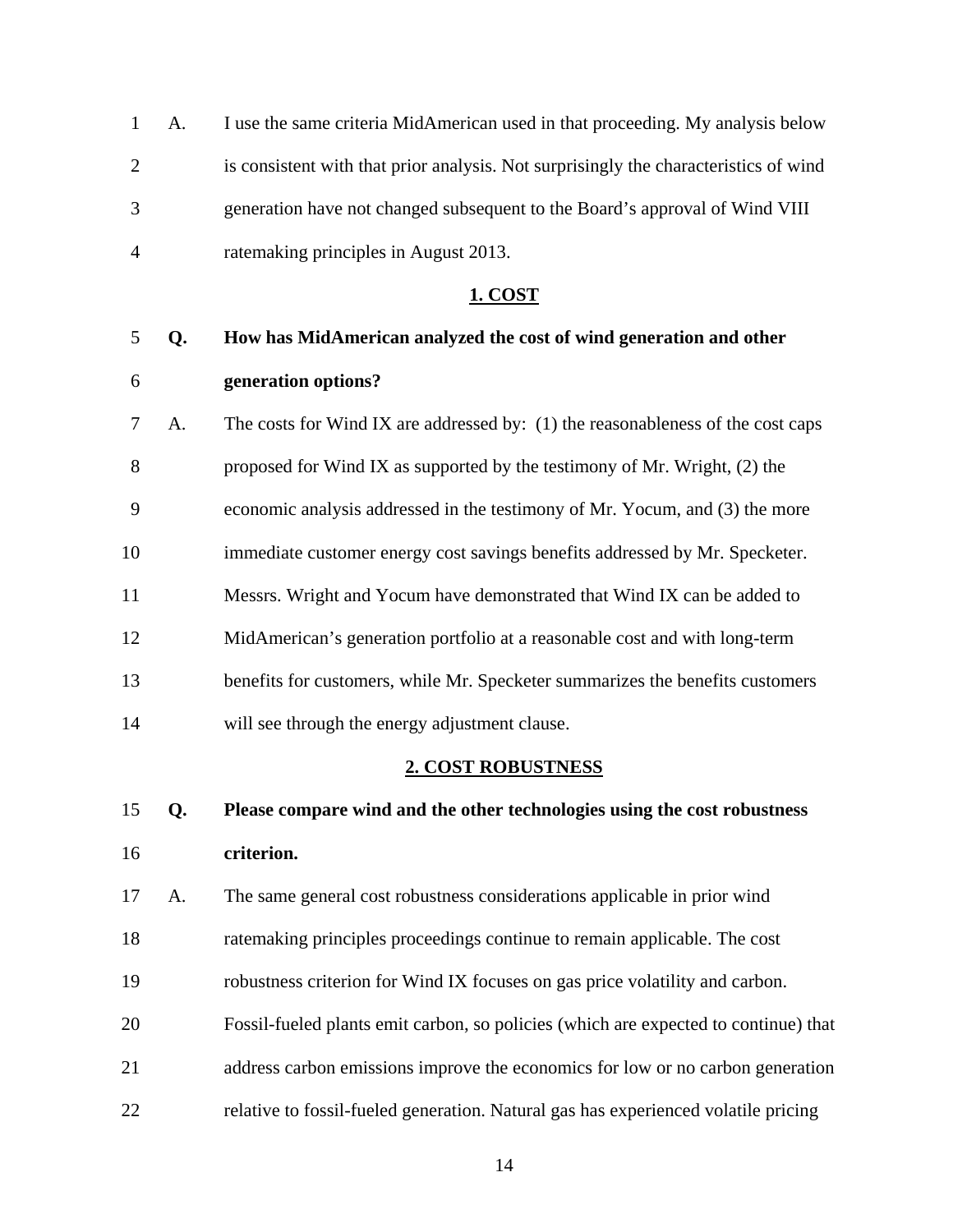A. I use the same criteria MidAmerican used in that proceeding. My analysis below is consistent with that prior analysis. Not surprisingly the characteristics of wind generation have not changed subsequent to the Board's approval of Wind VIII ratemaking principles in August 2013.

## 1. COST

**Q. How has MidAmerican analyzed the cost of wind generation and other generation options?**

A. The costs for Wind IX are addressed by: (1) the reasonableness of the cost caps proposed for Wind IX as supported by the testimony of Mr. Wright, (2) the economic analysis addressed in the testimony of Mr. Yocum, and (3) the more immediate customer energy cost savings benefits addressed by Mr. Specketer. Messrs. Wright and Yocum have demonstrated that Wind IX can be added to MidAmerican's generation portfolio at a reasonable cost and with long-term benefits for customers, while Mr. Specketer summarizes the benefits customers will see through the energy adjustment clause.

## 2. COST ROBUSTNESS

**Q. Please compare wind and the other technologies using the cost robustness criterion.**

A. The same general cost robustness considerations applicable in prior wind ratemaking principles proceedings continue to remain applicable. The cost robustness criterion for Wind IX focuses on gas price volatility and carbon. Fossil-fueled plants emit carbon, so policies (which are expected to continue) that address carbon emissions improve the economics for low or no carbon generation relative to fossil-fueled generation. Natural gas has experienced volatile pricing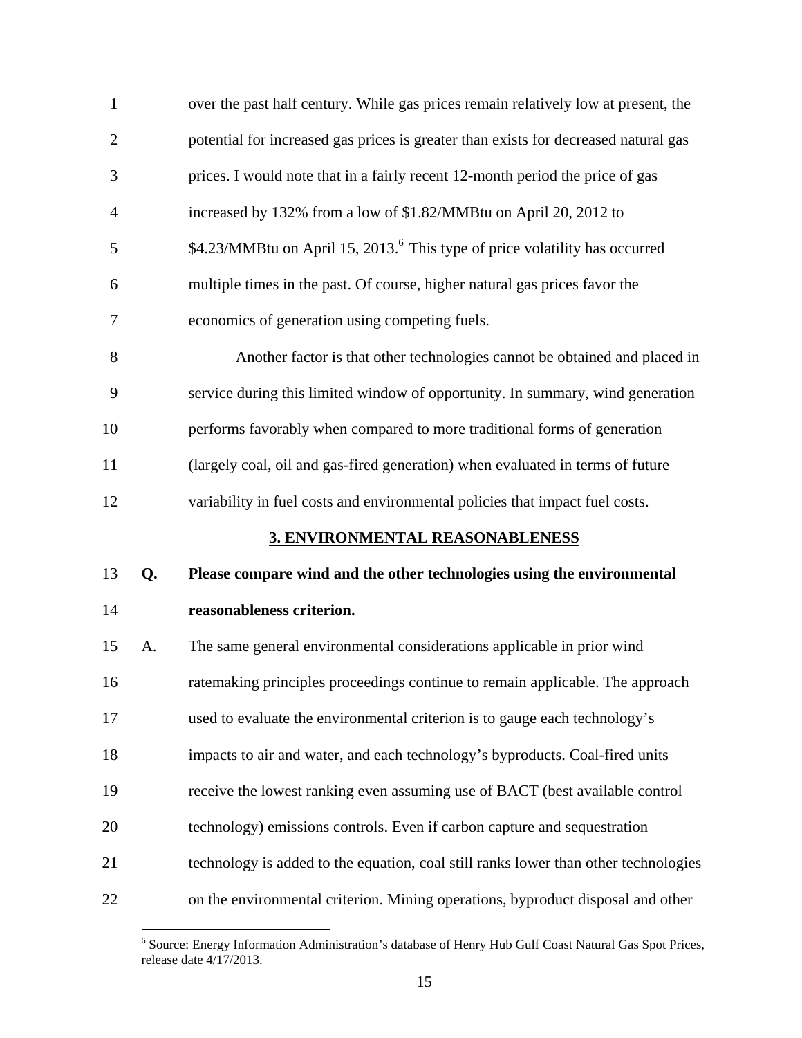over the past half century. While gas prices remain relatively low at present, the potential for increased gas prices is greater than exists for decreased natural gas prices. I would note that in a fairly recent 12-month period the price of gas increased by 132% from a low of $1.82/MMBtu on April 20, 2012 to $4.23/MMBtu on April 15, 2013.[6] This type of price volatility has occurred multiple times in the past. Of course, higher natural gas prices favor the economics of generation using competing fuels.

Another factor is that other technologies cannot be obtained and placed in service during this limited window of opportunity. In summary, wind generation performs favorably when compared to more traditional forms of generation (largely coal, oil and gas-fired generation) when evaluated in terms of future variability in fuel costs and environmental policies that impact fuel costs.

## 3. ENVIRONMENTAL REASONABLENESS

**Q. Please compare wind and the other technologies using the environmental reasonableness criterion.**

A. The same general environmental considerations applicable in prior wind ratemaking principles proceedings continue to remain applicable. The approach used to evaluate the environmental criterion is to gauge each technology's impacts to air and water, and each technology's byproducts. Coal-fired units receive the lowest ranking even assuming use of BACT (best available control technology) emissions controls. Even if carbon capture and sequestration technology is added to the equation, coal still ranks lower than other technologies on the environmental criterion. Mining operations, byproduct disposal and other

[6] Source: Energy Information Administration's database of Henry Hub Gulf Coast Natural Gas Spot Prices, release date 4/17/2013.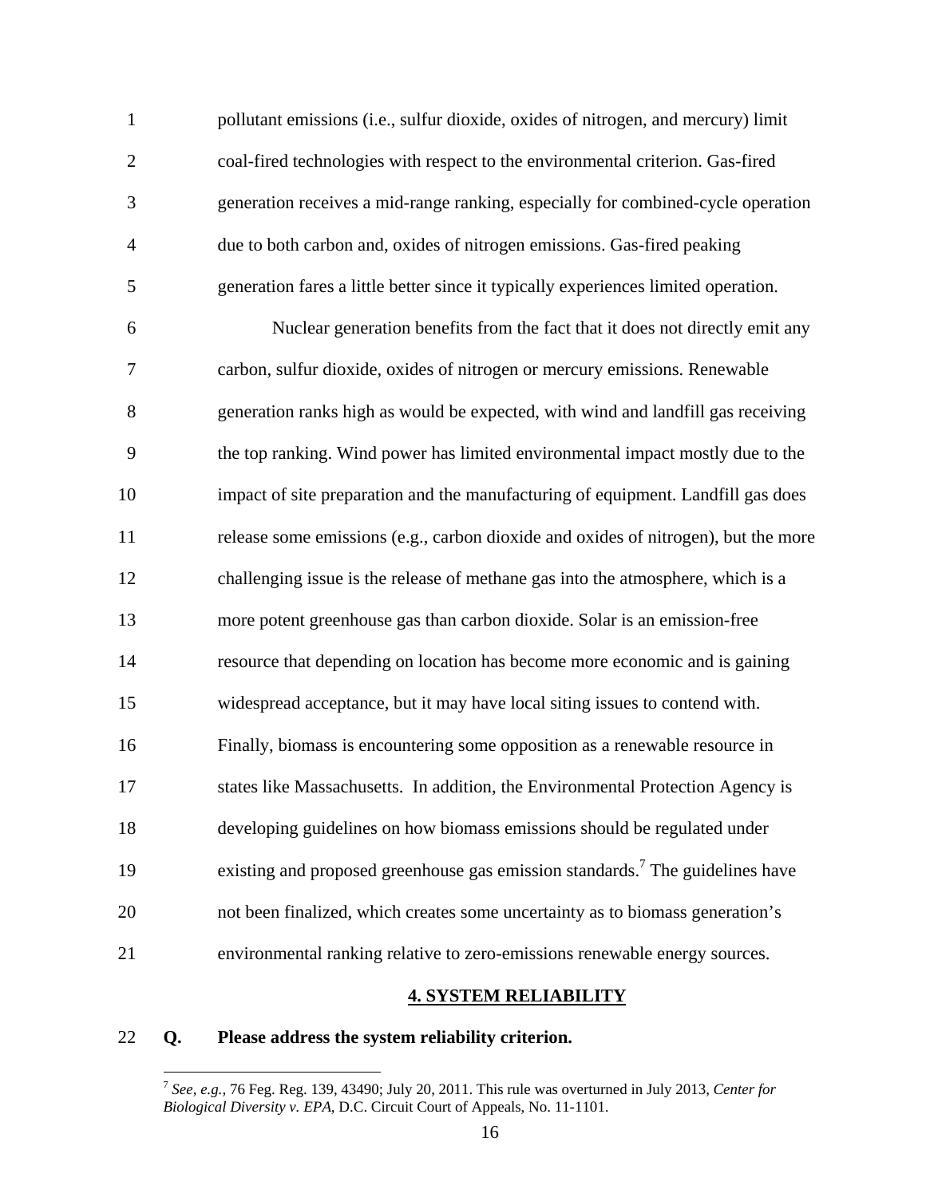pollutant emissions (i.e., sulfur dioxide, oxides of nitrogen, and mercury) limit coal-fired technologies with respect to the environmental criterion. Gas-fired generation receives a mid-range ranking, especially for combined-cycle operation due to both carbon and, oxides of nitrogen emissions. Gas-fired peaking generation fares a little better since it typically experiences limited operation.

Nuclear generation benefits from the fact that it does not directly emit any carbon, sulfur dioxide, oxides of nitrogen or mercury emissions. Renewable generation ranks high as would be expected, with wind and landfill gas receiving the top ranking. Wind power has limited environmental impact mostly due to the impact of site preparation and the manufacturing of equipment. Landfill gas does release some emissions (e.g., carbon dioxide and oxides of nitrogen), but the more challenging issue is the release of methane gas into the atmosphere, which is a more potent greenhouse gas than carbon dioxide. Solar is an emission-free resource that depending on location has become more economic and is gaining widespread acceptance, but it may have local siting issues to contend with. Finally, biomass is encountering some opposition as a renewable resource in states like Massachusetts. In addition, the Environmental Protection Agency is developing guidelines on how biomass emissions should be regulated under existing and proposed greenhouse gas emission standards.[7] The guidelines have not been finalized, which creates some uncertainty as to biomass generation's environmental ranking relative to zero-emissions renewable energy sources.

## 4. SYSTEM RELIABILITY

**Q. Please address the system reliability criterion.**

---

[7] *See, e.g.,* 76 Feg. Reg. 139, 43490; July 20, 2011. This rule was overturned in July 2013, *Center for Biological Diversity v. EPA*, D.C. Circuit Court of Appeals, No. 11-1101.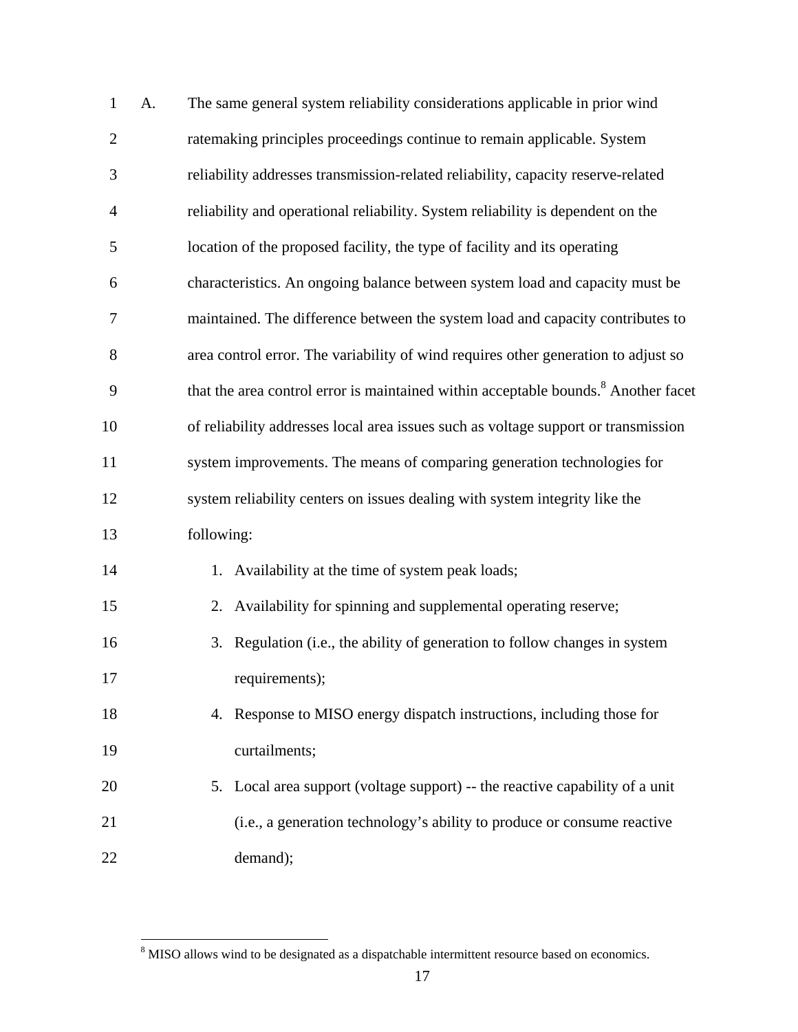A. The same general system reliability considerations applicable in prior wind ratemaking principles proceedings continue to remain applicable. System reliability addresses transmission-related reliability, capacity reserve-related reliability and operational reliability. System reliability is dependent on the location of the proposed facility, the type of facility and its operating characteristics. An ongoing balance between system load and capacity must be maintained. The difference between the system load and capacity contributes to area control error. The variability of wind requires other generation to adjust so that the area control error is maintained within acceptable bounds.[8] Another facet of reliability addresses local area issues such as voltage support or transmission system improvements. The means of comparing generation technologies for system reliability centers on issues dealing with system integrity like the following:

1. Availability at the time of system peak loads;
2. Availability for spinning and supplemental operating reserve;
3. Regulation (i.e., the ability of generation to follow changes in system requirements);
4. Response to MISO energy dispatch instructions, including those for curtailments;
5. Local area support (voltage support) -- the reactive capability of a unit (i.e., a generation technology's ability to produce or consume reactive demand);

---

[8] MISO allows wind to be designated as a dispatchable intermittent resource based on economics.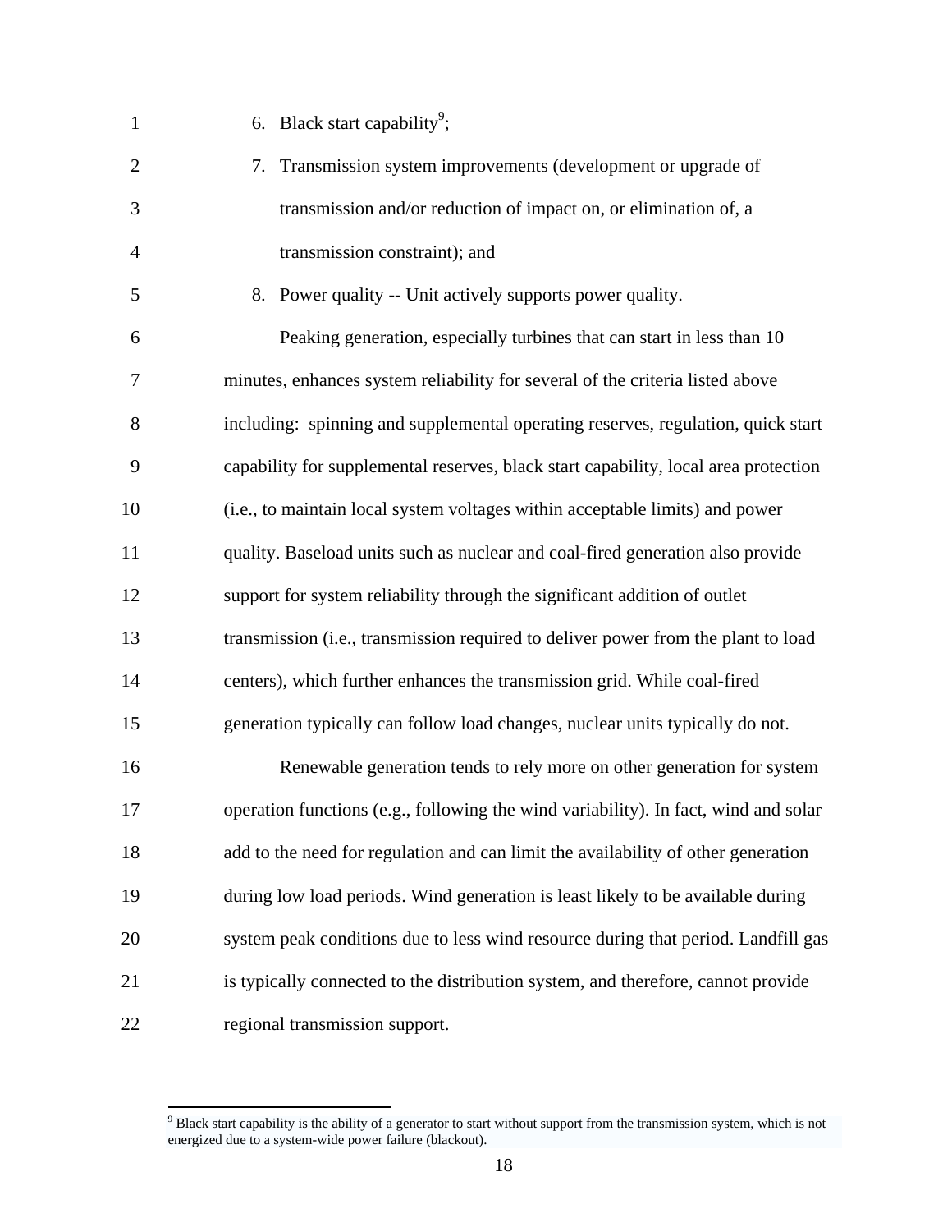6. Black start capability[9];
7. Transmission system improvements (development or upgrade of transmission and/or reduction of impact on, or elimination of, a transmission constraint); and
8. Power quality -- Unit actively supports power quality.

Peaking generation, especially turbines that can start in less than 10 minutes, enhances system reliability for several of the criteria listed above including: spinning and supplemental operating reserves, regulation, quick start capability for supplemental reserves, black start capability, local area protection (i.e., to maintain local system voltages within acceptable limits) and power quality. Baseload units such as nuclear and coal-fired generation also provide support for system reliability through the significant addition of outlet transmission (i.e., transmission required to deliver power from the plant to load centers), which further enhances the transmission grid. While coal-fired generation typically can follow load changes, nuclear units typically do not.

Renewable generation tends to rely more on other generation for system operation functions (e.g., following the wind variability). In fact, wind and solar add to the need for regulation and can limit the availability of other generation during low load periods. Wind generation is least likely to be available during system peak conditions due to less wind resource during that period. Landfill gas is typically connected to the distribution system, and therefore, cannot provide regional transmission support.

[9] Black start capability is the ability of a generator to start without support from the transmission system, which is not energized due to a system-wide power failure (blackout).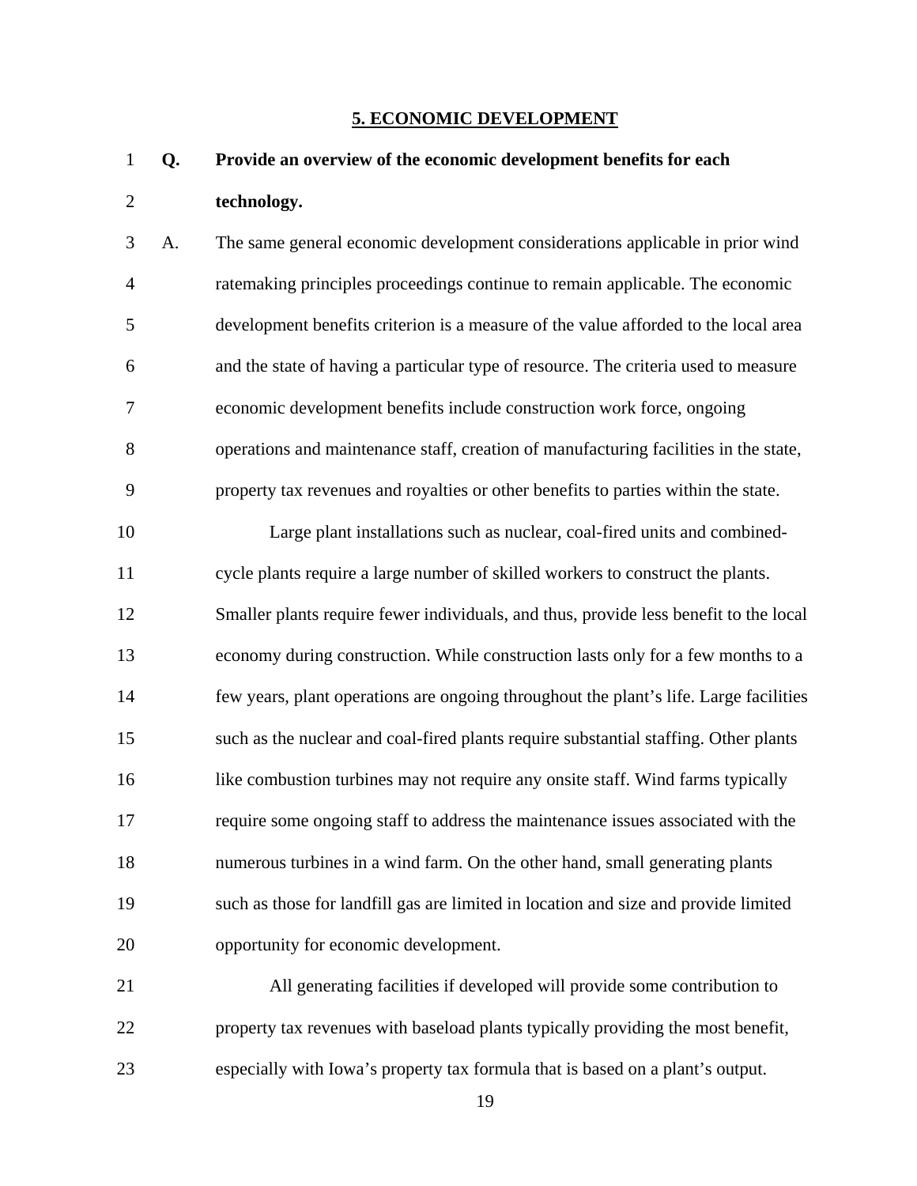## 5. ECONOMIC DEVELOPMENT

**Q. Provide an overview of the economic development benefits for each technology.**

A. The same general economic development considerations applicable in prior wind ratemaking principles proceedings continue to remain applicable. The economic development benefits criterion is a measure of the value afforded to the local area and the state of having a particular type of resource. The criteria used to measure economic development benefits include construction work force, ongoing operations and maintenance staff, creation of manufacturing facilities in the state, property tax revenues and royalties or other benefits to parties within the state.

Large plant installations such as nuclear, coal-fired units and combined-cycle plants require a large number of skilled workers to construct the plants. Smaller plants require fewer individuals, and thus, provide less benefit to the local economy during construction. While construction lasts only for a few months to a few years, plant operations are ongoing throughout the plant's life. Large facilities such as the nuclear and coal-fired plants require substantial staffing. Other plants like combustion turbines may not require any onsite staff. Wind farms typically require some ongoing staff to address the maintenance issues associated with the numerous turbines in a wind farm. On the other hand, small generating plants such as those for landfill gas are limited in location and size and provide limited opportunity for economic development.

All generating facilities if developed will provide some contribution to property tax revenues with baseload plants typically providing the most benefit, especially with Iowa's property tax formula that is based on a plant's output.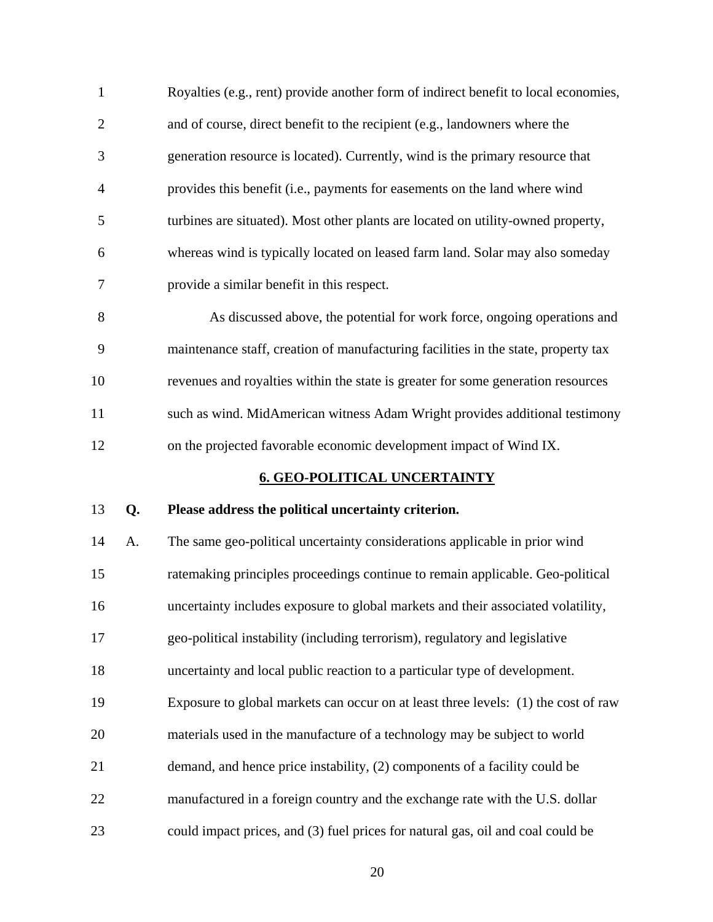Royalties (e.g., rent) provide another form of indirect benefit to local economies, and of course, direct benefit to the recipient (e.g., landowners where the generation resource is located). Currently, wind is the primary resource that provides this benefit (i.e., payments for easements on the land where wind turbines are situated). Most other plants are located on utility-owned property, whereas wind is typically located on leased farm land. Solar may also someday provide a similar benefit in this respect.

As discussed above, the potential for work force, ongoing operations and maintenance staff, creation of manufacturing facilities in the state, property tax revenues and royalties within the state is greater for some generation resources such as wind. MidAmerican witness Adam Wright provides additional testimony on the projected favorable economic development impact of Wind IX.

## 6. GEO-POLITICAL UNCERTAINTY

**Q. Please address the political uncertainty criterion.**

A. The same geo-political uncertainty considerations applicable in prior wind ratemaking principles proceedings continue to remain applicable. Geo-political uncertainty includes exposure to global markets and their associated volatility, geo-political instability (including terrorism), regulatory and legislative uncertainty and local public reaction to a particular type of development. Exposure to global markets can occur on at least three levels: (1) the cost of raw materials used in the manufacture of a technology may be subject to world demand, and hence price instability, (2) components of a facility could be manufactured in a foreign country and the exchange rate with the U.S. dollar could impact prices, and (3) fuel prices for natural gas, oil and coal could be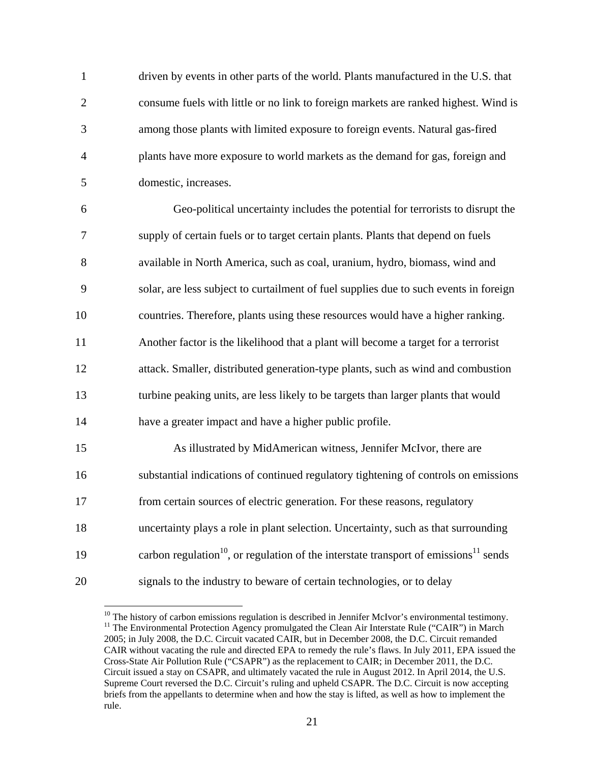driven by events in other parts of the world. Plants manufactured in the U.S. that consume fuels with little or no link to foreign markets are ranked highest. Wind is among those plants with limited exposure to foreign events. Natural gas-fired plants have more exposure to world markets as the demand for gas, foreign and domestic, increases.

Geo-political uncertainty includes the potential for terrorists to disrupt the supply of certain fuels or to target certain plants. Plants that depend on fuels available in North America, such as coal, uranium, hydro, biomass, wind and solar, are less subject to curtailment of fuel supplies due to such events in foreign countries. Therefore, plants using these resources would have a higher ranking. Another factor is the likelihood that a plant will become a target for a terrorist attack. Smaller, distributed generation-type plants, such as wind and combustion turbine peaking units, are less likely to be targets than larger plants that would have a greater impact and have a higher public profile.

As illustrated by MidAmerican witness, Jennifer McIvor, there are substantial indications of continued regulatory tightening of controls on emissions from certain sources of electric generation. For these reasons, regulatory uncertainty plays a role in plant selection. Uncertainty, such as that surrounding carbon regulation[10], or regulation of the interstate transport of emissions[11] sends signals to the industry to beware of certain technologies, or to delay

---

[10] The history of carbon emissions regulation is described in Jennifer McIvor's environmental testimony.

[11] The Environmental Protection Agency promulgated the Clean Air Interstate Rule ("CAIR") in March 2005; in July 2008, the D.C. Circuit vacated CAIR, but in December 2008, the D.C. Circuit remanded CAIR without vacating the rule and directed EPA to remedy the rule's flaws. In July 2011, EPA issued the Cross-State Air Pollution Rule ("CSAPR") as the replacement to CAIR; in December 2011, the D.C. Circuit issued a stay on CSAPR, and ultimately vacated the rule in August 2012. In April 2014, the U.S. Supreme Court reversed the D.C. Circuit's ruling and upheld CSAPR. The D.C. Circuit is now accepting briefs from the appellants to determine when and how the stay is lifted, as well as how to implement the rule.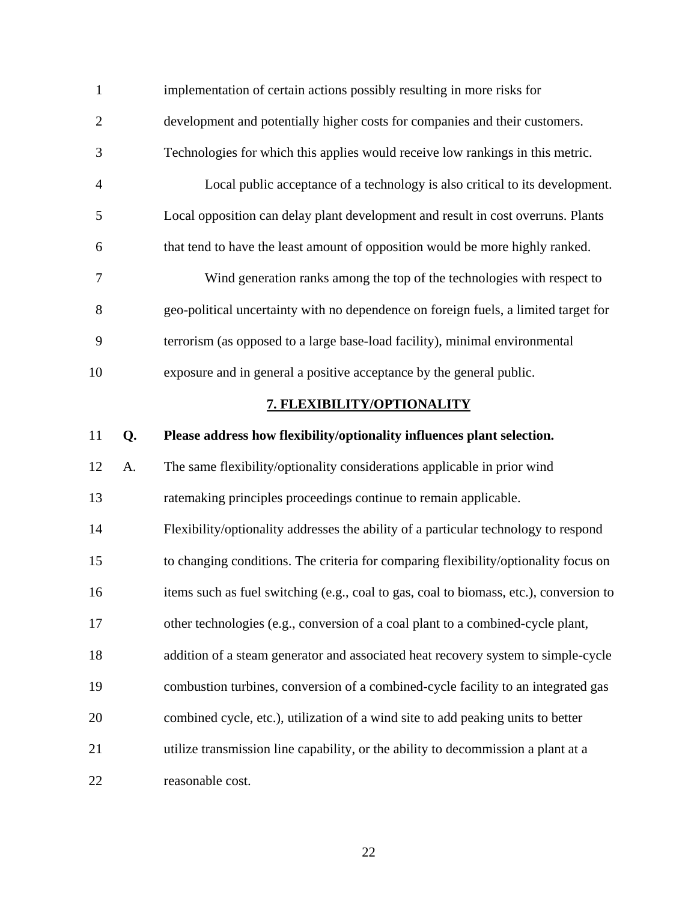implementation of certain actions possibly resulting in more risks for development and potentially higher costs for companies and their customers. Technologies for which this applies would receive low rankings in this metric.

Local public acceptance of a technology is also critical to its development. Local opposition can delay plant development and result in cost overruns. Plants that tend to have the least amount of opposition would be more highly ranked.

Wind generation ranks among the top of the technologies with respect to geo-political uncertainty with no dependence on foreign fuels, a limited target for terrorism (as opposed to a large base-load facility), minimal environmental exposure and in general a positive acceptance by the general public.

## 7. FLEXIBILITY/OPTIONALITY

**Q. Please address how flexibility/optionality influences plant selection.**

A. The same flexibility/optionality considerations applicable in prior wind ratemaking principles proceedings continue to remain applicable. Flexibility/optionality addresses the ability of a particular technology to respond to changing conditions. The criteria for comparing flexibility/optionality focus on items such as fuel switching (e.g., coal to gas, coal to biomass, etc.), conversion to other technologies (e.g., conversion of a coal plant to a combined-cycle plant, addition of a steam generator and associated heat recovery system to simple-cycle combustion turbines, conversion of a combined-cycle facility to an integrated gas combined cycle, etc.), utilization of a wind site to add peaking units to better utilize transmission line capability, or the ability to decommission a plant at a reasonable cost.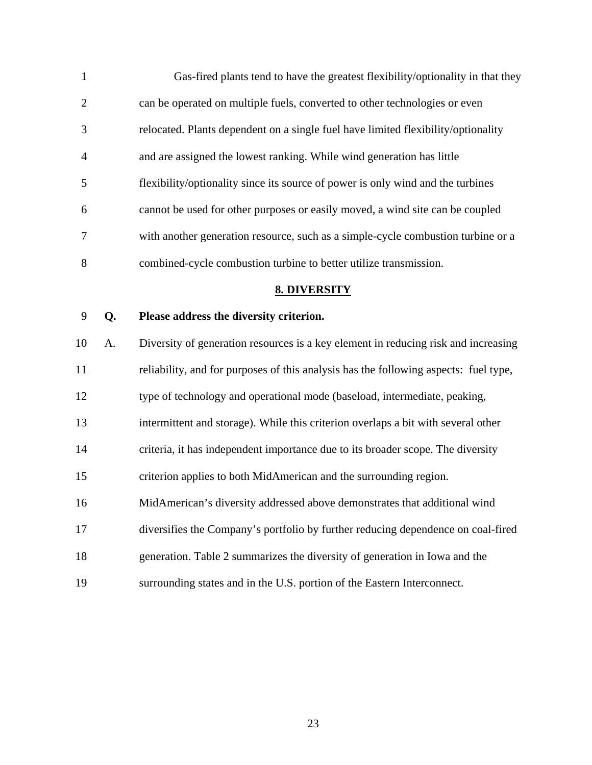Gas-fired plants tend to have the greatest flexibility/optionality in that they can be operated on multiple fuels, converted to other technologies or even relocated. Plants dependent on a single fuel have limited flexibility/optionality and are assigned the lowest ranking. While wind generation has little flexibility/optionality since its source of power is only wind and the turbines cannot be used for other purposes or easily moved, a wind site can be coupled with another generation resource, such as a simple-cycle combustion turbine or a combined-cycle combustion turbine to better utilize transmission.

## 8. DIVERSITY

**Q. Please address the diversity criterion.**

A. Diversity of generation resources is a key element in reducing risk and increasing reliability, and for purposes of this analysis has the following aspects: fuel type, type of technology and operational mode (baseload, intermediate, peaking, intermittent and storage). While this criterion overlaps a bit with several other criteria, it has independent importance due to its broader scope. The diversity criterion applies to both MidAmerican and the surrounding region. MidAmerican's diversity addressed above demonstrates that additional wind diversifies the Company's portfolio by further reducing dependence on coal-fired generation. Table 2 summarizes the diversity of generation in Iowa and the surrounding states and in the U.S. portion of the Eastern Interconnect.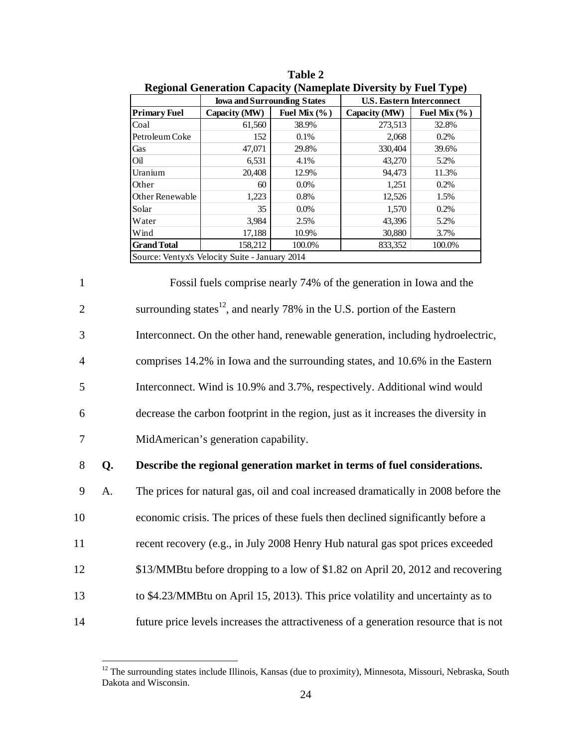**Table 2**
**Regional Generation Capacity (Nameplate Diversity by Fuel Type)**

| | Iowa and Surrounding States | | U.S. Eastern Interconnect | |
|---|---|---|---|---|
| **Primary Fuel** | **Capacity (MW)** | **Fuel Mix (%)** | **Capacity (MW)** | **Fuel Mix (%)** |
| Coal | 61,560 | 38.9% | 273,513 | 32.8% |
| Petroleum Coke | 152 | 0.1% | 2,068 | 0.2% |
| Gas | 47,071 | 29.8% | 330,404 | 39.6% |
| Oil | 6,531 | 4.1% | 43,270 | 5.2% |
| Uranium | 20,408 | 12.9% | 94,473 | 11.3% |
| Other | 60 | 0.0% | 1,251 | 0.2% |
| Other Renewable | 1,223 | 0.8% | 12,526 | 1.5% |
| Solar | 35 | 0.0% | 1,570 | 0.2% |
| Water | 3,984 | 2.5% | 43,396 | 5.2% |
| Wind | 17,188 | 10.9% | 30,880 | 3.7% |
| **Grand Total** | 158,212 | 100.0% | 833,352 | 100.0% |

Source: Ventyx's Velocity Suite - January 2014

Fossil fuels comprise nearly 74% of the generation in Iowa and the surrounding states[12], and nearly 78% in the U.S. portion of the Eastern Interconnect. On the other hand, renewable generation, including hydroelectric, comprises 14.2% in Iowa and the surrounding states, and 10.6% in the Eastern Interconnect. Wind is 10.9% and 3.7%, respectively. Additional wind would decrease the carbon footprint in the region, just as it increases the diversity in MidAmerican's generation capability.

**Q. Describe the regional generation market in terms of fuel considerations.**

A. The prices for natural gas, oil and coal increased dramatically in 2008 before the economic crisis. The prices of these fuels then declined significantly before a recent recovery (e.g., in July 2008 Henry Hub natural gas spot prices exceeded \$13/MMBtu before dropping to a low of \$1.82 on April 20, 2012 and recovering to \$4.23/MMBtu on April 15, 2013). This price volatility and uncertainty as to future price levels increases the attractiveness of a generation resource that is not

[12] The surrounding states include Illinois, Kansas (due to proximity), Minnesota, Missouri, Nebraska, South Dakota and Wisconsin.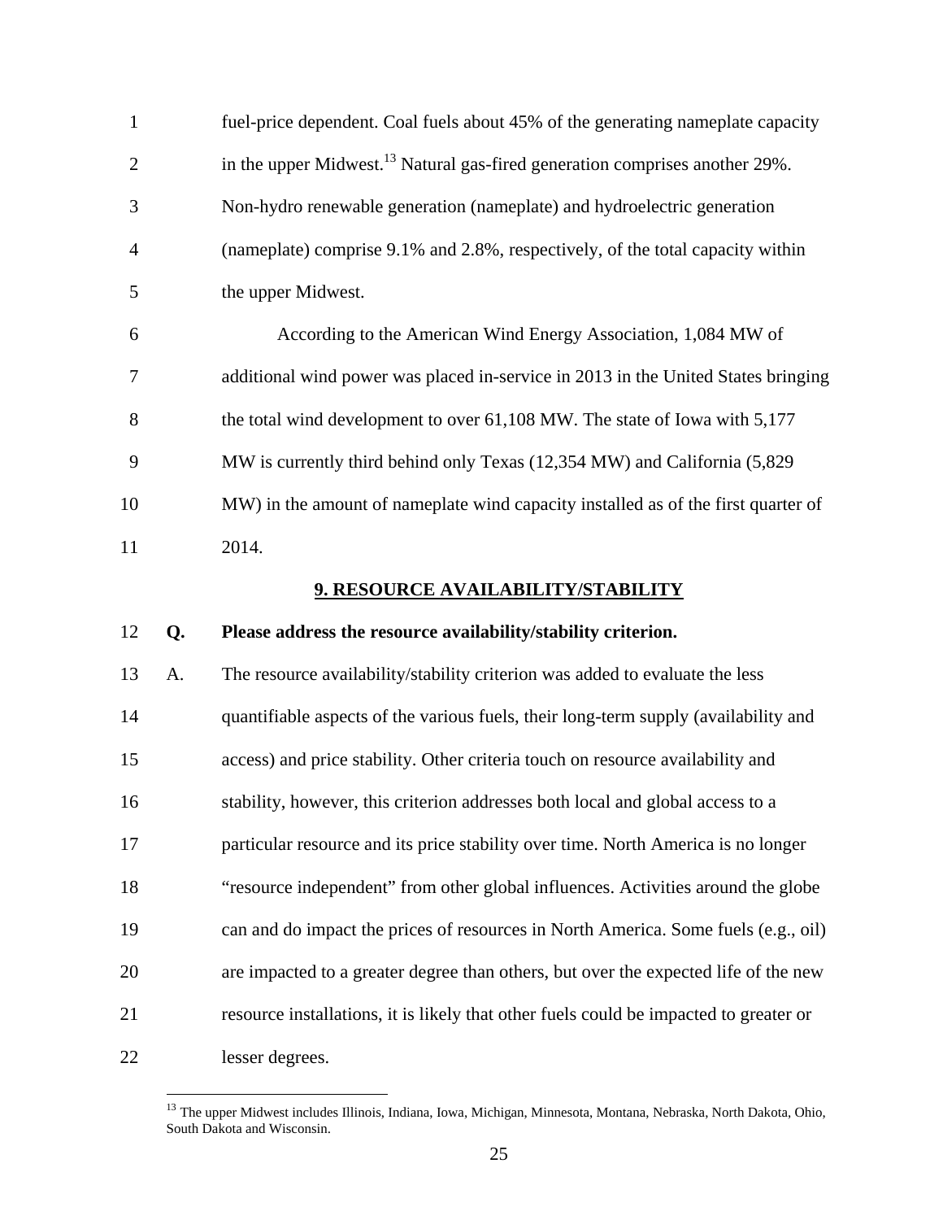fuel-price dependent. Coal fuels about 45% of the generating nameplate capacity in the upper Midwest.[13] Natural gas-fired generation comprises another 29%. Non-hydro renewable generation (nameplate) and hydroelectric generation (nameplate) comprise 9.1% and 2.8%, respectively, of the total capacity within the upper Midwest.

According to the American Wind Energy Association, 1,084 MW of additional wind power was placed in-service in 2013 in the United States bringing the total wind development to over 61,108 MW. The state of Iowa with 5,177 MW is currently third behind only Texas (12,354 MW) and California (5,829 MW) in the amount of nameplate wind capacity installed as of the first quarter of 2014.

## 9. RESOURCE AVAILABILITY/STABILITY

**Q. Please address the resource availability/stability criterion.**

A. The resource availability/stability criterion was added to evaluate the less quantifiable aspects of the various fuels, their long-term supply (availability and access) and price stability. Other criteria touch on resource availability and stability, however, this criterion addresses both local and global access to a particular resource and its price stability over time. North America is no longer "resource independent" from other global influences. Activities around the globe can and do impact the prices of resources in North America. Some fuels (e.g., oil) are impacted to a greater degree than others, but over the expected life of the new resource installations, it is likely that other fuels could be impacted to greater or lesser degrees.

---

[13] The upper Midwest includes Illinois, Indiana, Iowa, Michigan, Minnesota, Montana, Nebraska, North Dakota, Ohio, South Dakota and Wisconsin.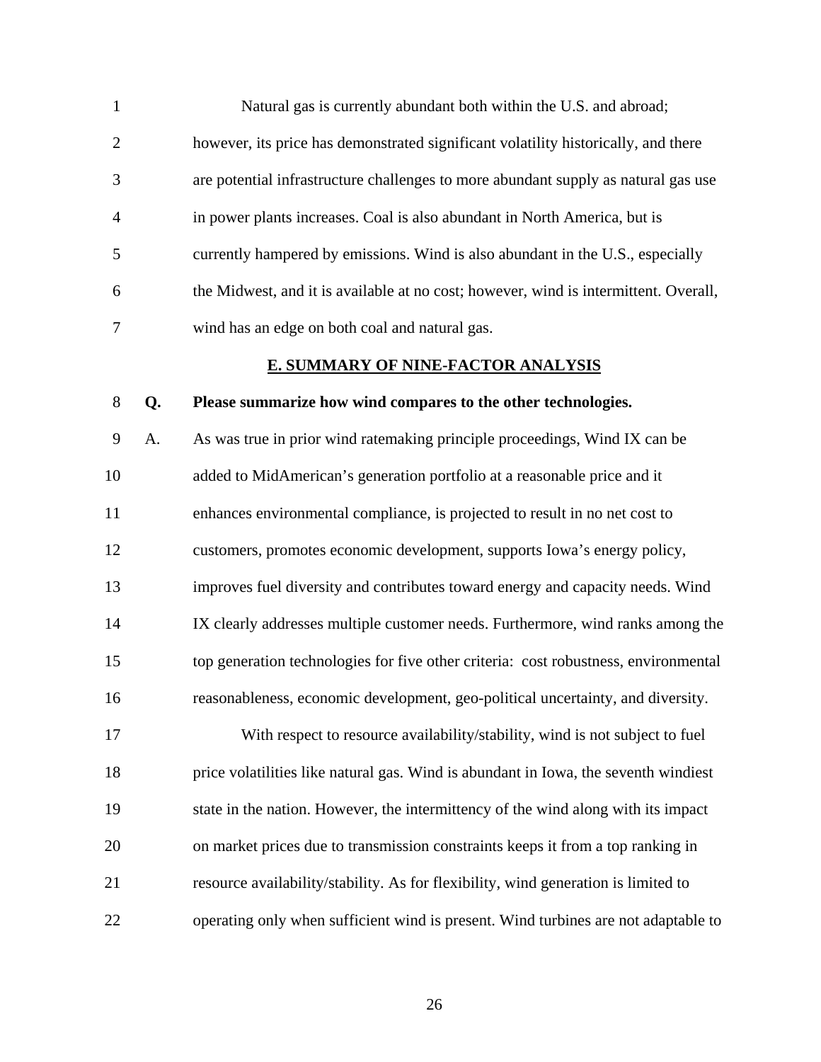Natural gas is currently abundant both within the U.S. and abroad; however, its price has demonstrated significant volatility historically, and there are potential infrastructure challenges to more abundant supply as natural gas use in power plants increases. Coal is also abundant in North America, but is currently hampered by emissions. Wind is also abundant in the U.S., especially the Midwest, and it is available at no cost; however, wind is intermittent. Overall, wind has an edge on both coal and natural gas.

## E. SUMMARY OF NINE-FACTOR ANALYSIS

**Q. Please summarize how wind compares to the other technologies.**

A. As was true in prior wind ratemaking principle proceedings, Wind IX can be added to MidAmerican's generation portfolio at a reasonable price and it enhances environmental compliance, is projected to result in no net cost to customers, promotes economic development, supports Iowa's energy policy, improves fuel diversity and contributes toward energy and capacity needs. Wind IX clearly addresses multiple customer needs. Furthermore, wind ranks among the top generation technologies for five other criteria: cost robustness, environmental reasonableness, economic development, geo-political uncertainty, and diversity.

With respect to resource availability/stability, wind is not subject to fuel price volatilities like natural gas. Wind is abundant in Iowa, the seventh windiest state in the nation. However, the intermittency of the wind along with its impact on market prices due to transmission constraints keeps it from a top ranking in resource availability/stability. As for flexibility, wind generation is limited to operating only when sufficient wind is present. Wind turbines are not adaptable to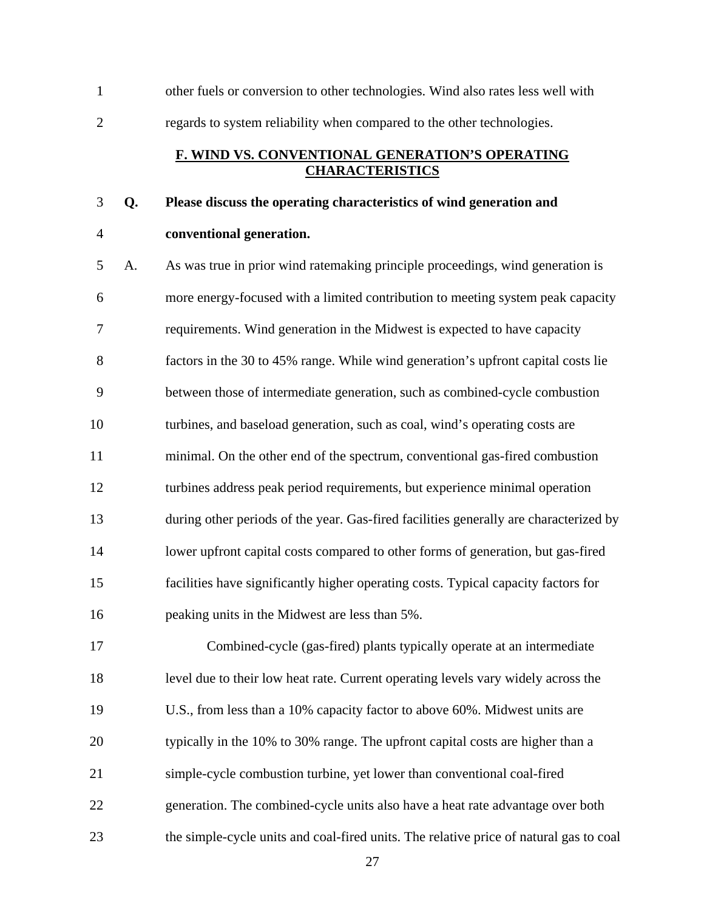other fuels or conversion to other technologies. Wind also rates less well with regards to system reliability when compared to the other technologies.

## F. WIND VS. CONVENTIONAL GENERATION'S OPERATING CHARACTERISTICS

**Q. Please discuss the operating characteristics of wind generation and conventional generation.**

A. As was true in prior wind ratemaking principle proceedings, wind generation is more energy-focused with a limited contribution to meeting system peak capacity requirements. Wind generation in the Midwest is expected to have capacity factors in the 30 to 45% range. While wind generation's upfront capital costs lie between those of intermediate generation, such as combined-cycle combustion turbines, and baseload generation, such as coal, wind's operating costs are minimal. On the other end of the spectrum, conventional gas-fired combustion turbines address peak period requirements, but experience minimal operation during other periods of the year. Gas-fired facilities generally are characterized by lower upfront capital costs compared to other forms of generation, but gas-fired facilities have significantly higher operating costs. Typical capacity factors for peaking units in the Midwest are less than 5%.

Combined-cycle (gas-fired) plants typically operate at an intermediate level due to their low heat rate. Current operating levels vary widely across the U.S., from less than a 10% capacity factor to above 60%. Midwest units are typically in the 10% to 30% range. The upfront capital costs are higher than a simple-cycle combustion turbine, yet lower than conventional coal-fired generation. The combined-cycle units also have a heat rate advantage over both the simple-cycle units and coal-fired units. The relative price of natural gas to coal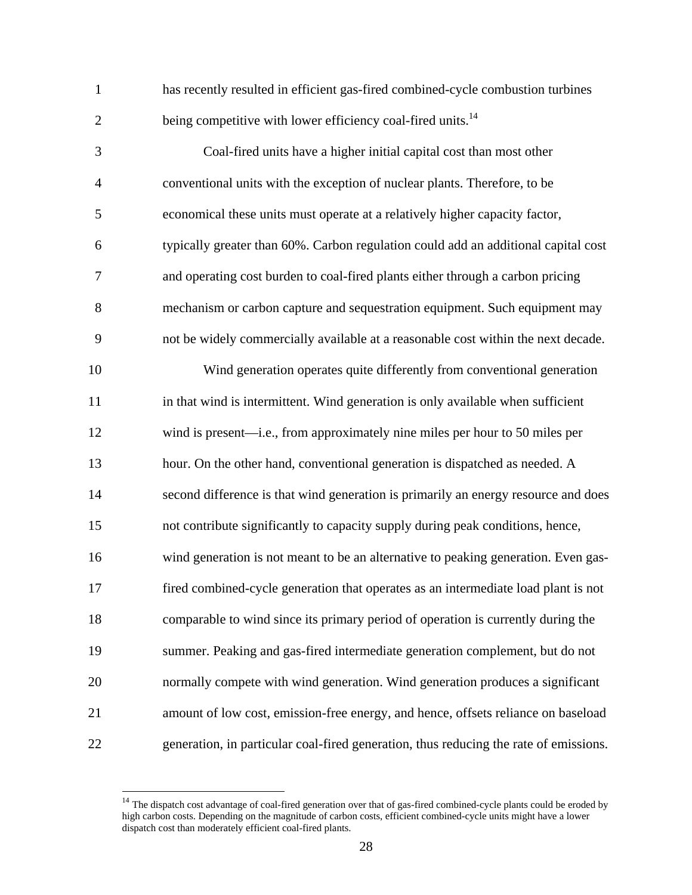has recently resulted in efficient gas-fired combined-cycle combustion turbines being competitive with lower efficiency coal-fired units.[14]

Coal-fired units have a higher initial capital cost than most other conventional units with the exception of nuclear plants. Therefore, to be economical these units must operate at a relatively higher capacity factor, typically greater than 60%. Carbon regulation could add an additional capital cost and operating cost burden to coal-fired plants either through a carbon pricing mechanism or carbon capture and sequestration equipment. Such equipment may not be widely commercially available at a reasonable cost within the next decade.

Wind generation operates quite differently from conventional generation in that wind is intermittent. Wind generation is only available when sufficient wind is present—i.e., from approximately nine miles per hour to 50 miles per hour. On the other hand, conventional generation is dispatched as needed. A second difference is that wind generation is primarily an energy resource and does not contribute significantly to capacity supply during peak conditions, hence, wind generation is not meant to be an alternative to peaking generation. Even gas-fired combined-cycle generation that operates as an intermediate load plant is not comparable to wind since its primary period of operation is currently during the summer. Peaking and gas-fired intermediate generation complement, but do not normally compete with wind generation. Wind generation produces a significant amount of low cost, emission-free energy, and hence, offsets reliance on baseload generation, in particular coal-fired generation, thus reducing the rate of emissions.

---

[14] The dispatch cost advantage of coal-fired generation over that of gas-fired combined-cycle plants could be eroded by high carbon costs. Depending on the magnitude of carbon costs, efficient combined-cycle units might have a lower dispatch cost than moderately efficient coal-fired plants.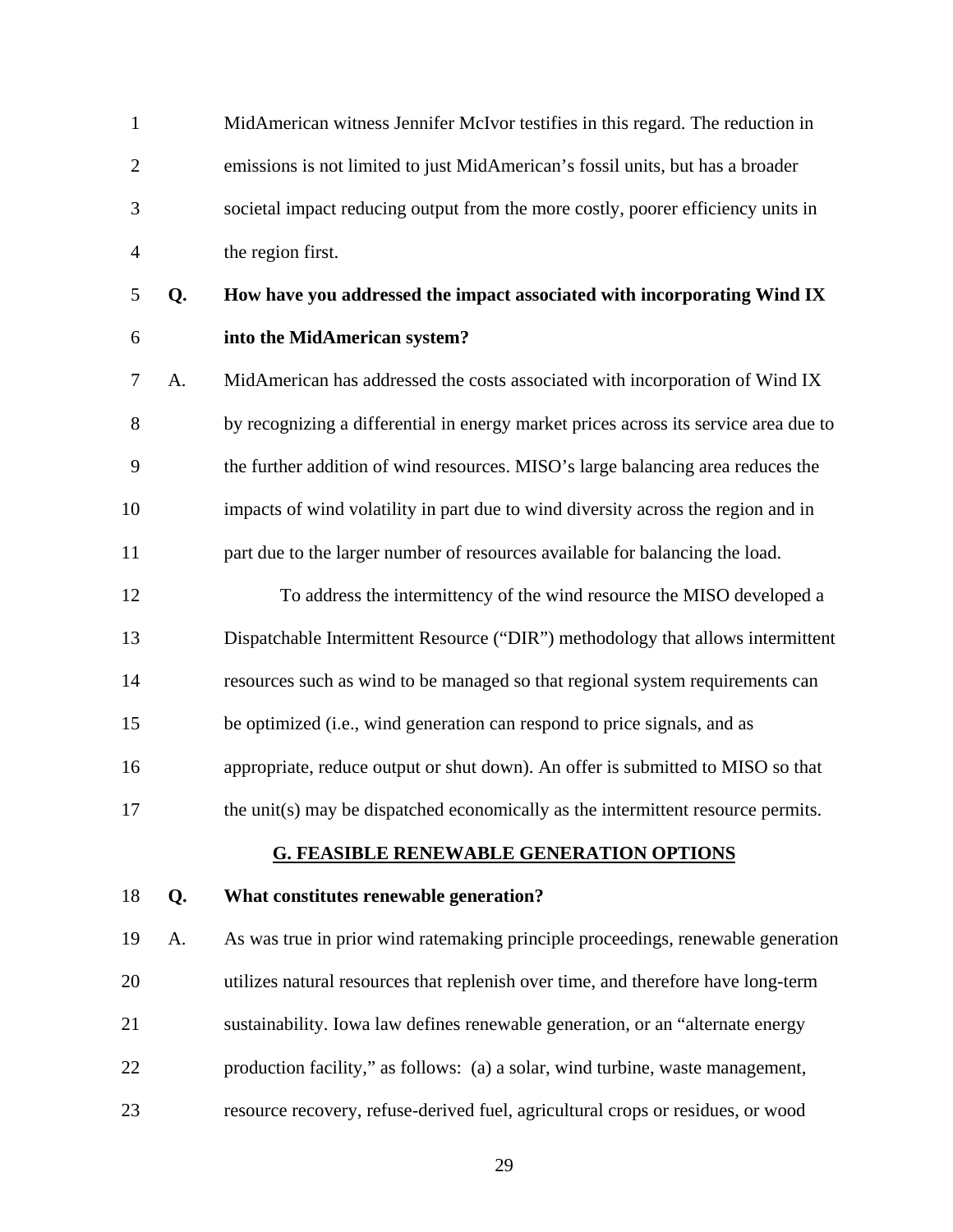MidAmerican witness Jennifer McIvor testifies in this regard. The reduction in emissions is not limited to just MidAmerican's fossil units, but has a broader societal impact reducing output from the more costly, poorer efficiency units in the region first.

**Q. How have you addressed the impact associated with incorporating Wind IX into the MidAmerican system?**

A. MidAmerican has addressed the costs associated with incorporation of Wind IX by recognizing a differential in energy market prices across its service area due to the further addition of wind resources. MISO's large balancing area reduces the impacts of wind volatility in part due to wind diversity across the region and in part due to the larger number of resources available for balancing the load.

To address the intermittency of the wind resource the MISO developed a Dispatchable Intermittent Resource ("DIR") methodology that allows intermittent resources such as wind to be managed so that regional system requirements can be optimized (i.e., wind generation can respond to price signals, and as appropriate, reduce output or shut down). An offer is submitted to MISO so that the unit(s) may be dispatched economically as the intermittent resource permits.

## G. FEASIBLE RENEWABLE GENERATION OPTIONS

**Q. What constitutes renewable generation?**

A. As was true in prior wind ratemaking principle proceedings, renewable generation utilizes natural resources that replenish over time, and therefore have long-term sustainability. Iowa law defines renewable generation, or an "alternate energy production facility," as follows: (a) a solar, wind turbine, waste management, resource recovery, refuse-derived fuel, agricultural crops or residues, or wood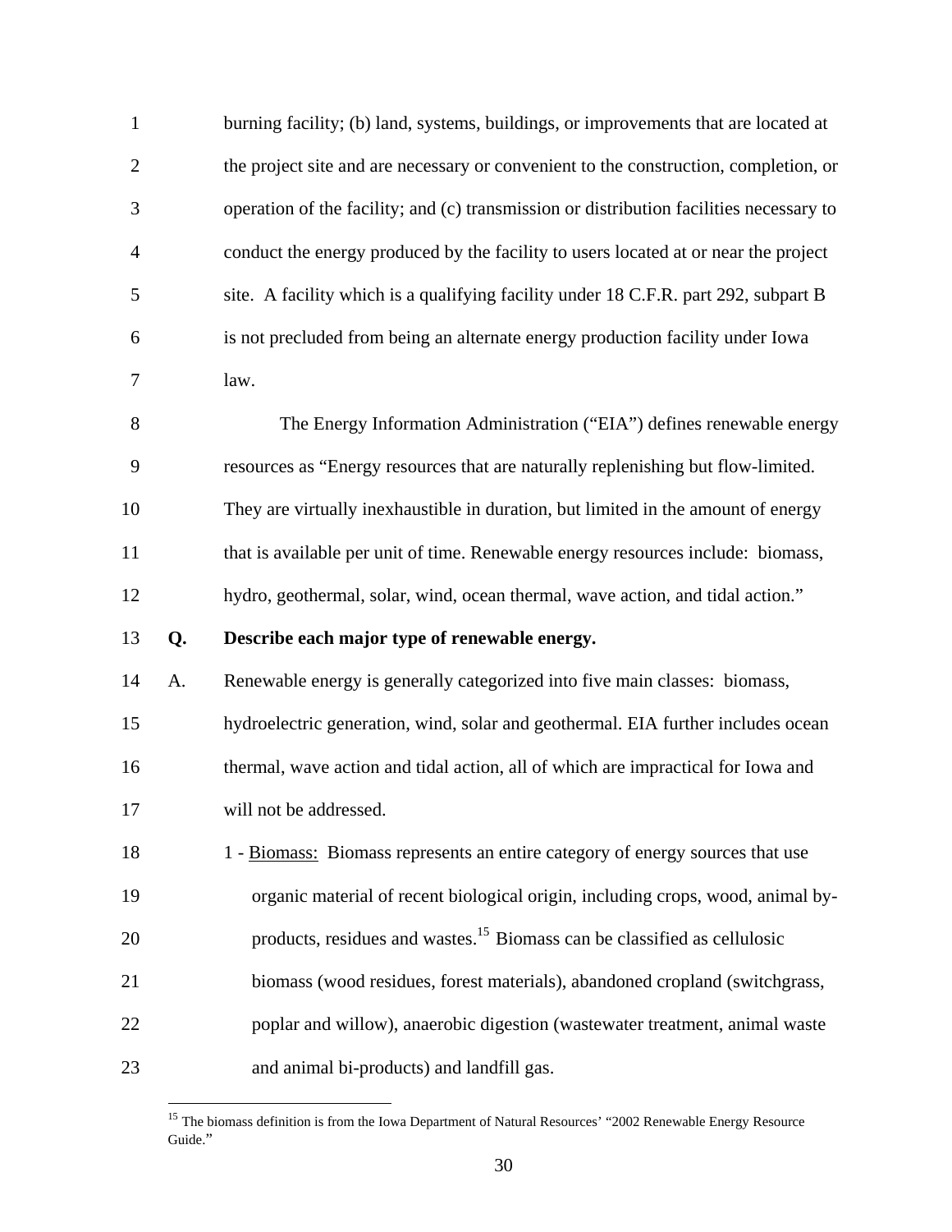burning facility; (b) land, systems, buildings, or improvements that are located at the project site and are necessary or convenient to the construction, completion, or operation of the facility; and (c) transmission or distribution facilities necessary to conduct the energy produced by the facility to users located at or near the project site. A facility which is a qualifying facility under 18 C.F.R. part 292, subpart B is not precluded from being an alternate energy production facility under Iowa law.

The Energy Information Administration ("EIA") defines renewable energy resources as "Energy resources that are naturally replenishing but flow-limited. They are virtually inexhaustible in duration, but limited in the amount of energy that is available per unit of time. Renewable energy resources include: biomass, hydro, geothermal, solar, wind, ocean thermal, wave action, and tidal action."

**Q. Describe each major type of renewable energy.**

A. Renewable energy is generally categorized into five main classes: biomass, hydroelectric generation, wind, solar and geothermal. EIA further includes ocean thermal, wave action and tidal action, all of which are impractical for Iowa and will not be addressed.

1 - Biomass: Biomass represents an entire category of energy sources that use organic material of recent biological origin, including crops, wood, animal by-products, residues and wastes.[15] Biomass can be classified as cellulosic biomass (wood residues, forest materials), abandoned cropland (switchgrass, poplar and willow), anaerobic digestion (wastewater treatment, animal waste and animal bi-products) and landfill gas.

---

[15] The biomass definition is from the Iowa Department of Natural Resources' "2002 Renewable Energy Resource Guide."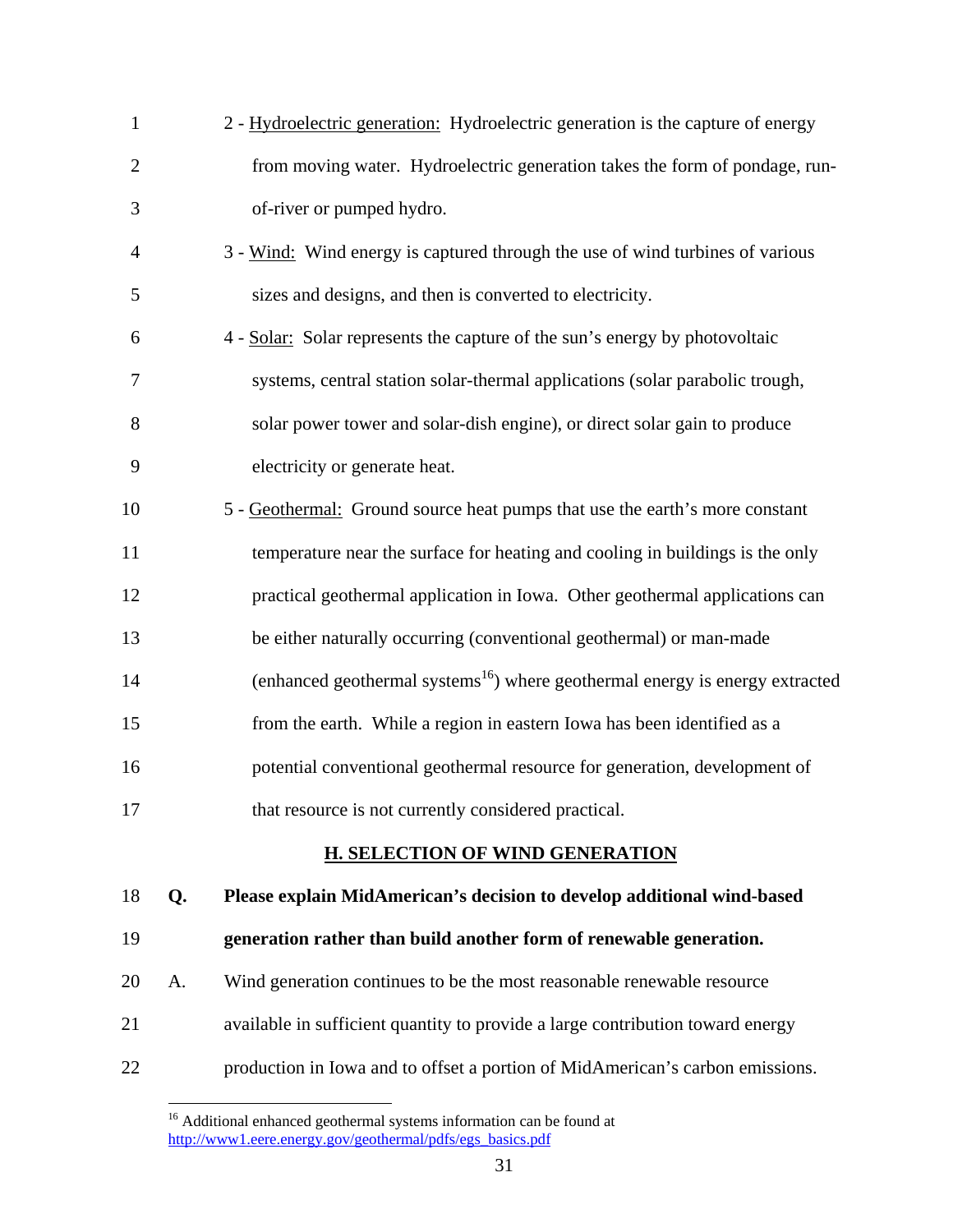2 - Hydroelectric generation: Hydroelectric generation is the capture of energy from moving water. Hydroelectric generation takes the form of pondage, run-of-river or pumped hydro.

3 - Wind: Wind energy is captured through the use of wind turbines of various sizes and designs, and then is converted to electricity.

4 - Solar: Solar represents the capture of the sun's energy by photovoltaic systems, central station solar-thermal applications (solar parabolic trough, solar power tower and solar-dish engine), or direct solar gain to produce electricity or generate heat.

5 - Geothermal: Ground source heat pumps that use the earth's more constant temperature near the surface for heating and cooling in buildings is the only practical geothermal application in Iowa. Other geothermal applications can be either naturally occurring (conventional geothermal) or man-made (enhanced geothermal systems[16]) where geothermal energy is energy extracted from the earth. While a region in eastern Iowa has been identified as a potential conventional geothermal resource for generation, development of that resource is not currently considered practical.

## H. SELECTION OF WIND GENERATION

**Q. Please explain MidAmerican's decision to develop additional wind-based generation rather than build another form of renewable generation.**

A. Wind generation continues to be the most reasonable renewable resource available in sufficient quantity to provide a large contribution toward energy production in Iowa and to offset a portion of MidAmerican's carbon emissions.

[16] Additional enhanced geothermal systems information can be found at http://www1.eere.energy.gov/geothermal/pdfs/egs_basics.pdf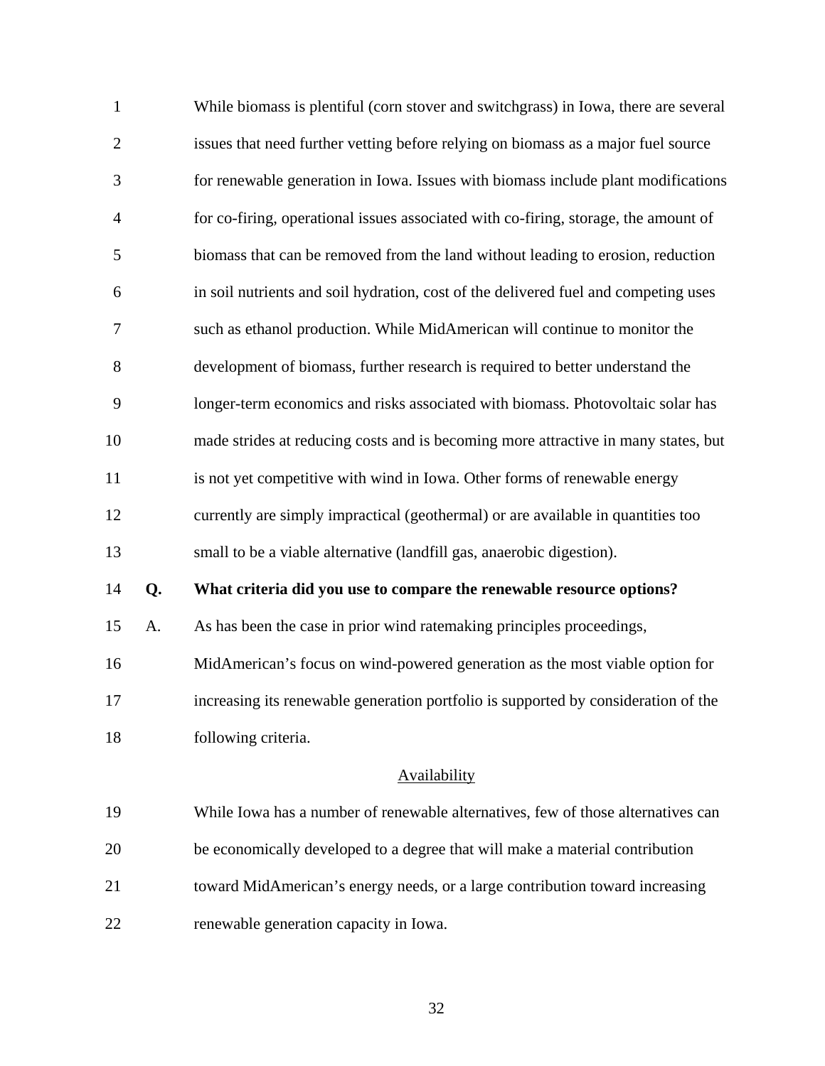While biomass is plentiful (corn stover and switchgrass) in Iowa, there are several issues that need further vetting before relying on biomass as a major fuel source for renewable generation in Iowa. Issues with biomass include plant modifications for co-firing, operational issues associated with co-firing, storage, the amount of biomass that can be removed from the land without leading to erosion, reduction in soil nutrients and soil hydration, cost of the delivered fuel and competing uses such as ethanol production. While MidAmerican will continue to monitor the development of biomass, further research is required to better understand the longer-term economics and risks associated with biomass. Photovoltaic solar has made strides at reducing costs and is becoming more attractive in many states, but is not yet competitive with wind in Iowa. Other forms of renewable energy currently are simply impractical (geothermal) or are available in quantities too small to be a viable alternative (landfill gas, anaerobic digestion).

**Q. What criteria did you use to compare the renewable resource options?**

A. As has been the case in prior wind ratemaking principles proceedings, MidAmerican's focus on wind-powered generation as the most viable option for increasing its renewable generation portfolio is supported by consideration of the following criteria.

<u>Availability</u>

While Iowa has a number of renewable alternatives, few of those alternatives can be economically developed to a degree that will make a material contribution toward MidAmerican's energy needs, or a large contribution toward increasing renewable generation capacity in Iowa.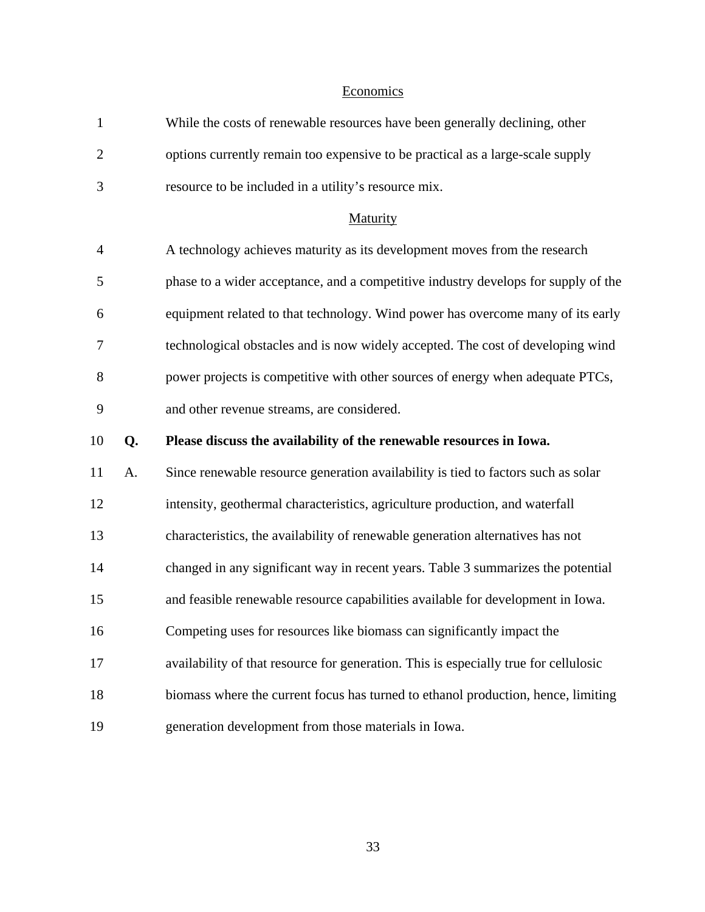Economics

While the costs of renewable resources have been generally declining, other options currently remain too expensive to be practical as a large-scale supply resource to be included in a utility's resource mix.

Maturity

A technology achieves maturity as its development moves from the research phase to a wider acceptance, and a competitive industry develops for supply of the equipment related to that technology. Wind power has overcome many of its early technological obstacles and is now widely accepted. The cost of developing wind power projects is competitive with other sources of energy when adequate PTCs, and other revenue streams, are considered.

**Q. Please discuss the availability of the renewable resources in Iowa.**

A. Since renewable resource generation availability is tied to factors such as solar intensity, geothermal characteristics, agriculture production, and waterfall characteristics, the availability of renewable generation alternatives has not changed in any significant way in recent years. Table 3 summarizes the potential and feasible renewable resource capabilities available for development in Iowa. Competing uses for resources like biomass can significantly impact the availability of that resource for generation. This is especially true for cellulosic biomass where the current focus has turned to ethanol production, hence, limiting generation development from those materials in Iowa.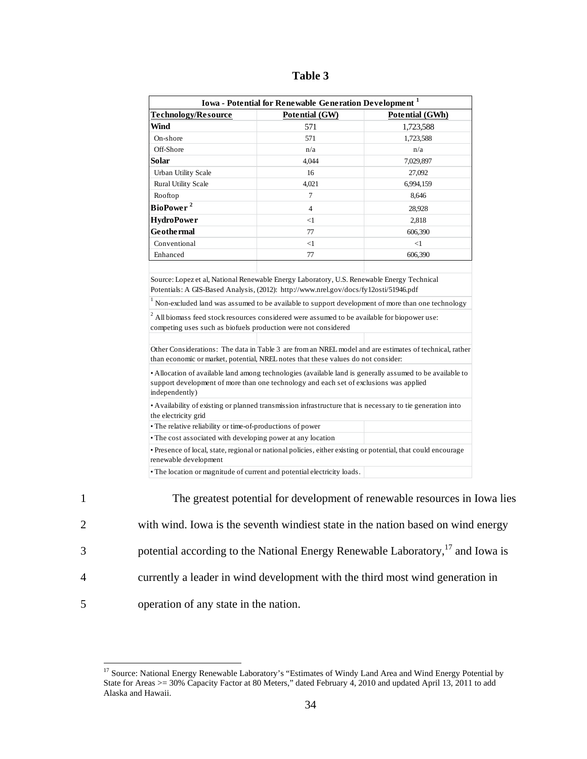**Table 3**

| Iowa - Potential for Renewable Generation Development [1] | | |
|---|---|---|
| **Technology/Resource** | **Potential (GW)** | **Potential (GWh)** |
| **Wind** | 571 | 1,723,588 |
| On-shore | 571 | 1,723,588 |
| Off-Shore | n/a | n/a |
| **Solar** | 4,044 | 7,029,897 |
| Urban Utility Scale | 16 | 27,092 |
| Rural Utility Scale | 4,021 | 6,994,159 |
| Rooftop | 7 | 8,646 |
| **BioPower [2]** | 4 | 28,928 |
| **HydroPower** | <1 | 2,818 |
| **Geothermal** | 77 | 606,390 |
| Conventional | <1 | <1 |
| Enhanced | 77 | 606,390 |

Source: Lopez et al, National Renewable Energy Laboratory, U.S. Renewable Energy Technical Potentials: A GIS-Based Analysis, (2012): http://www.nrel.gov/docs/fy12osti/51946.pdf

[1] Non-excluded land was assumed to be available to support development of more than one technology

[2] All biomass feed stock resources considered were assumed to be available for biopower use: competing uses such as biofuels production were not considered

Other Considerations: The data in Table 3 are from an NREL model and are estimates of technical, rather than economic or market, potential, NREL notes that these values do not consider:

- Allocation of available land among technologies (available land is generally assumed to be available to support development of more than one technology and each set of exclusions was applied independently)
- Availability of existing or planned transmission infrastructure that is necessary to tie generation into the electricity grid
- The relative reliability or time-of-productions of power
- The cost associated with developing power at any location
- Presence of local, state, regional or national policies, either existing or potential, that could encourage renewable development
- The location or magnitude of current and potential electricity loads.

1 The greatest potential for development of renewable resources in Iowa lies
2 with wind. Iowa is the seventh windiest state in the nation based on wind energy
3 potential according to the National Energy Renewable Laboratory,[17] and Iowa is
4 currently a leader in wind development with the third most wind generation in
5 operation of any state in the nation.

[17] Source: National Energy Renewable Laboratory's "Estimates of Windy Land Area and Wind Energy Potential by State for Areas >= 30% Capacity Factor at 80 Meters," dated February 4, 2010 and updated April 13, 2011 to add Alaska and Hawaii.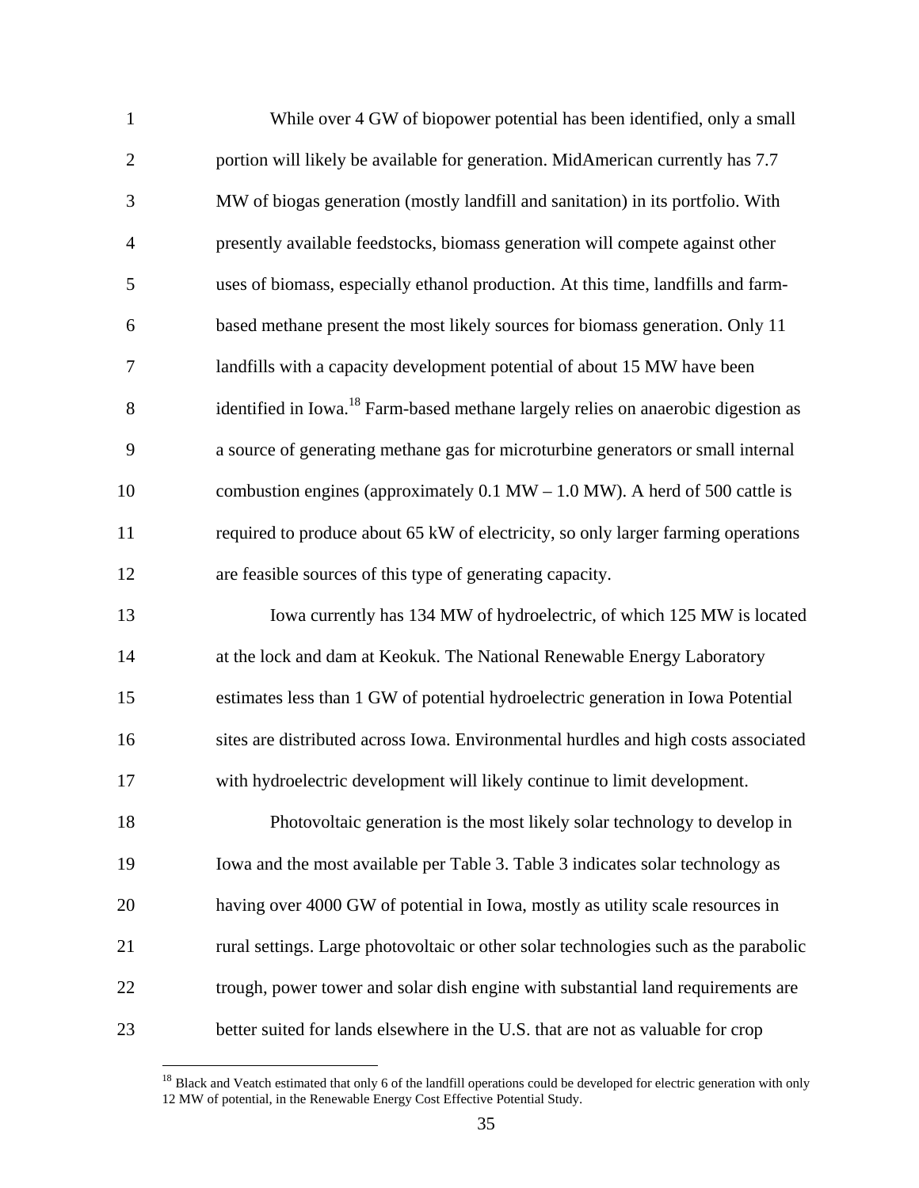While over 4 GW of biopower potential has been identified, only a small portion will likely be available for generation. MidAmerican currently has 7.7 MW of biogas generation (mostly landfill and sanitation) in its portfolio. With presently available feedstocks, biomass generation will compete against other uses of biomass, especially ethanol production. At this time, landfills and farm-based methane present the most likely sources for biomass generation. Only 11 landfills with a capacity development potential of about 15 MW have been identified in Iowa.[18] Farm-based methane largely relies on anaerobic digestion as a source of generating methane gas for microturbine generators or small internal combustion engines (approximately 0.1 MW – 1.0 MW). A herd of 500 cattle is required to produce about 65 kW of electricity, so only larger farming operations are feasible sources of this type of generating capacity.

Iowa currently has 134 MW of hydroelectric, of which 125 MW is located at the lock and dam at Keokuk. The National Renewable Energy Laboratory estimates less than 1 GW of potential hydroelectric generation in Iowa Potential sites are distributed across Iowa. Environmental hurdles and high costs associated with hydroelectric development will likely continue to limit development.

Photovoltaic generation is the most likely solar technology to develop in Iowa and the most available per Table 3. Table 3 indicates solar technology as having over 4000 GW of potential in Iowa, mostly as utility scale resources in rural settings. Large photovoltaic or other solar technologies such as the parabolic trough, power tower and solar dish engine with substantial land requirements are better suited for lands elsewhere in the U.S. that are not as valuable for crop

[18] Black and Veatch estimated that only 6 of the landfill operations could be developed for electric generation with only 12 MW of potential, in the Renewable Energy Cost Effective Potential Study.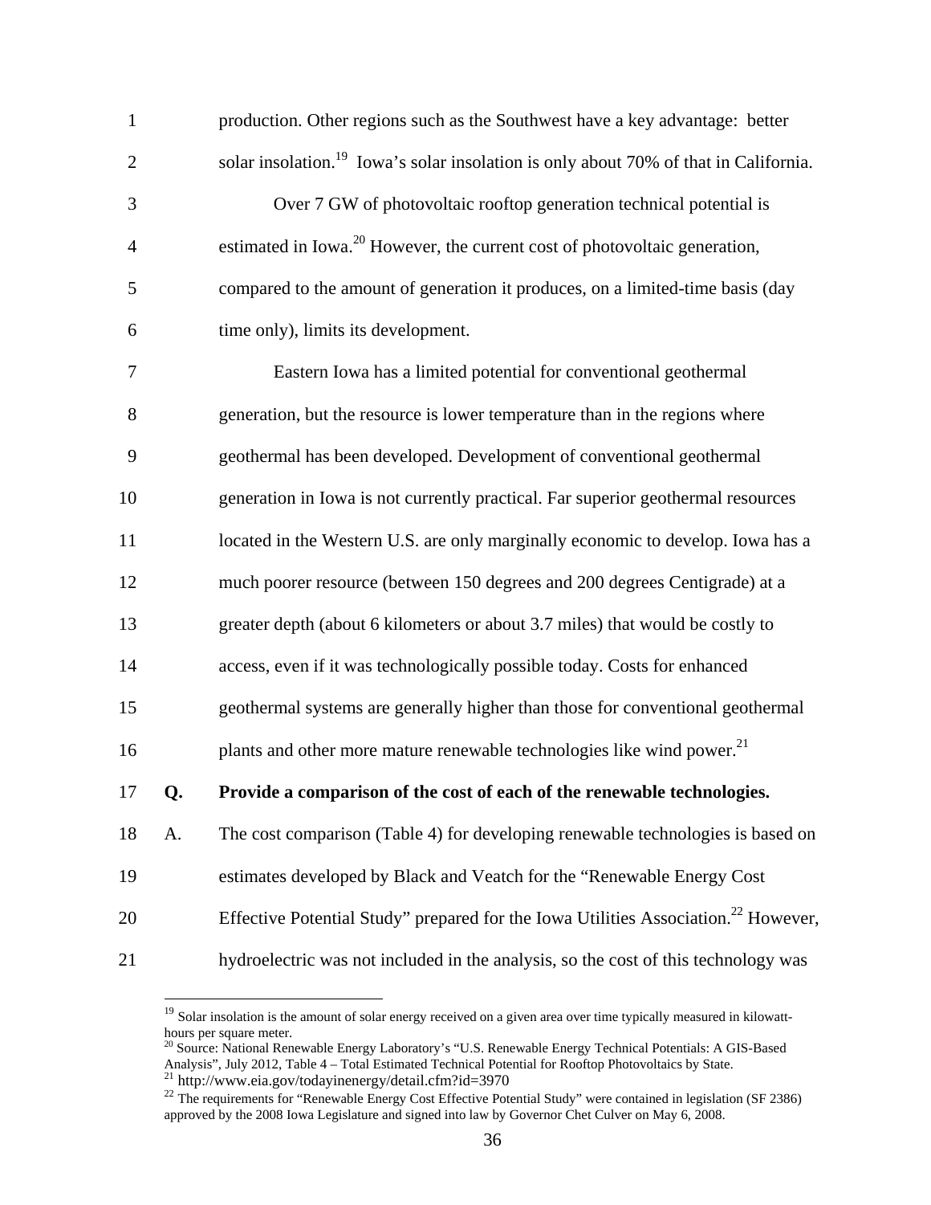production. Other regions such as the Southwest have a key advantage: better solar insolation.[19] Iowa's solar insolation is only about 70% of that in California.

Over 7 GW of photovoltaic rooftop generation technical potential is estimated in Iowa.[20] However, the current cost of photovoltaic generation, compared to the amount of generation it produces, on a limited-time basis (day time only), limits its development.

Eastern Iowa has a limited potential for conventional geothermal generation, but the resource is lower temperature than in the regions where geothermal has been developed. Development of conventional geothermal generation in Iowa is not currently practical. Far superior geothermal resources located in the Western U.S. are only marginally economic to develop. Iowa has a much poorer resource (between 150 degrees and 200 degrees Centigrade) at a greater depth (about 6 kilometers or about 3.7 miles) that would be costly to access, even if it was technologically possible today. Costs for enhanced geothermal systems are generally higher than those for conventional geothermal plants and other more mature renewable technologies like wind power.[21]

**Q. Provide a comparison of the cost of each of the renewable technologies.**

A. The cost comparison (Table 4) for developing renewable technologies is based on estimates developed by Black and Veatch for the "Renewable Energy Cost Effective Potential Study" prepared for the Iowa Utilities Association.[22] However, hydroelectric was not included in the analysis, so the cost of this technology was

---

[19] Solar insolation is the amount of solar energy received on a given area over time typically measured in kilowatt-hours per square meter.

[20] Source: National Renewable Energy Laboratory's "U.S. Renewable Energy Technical Potentials: A GIS-Based Analysis", July 2012, Table 4 – Total Estimated Technical Potential for Rooftop Photovoltaics by State.

[21] http://www.eia.gov/todayinenergy/detail.cfm?id=3970

[22] The requirements for "Renewable Energy Cost Effective Potential Study" were contained in legislation (SF 2386) approved by the 2008 Iowa Legislature and signed into law by Governor Chet Culver on May 6, 2008.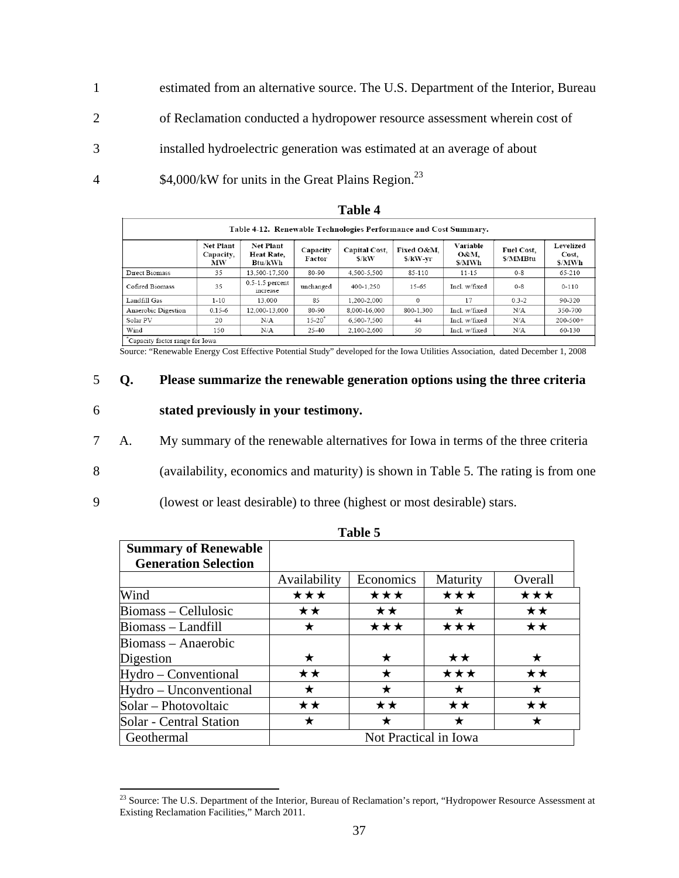estimated from an alternative source. The U.S. Department of the Interior, Bureau of Reclamation conducted a hydropower resource assessment wherein cost of installed hydroelectric generation was estimated at an average of about $4,000/kW for units in the Great Plains Region.[23]

**Table 4**

**Table 4-12. Renewable Technologies Performance and Cost Summary.**

| | Net Plant Capacity, MW | Net Plant Heat Rate, Btu/kWh | Capacity Factor | Capital Cost, $/kW | Fixed O&M, $/kW-yr | Variable O&M, $/MWh | Fuel Cost, $/MMBtu | Levelized Cost, $/MWh |
|---|---|---|---|---|---|---|---|---|
| Direct Biomass | 35 | 13,500-17,500 | 80-90 | 4,500-5,500 | 85-110 | 11-15 | 0-8 | 65-210 |
| Cofired Biomass | 35 | 0.5-1.5 percent increase | unchanged | 400-1,250 | 15-65 | Incl. w/fixed | 0-8 | 0-110 |
| Landfill Gas | 1-10 | 13,000 | 85 | 1,200-2,000 | 0 | 17 | 0.3-2 | 90-320 |
| Anaerobic Digestion | 0.15-6 | 12,000-13,000 | 80-90 | 8,000-16,000 | 800-1,300 | Incl. w/fixed | N/A | 350-700 |
| Solar PV | 20 | N/A | 15-20* | 6,500-7,500 | 44 | Incl. w/fixed | N/A | 200-500+ |
| Wind | 150 | N/A | 25-40 | 2,100-2,600 | 50 | Incl. w/fixed | N/A | 60-130 |

*Capacity factor range for Iowa

Source: "Renewable Energy Cost Effective Potential Study" developed for the Iowa Utilities Association, dated December 1, 2008

**Q. Please summarize the renewable generation options using the three criteria stated previously in your testimony.**

A. My summary of the renewable alternatives for Iowa in terms of the three criteria (availability, economics and maturity) is shown in Table 5. The rating is from one (lowest or least desirable) to three (highest or most desirable) stars.

**Table 5**

| Summary of Renewable Generation Selection | Availability | Economics | Maturity | Overall |
|---|---|---|---|---|
| Wind | ★★★ | ★★★ | ★★★ | ★★★ |
| Biomass – Cellulosic | ★★ | ★★ | ★ | ★★ |
| Biomass – Landfill | ★ | ★★★ | ★★★ | ★★ |
| Biomass – Anaerobic Digestion | ★ | ★ | ★★ | ★ |
| Hydro – Conventional | ★★ | ★ | ★★★ | ★★ |
| Hydro – Unconventional | ★ | ★ | ★ | ★ |
| Solar – Photovoltaic | ★★ | ★★ | ★★ | ★★ |
| Solar - Central Station | ★ | ★ | ★ | ★ |
| Geothermal | Not Practical in Iowa | | | |

[23] Source: The U.S. Department of the Interior, Bureau of Reclamation's report, "Hydropower Resource Assessment at Existing Reclamation Facilities," March 2011.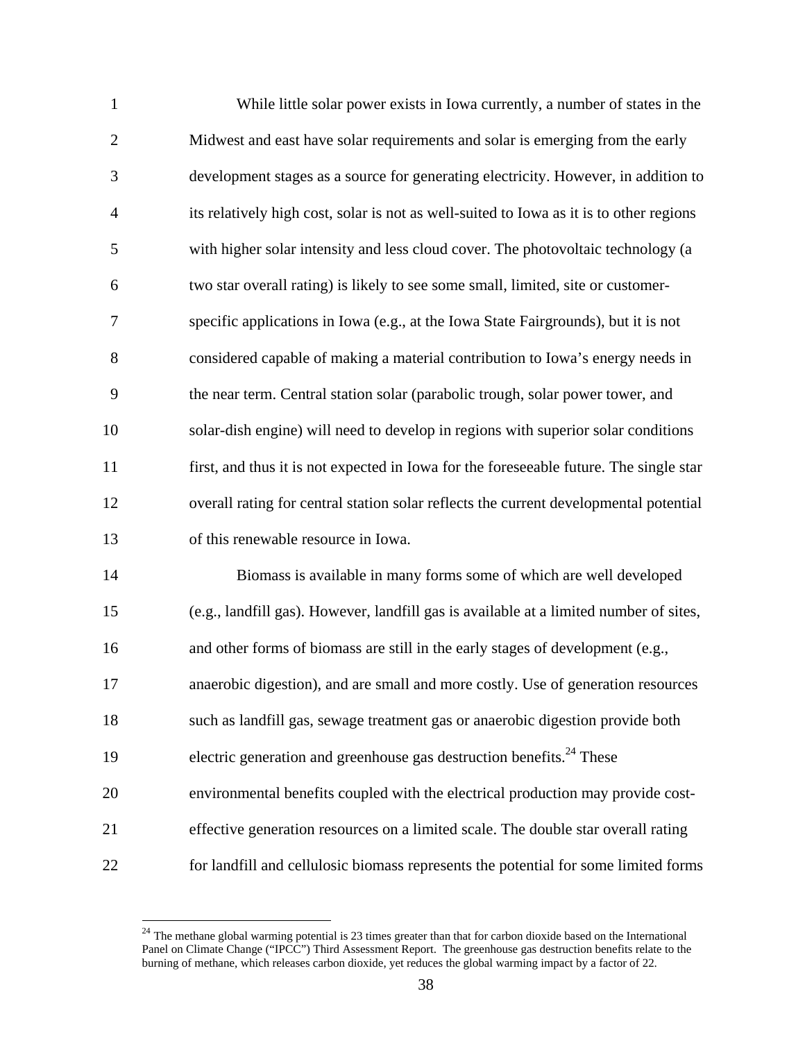While little solar power exists in Iowa currently, a number of states in the Midwest and east have solar requirements and solar is emerging from the early development stages as a source for generating electricity. However, in addition to its relatively high cost, solar is not as well-suited to Iowa as it is to other regions with higher solar intensity and less cloud cover. The photovoltaic technology (a two star overall rating) is likely to see some small, limited, site or customer-specific applications in Iowa (e.g., at the Iowa State Fairgrounds), but it is not considered capable of making a material contribution to Iowa's energy needs in the near term. Central station solar (parabolic trough, solar power tower, and solar-dish engine) will need to develop in regions with superior solar conditions first, and thus it is not expected in Iowa for the foreseeable future. The single star overall rating for central station solar reflects the current developmental potential of this renewable resource in Iowa.

Biomass is available in many forms some of which are well developed (e.g., landfill gas). However, landfill gas is available at a limited number of sites, and other forms of biomass are still in the early stages of development (e.g., anaerobic digestion), and are small and more costly. Use of generation resources such as landfill gas, sewage treatment gas or anaerobic digestion provide both electric generation and greenhouse gas destruction benefits.[24] These environmental benefits coupled with the electrical production may provide cost-effective generation resources on a limited scale. The double star overall rating for landfill and cellulosic biomass represents the potential for some limited forms

---

[24] The methane global warming potential is 23 times greater than that for carbon dioxide based on the International Panel on Climate Change ("IPCC") Third Assessment Report. The greenhouse gas destruction benefits relate to the burning of methane, which releases carbon dioxide, yet reduces the global warming impact by a factor of 22.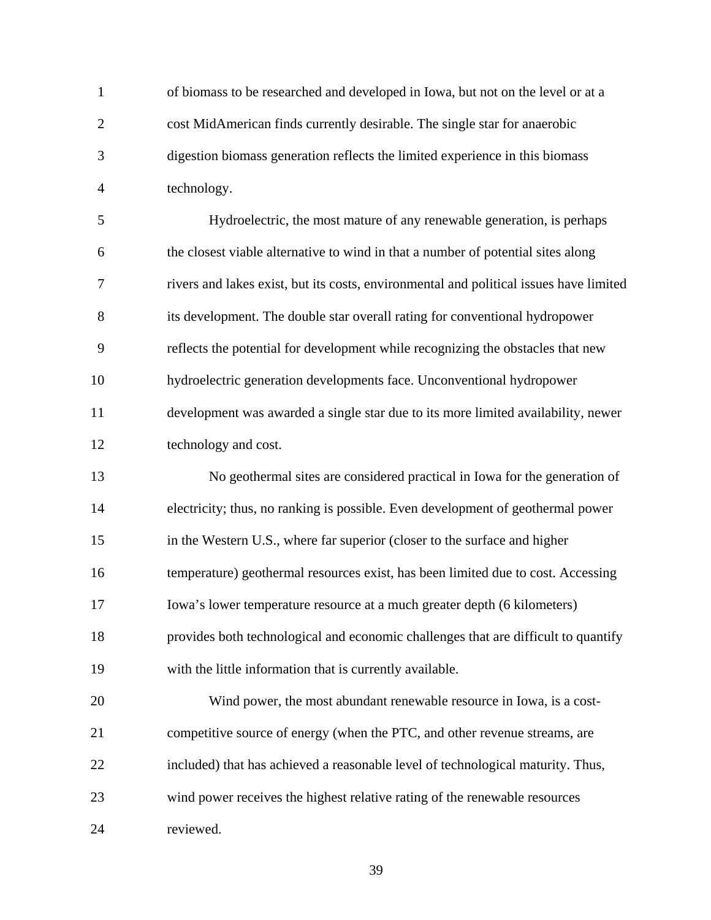of biomass to be researched and developed in Iowa, but not on the level or at a cost MidAmerican finds currently desirable. The single star for anaerobic digestion biomass generation reflects the limited experience in this biomass technology.

Hydroelectric, the most mature of any renewable generation, is perhaps the closest viable alternative to wind in that a number of potential sites along rivers and lakes exist, but its costs, environmental and political issues have limited its development. The double star overall rating for conventional hydropower reflects the potential for development while recognizing the obstacles that new hydroelectric generation developments face. Unconventional hydropower development was awarded a single star due to its more limited availability, newer technology and cost.

No geothermal sites are considered practical in Iowa for the generation of electricity; thus, no ranking is possible. Even development of geothermal power in the Western U.S., where far superior (closer to the surface and higher temperature) geothermal resources exist, has been limited due to cost. Accessing Iowa's lower temperature resource at a much greater depth (6 kilometers) provides both technological and economic challenges that are difficult to quantify with the little information that is currently available.

Wind power, the most abundant renewable resource in Iowa, is a cost-competitive source of energy (when the PTC, and other revenue streams, are included) that has achieved a reasonable level of technological maturity. Thus, wind power receives the highest relative rating of the renewable resources reviewed.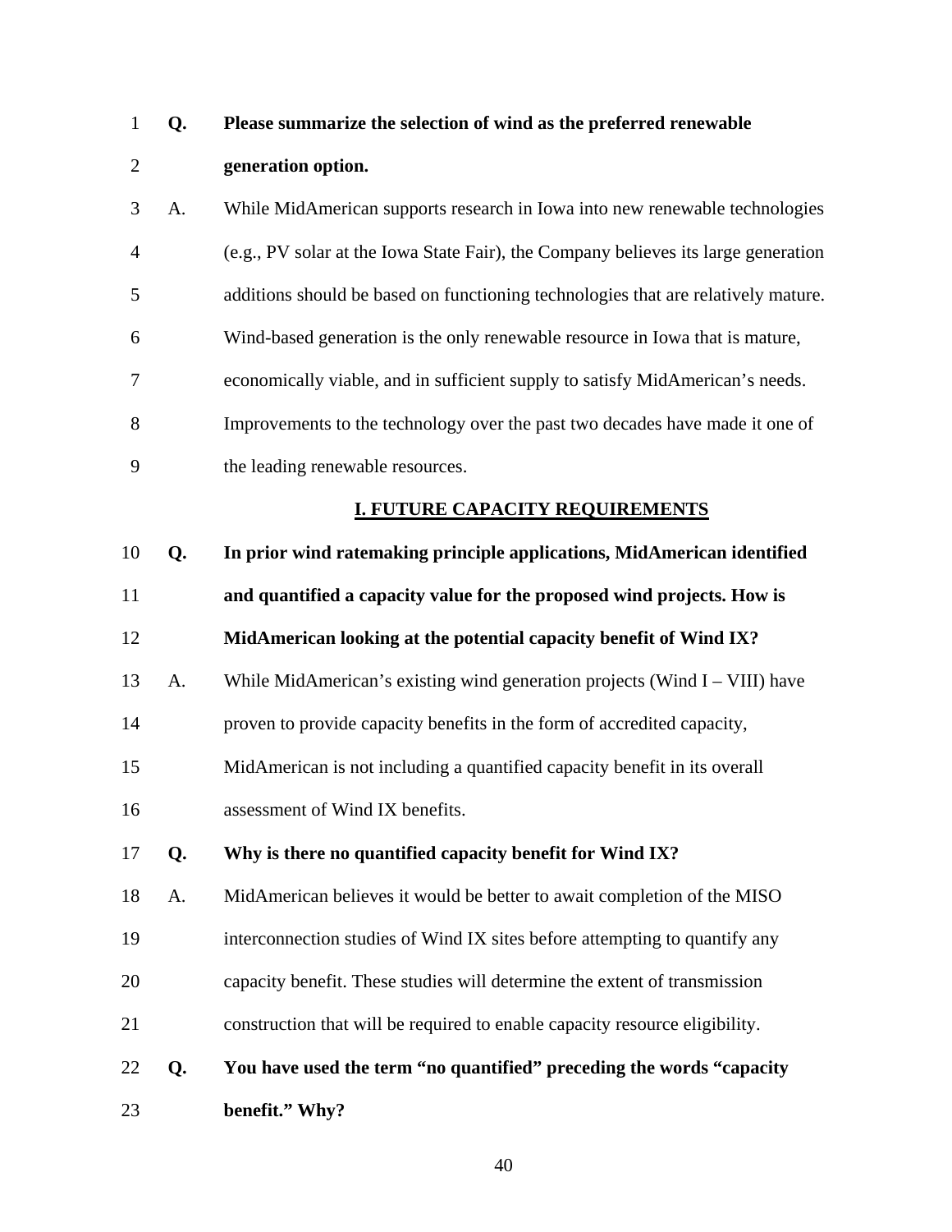**Q. Please summarize the selection of wind as the preferred renewable generation option.**

A. While MidAmerican supports research in Iowa into new renewable technologies (e.g., PV solar at the Iowa State Fair), the Company believes its large generation additions should be based on functioning technologies that are relatively mature. Wind-based generation is the only renewable resource in Iowa that is mature, economically viable, and in sufficient supply to satisfy MidAmerican's needs. Improvements to the technology over the past two decades have made it one of the leading renewable resources.

## I. FUTURE CAPACITY REQUIREMENTS

**Q. In prior wind ratemaking principle applications, MidAmerican identified and quantified a capacity value for the proposed wind projects. How is MidAmerican looking at the potential capacity benefit of Wind IX?**

A. While MidAmerican's existing wind generation projects (Wind I – VIII) have proven to provide capacity benefits in the form of accredited capacity, MidAmerican is not including a quantified capacity benefit in its overall assessment of Wind IX benefits.

**Q. Why is there no quantified capacity benefit for Wind IX?**

A. MidAmerican believes it would be better to await completion of the MISO interconnection studies of Wind IX sites before attempting to quantify any capacity benefit. These studies will determine the extent of transmission construction that will be required to enable capacity resource eligibility.

**Q. You have used the term "no quantified" preceding the words "capacity benefit." Why?**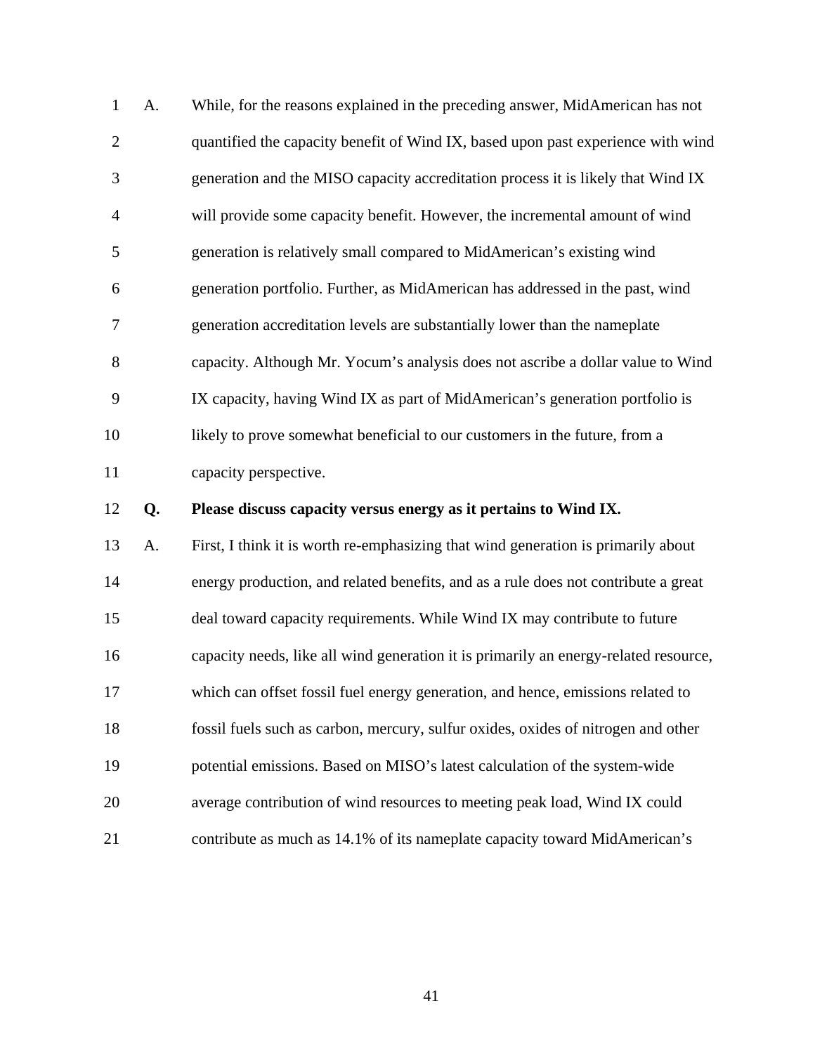A. While, for the reasons explained in the preceding answer, MidAmerican has not quantified the capacity benefit of Wind IX, based upon past experience with wind generation and the MISO capacity accreditation process it is likely that Wind IX will provide some capacity benefit. However, the incremental amount of wind generation is relatively small compared to MidAmerican's existing wind generation portfolio. Further, as MidAmerican has addressed in the past, wind generation accreditation levels are substantially lower than the nameplate capacity. Although Mr. Yocum's analysis does not ascribe a dollar value to Wind IX capacity, having Wind IX as part of MidAmerican's generation portfolio is likely to prove somewhat beneficial to our customers in the future, from a capacity perspective.

**Q. Please discuss capacity versus energy as it pertains to Wind IX.**

A. First, I think it is worth re-emphasizing that wind generation is primarily about energy production, and related benefits, and as a rule does not contribute a great deal toward capacity requirements. While Wind IX may contribute to future capacity needs, like all wind generation it is primarily an energy-related resource, which can offset fossil fuel energy generation, and hence, emissions related to fossil fuels such as carbon, mercury, sulfur oxides, oxides of nitrogen and other potential emissions. Based on MISO's latest calculation of the system-wide average contribution of wind resources to meeting peak load, Wind IX could contribute as much as 14.1% of its nameplate capacity toward MidAmerican's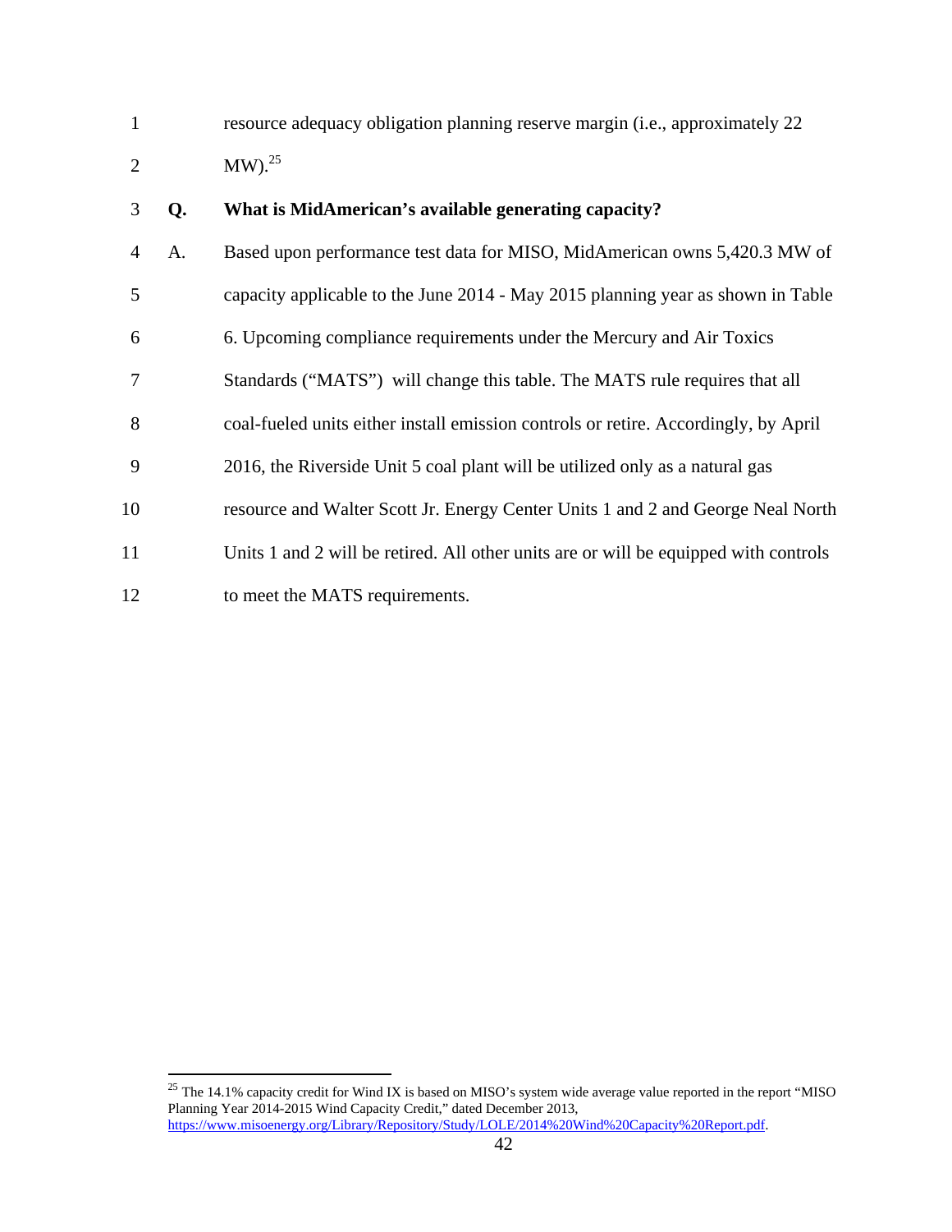resource adequacy obligation planning reserve margin (i.e., approximately 22 MW).[25]

**Q. What is MidAmerican's available generating capacity?**

A. Based upon performance test data for MISO, MidAmerican owns 5,420.3 MW of capacity applicable to the June 2014 - May 2015 planning year as shown in Table 6. Upcoming compliance requirements under the Mercury and Air Toxics Standards ("MATS") will change this table. The MATS rule requires that all coal-fueled units either install emission controls or retire. Accordingly, by April 2016, the Riverside Unit 5 coal plant will be utilized only as a natural gas resource and Walter Scott Jr. Energy Center Units 1 and 2 and George Neal North Units 1 and 2 will be retired. All other units are or will be equipped with controls to meet the MATS requirements.

---

[25] The 14.1% capacity credit for Wind IX is based on MISO's system wide average value reported in the report "MISO Planning Year 2014-2015 Wind Capacity Credit," dated December 2013, https://www.misoenergy.org/Library/Repository/Study/LOLE/2014%20Wind%20Capacity%20Report.pdf.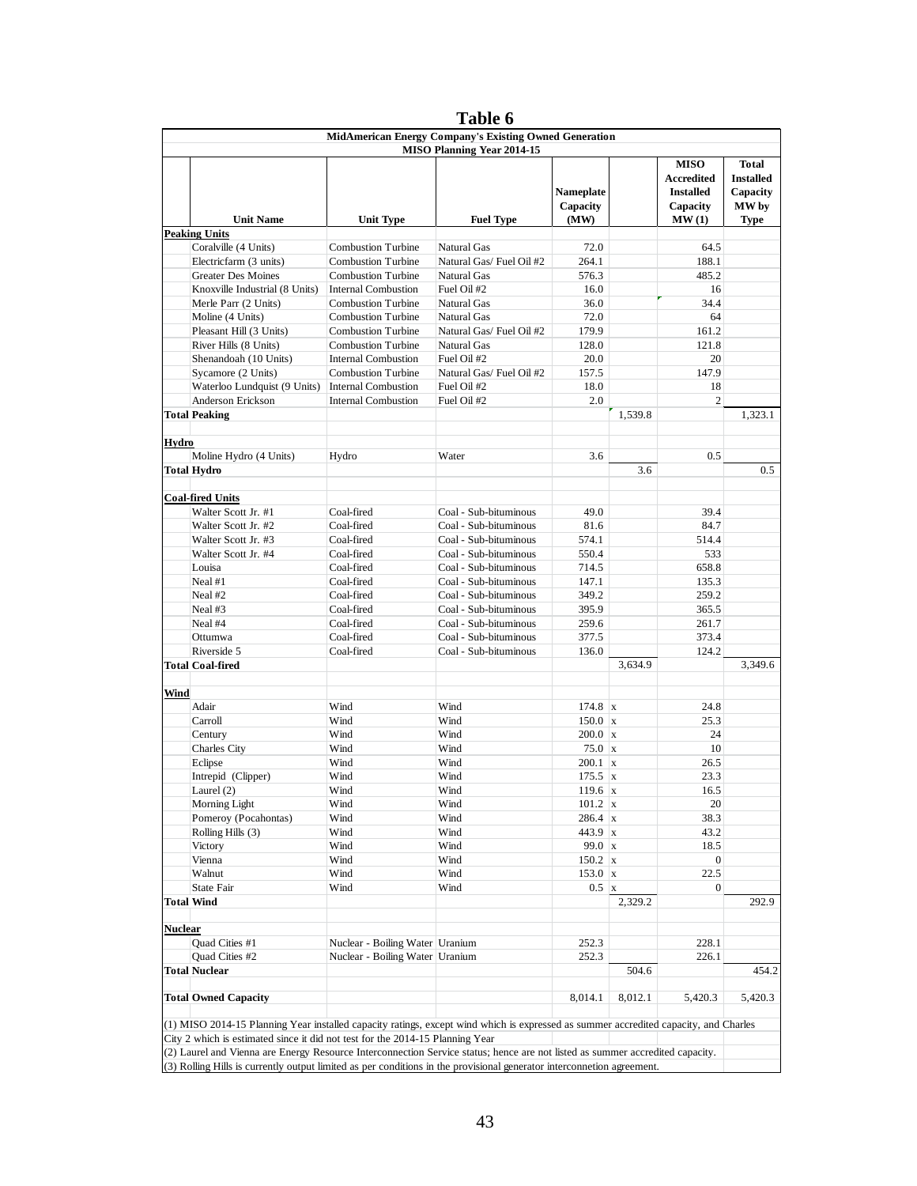# Table 6

| MidAmerican Energy Company's Existing Owned Generation MISO Planning Year 2014-15 | | | | | | |
|---|---|---|---|---|---|---|
| **Unit Name** | **Unit Type** | **Fuel Type** | **Nameplate Capacity (MW)** | | **MISO Accredited Installed Capacity MW (1)** | **Total Installed Capacity MW by Type** |
| **Peaking Units** | | | | | | |
| Coralville (4 Units) | Combustion Turbine | Natural Gas | 72.0 | | 64.5 | |
| Electricfarm (3 units) | Combustion Turbine | Natural Gas/ Fuel Oil #2 | 264.1 | | 188.1 | |
| Greater Des Moines | Combustion Turbine | Natural Gas | 576.3 | | 485.2 | |
| Knoxville Industrial (8 Units) | Internal Combustion | Fuel Oil #2 | 16.0 | | 16 | |
| Merle Parr (2 Units) | Combustion Turbine | Natural Gas | 36.0 | | 34.4 | |
| Moline (4 Units) | Combustion Turbine | Natural Gas | 72.0 | | 64 | |
| Pleasant Hill (3 Units) | Combustion Turbine | Natural Gas/ Fuel Oil #2 | 179.9 | | 161.2 | |
| River Hills (8 Units) | Combustion Turbine | Natural Gas | 128.0 | | 121.8 | |
| Shenandoah (10 Units) | Internal Combustion | Fuel Oil #2 | 20.0 | | 20 | |
| Sycamore (2 Units) | Combustion Turbine | Natural Gas/ Fuel Oil #2 | 157.5 | | 147.9 | |
| Waterloo Lundquist (9 Units) | Internal Combustion | Fuel Oil #2 | 18.0 | | 18 | |
| Anderson Erickson | Internal Combustion | Fuel Oil #2 | 2.0 | | 2 | |
| **Total Peaking** | | | | 1,539.8 | | 1,323.1 |
| **Hydro** | | | | | | |
| Moline Hydro (4 Units) | Hydro | Water | 3.6 | | 0.5 | |
| **Total Hydro** | | | | 3.6 | | 0.5 |
| **Coal-fired Units** | | | | | | |
| Walter Scott Jr. #1 | Coal-fired | Coal - Sub-bituminous | 49.0 | | 39.4 | |
| Walter Scott Jr. #2 | Coal-fired | Coal - Sub-bituminous | 81.6 | | 84.7 | |
| Walter Scott Jr. #3 | Coal-fired | Coal - Sub-bituminous | 574.1 | | 514.4 | |
| Walter Scott Jr. #4 | Coal-fired | Coal - Sub-bituminous | 550.4 | | 533 | |
| Louisa | Coal-fired | Coal - Sub-bituminous | 714.5 | | 658.8 | |
| Neal #1 | Coal-fired | Coal - Sub-bituminous | 147.1 | | 135.3 | |
| Neal #2 | Coal-fired | Coal - Sub-bituminous | 349.2 | | 259.2 | |
| Neal #3 | Coal-fired | Coal - Sub-bituminous | 395.9 | | 365.5 | |
| Neal #4 | Coal-fired | Coal - Sub-bituminous | 259.6 | | 261.7 | |
| Ottumwa | Coal-fired | Coal - Sub-bituminous | 377.5 | | 373.4 | |
| Riverside 5 | Coal-fired | Coal - Sub-bituminous | 136.0 | | 124.2 | |
| **Total Coal-fired** | | | | 3,634.9 | | 3,349.6 |
| **Wind** | | | | | | |
| Adair | Wind | Wind | 174.8 | x | 24.8 | |
| Carroll | Wind | Wind | 150.0 | x | 25.3 | |
| Century | Wind | Wind | 200.0 | x | 24 | |
| Charles City | Wind | Wind | 75.0 | x | 10 | |
| Eclipse | Wind | Wind | 200.1 | x | 26.5 | |
| Intrepid (Clipper) | Wind | Wind | 175.5 | x | 23.3 | |
| Laurel (2) | Wind | Wind | 119.6 | x | 16.5 | |
| Morning Light | Wind | Wind | 101.2 | x | 20 | |
| Pomeroy (Pocahontas) | Wind | Wind | 286.4 | x | 38.3 | |
| Rolling Hills (3) | Wind | Wind | 443.9 | x | 43.2 | |
| Victory | Wind | Wind | 99.0 | x | 18.5 | |
| Vienna | Wind | Wind | 150.2 | x | 0 | |
| Walnut | Wind | Wind | 153.0 | x | 22.5 | |
| State Fair | Wind | Wind | 0.5 | x | 0 | |
| **Total Wind** | | | | 2,329.2 | | 292.9 |
| **Nuclear** | | | | | | |
| Quad Cities #1 | Nuclear - Boiling Water | Uranium | 252.3 | | 228.1 | |
| Quad Cities #2 | Nuclear - Boiling Water | Uranium | 252.3 | | 226.1 | |
| **Total Nuclear** | | | | 504.6 | | 454.2 |
| **Total Owned Capacity** | | | 8,014.1 | 8,012.1 | 5,420.3 | 5,420.3 |

(1) MISO 2014-15 Planning Year installed capacity ratings, except wind which is expressed as summer accredited capacity, and Charles City 2 which is estimated since it did not test for the 2014-15 Planning Year

(2) Laurel and Vienna are Energy Resource Interconnection Service status; hence are not listed as summer accredited capacity.

(3) Rolling Hills is currently output limited as per conditions in the provisional generator interconnetion agreement.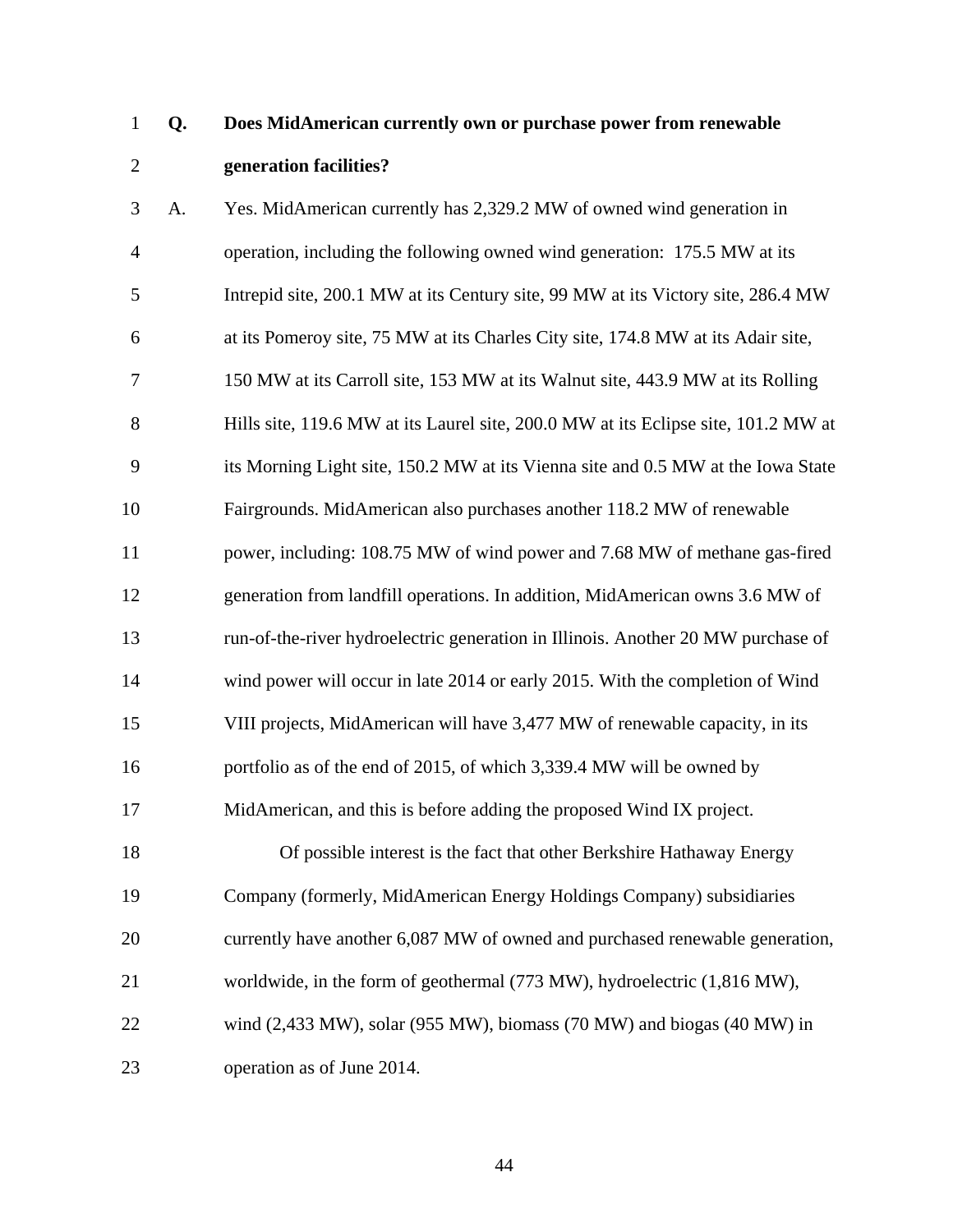**Q. Does MidAmerican currently own or purchase power from renewable generation facilities?**

A. Yes. MidAmerican currently has 2,329.2 MW of owned wind generation in operation, including the following owned wind generation: 175.5 MW at its Intrepid site, 200.1 MW at its Century site, 99 MW at its Victory site, 286.4 MW at its Pomeroy site, 75 MW at its Charles City site, 174.8 MW at its Adair site, 150 MW at its Carroll site, 153 MW at its Walnut site, 443.9 MW at its Rolling Hills site, 119.6 MW at its Laurel site, 200.0 MW at its Eclipse site, 101.2 MW at its Morning Light site, 150.2 MW at its Vienna site and 0.5 MW at the Iowa State Fairgrounds. MidAmerican also purchases another 118.2 MW of renewable power, including: 108.75 MW of wind power and 7.68 MW of methane gas-fired generation from landfill operations. In addition, MidAmerican owns 3.6 MW of run-of-the-river hydroelectric generation in Illinois. Another 20 MW purchase of wind power will occur in late 2014 or early 2015. With the completion of Wind VIII projects, MidAmerican will have 3,477 MW of renewable capacity, in its portfolio as of the end of 2015, of which 3,339.4 MW will be owned by MidAmerican, and this is before adding the proposed Wind IX project.

Of possible interest is the fact that other Berkshire Hathaway Energy Company (formerly, MidAmerican Energy Holdings Company) subsidiaries currently have another 6,087 MW of owned and purchased renewable generation, worldwide, in the form of geothermal (773 MW), hydroelectric (1,816 MW), wind (2,433 MW), solar (955 MW), biomass (70 MW) and biogas (40 MW) in operation as of June 2014.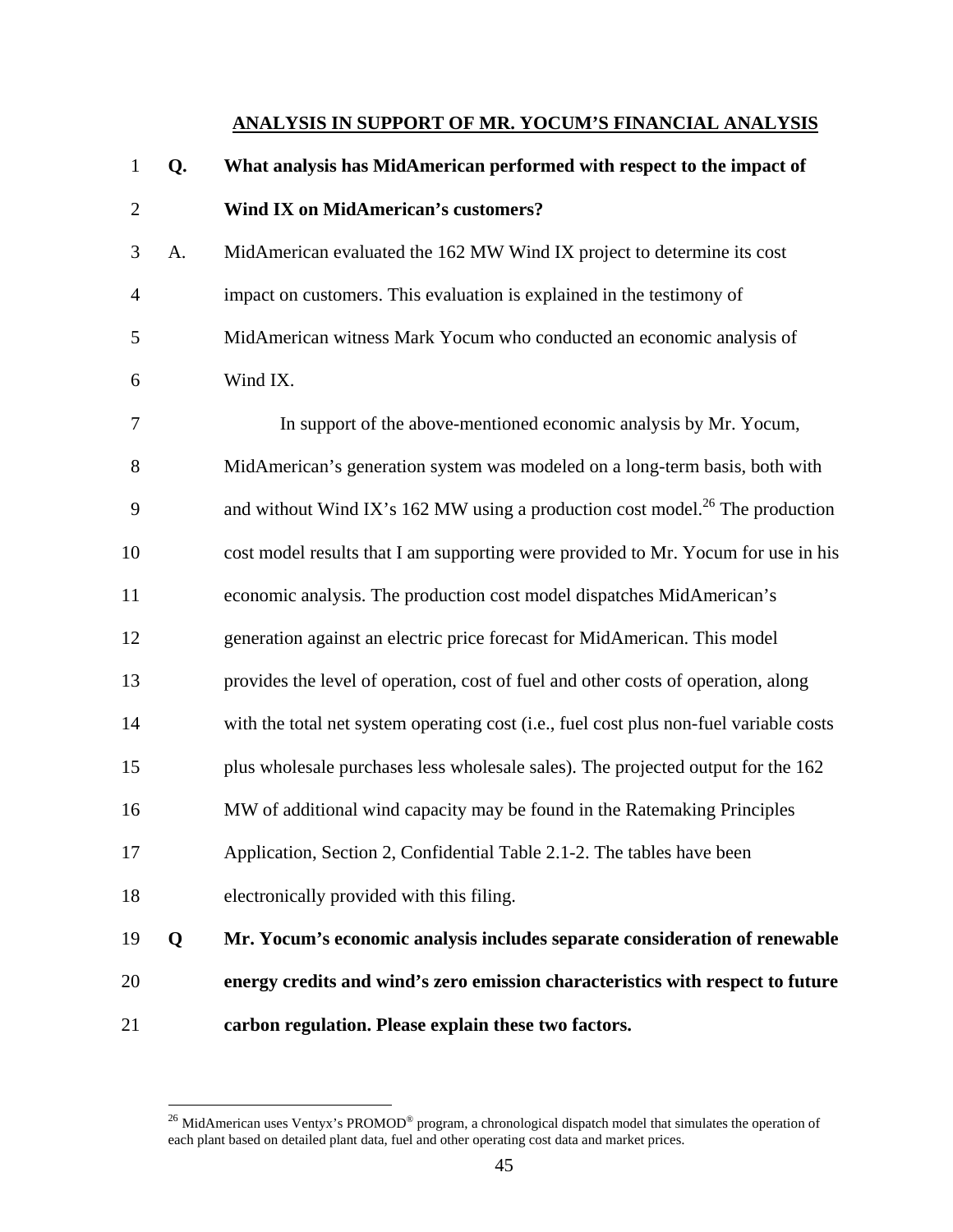## ANALYSIS IN SUPPORT OF MR. YOCUM'S FINANCIAL ANALYSIS

**Q. What analysis has MidAmerican performed with respect to the impact of Wind IX on MidAmerican's customers?**

A. MidAmerican evaluated the 162 MW Wind IX project to determine its cost impact on customers. This evaluation is explained in the testimony of MidAmerican witness Mark Yocum who conducted an economic analysis of Wind IX.

In support of the above-mentioned economic analysis by Mr. Yocum, MidAmerican's generation system was modeled on a long-term basis, both with and without Wind IX's 162 MW using a production cost model.[26] The production cost model results that I am supporting were provided to Mr. Yocum for use in his economic analysis. The production cost model dispatches MidAmerican's generation against an electric price forecast for MidAmerican. This model provides the level of operation, cost of fuel and other costs of operation, along with the total net system operating cost (i.e., fuel cost plus non-fuel variable costs plus wholesale purchases less wholesale sales). The projected output for the 162 MW of additional wind capacity may be found in the Ratemaking Principles Application, Section 2, Confidential Table 2.1-2. The tables have been electronically provided with this filing.

**Q Mr. Yocum's economic analysis includes separate consideration of renewable energy credits and wind's zero emission characteristics with respect to future carbon regulation. Please explain these two factors.**

---

[26] MidAmerican uses Ventyx's PROMOD® program, a chronological dispatch model that simulates the operation of each plant based on detailed plant data, fuel and other operating cost data and market prices.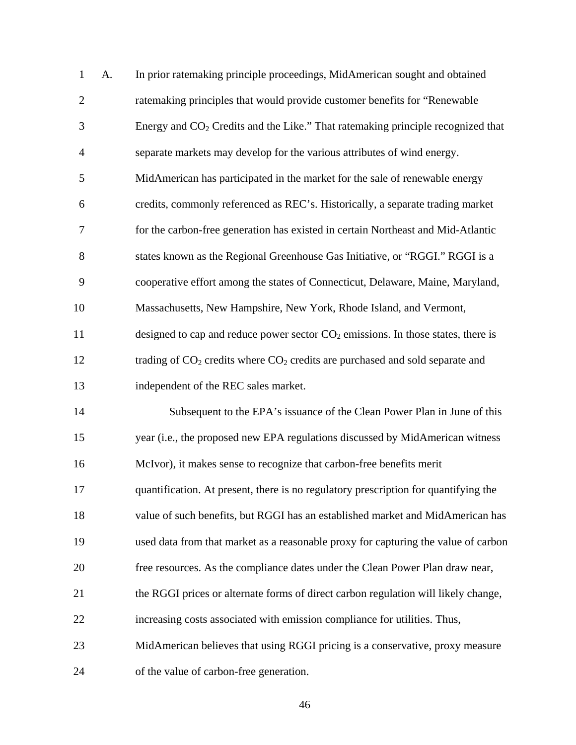A. In prior ratemaking principle proceedings, MidAmerican sought and obtained ratemaking principles that would provide customer benefits for "Renewable Energy and $CO_2$ Credits and the Like." That ratemaking principle recognized that separate markets may develop for the various attributes of wind energy. MidAmerican has participated in the market for the sale of renewable energy credits, commonly referenced as REC's. Historically, a separate trading market for the carbon-free generation has existed in certain Northeast and Mid-Atlantic states known as the Regional Greenhouse Gas Initiative, or "RGGI." RGGI is a cooperative effort among the states of Connecticut, Delaware, Maine, Maryland, Massachusetts, New Hampshire, New York, Rhode Island, and Vermont, designed to cap and reduce power sector $CO_2$ emissions. In those states, there is trading of $CO_2$ credits where $CO_2$ credits are purchased and sold separate and independent of the REC sales market.

Subsequent to the EPA's issuance of the Clean Power Plan in June of this year (i.e., the proposed new EPA regulations discussed by MidAmerican witness McIvor), it makes sense to recognize that carbon-free benefits merit quantification. At present, there is no regulatory prescription for quantifying the value of such benefits, but RGGI has an established market and MidAmerican has used data from that market as a reasonable proxy for capturing the value of carbon free resources. As the compliance dates under the Clean Power Plan draw near, the RGGI prices or alternate forms of direct carbon regulation will likely change, increasing costs associated with emission compliance for utilities. Thus, MidAmerican believes that using RGGI pricing is a conservative, proxy measure of the value of carbon-free generation.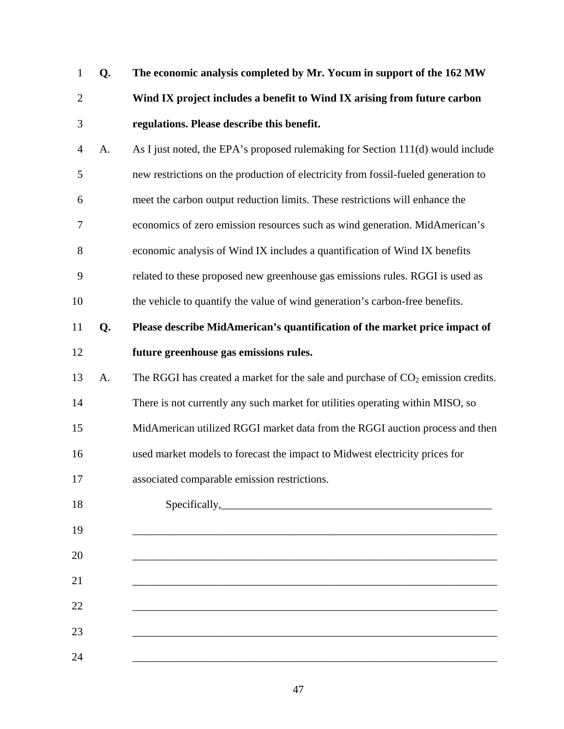**Q. The economic analysis completed by Mr. Yocum in support of the 162 MW Wind IX project includes a benefit to Wind IX arising from future carbon regulations. Please describe this benefit.**

A. As I just noted, the EPA's proposed rulemaking for Section 111(d) would include new restrictions on the production of electricity from fossil-fueled generation to meet the carbon output reduction limits. These restrictions will enhance the economics of zero emission resources such as wind generation. MidAmerican's economic analysis of Wind IX includes a quantification of Wind IX benefits related to these proposed new greenhouse gas emissions rules. RGGI is used as the vehicle to quantify the value of wind generation's carbon-free benefits.

**Q. Please describe MidAmerican's quantification of the market price impact of future greenhouse gas emissions rules.**

A. The RGGI has created a market for the sale and purchase of $CO_2$ emission credits. There is not currently any such market for utilities operating within MISO, so MidAmerican utilized RGGI market data from the RGGI auction process and then used market models to forecast the impact to Midwest electricity prices for associated comparable emission restrictions.

Specifically,___________________________________________________

______________________________________________________________________

______________________________________________________________________

______________________________________________________________________

______________________________________________________________________

______________________________________________________________________

______________________________________________________________________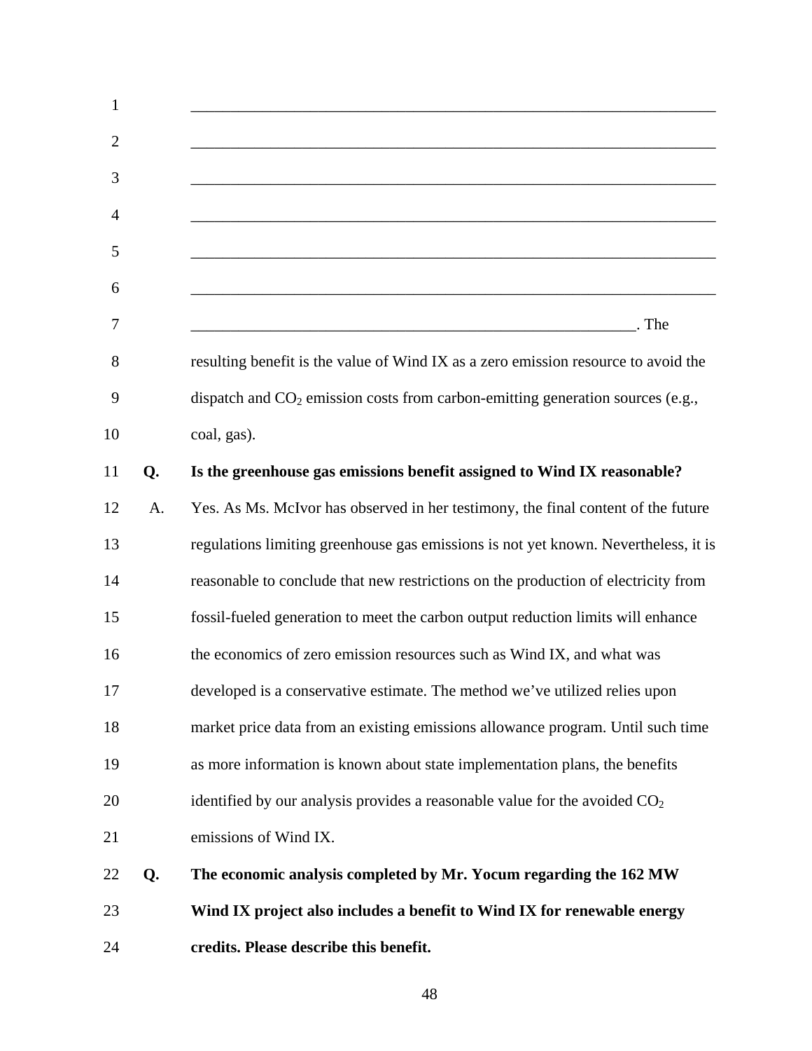______________________________________________________________________

______________________________________________________________________

______________________________________________________________________

______________________________________________________________________

______________________________________________________________________

______________________________________________________________________

_____________________________________________________________. The resulting benefit is the value of Wind IX as a zero emission resource to avoid the dispatch and $CO_2$ emission costs from carbon-emitting generation sources (e.g., coal, gas).

**Q. Is the greenhouse gas emissions benefit assigned to Wind IX reasonable?**

A. Yes. As Ms. McIvor has observed in her testimony, the final content of the future regulations limiting greenhouse gas emissions is not yet known. Nevertheless, it is reasonable to conclude that new restrictions on the production of electricity from fossil-fueled generation to meet the carbon output reduction limits will enhance the economics of zero emission resources such as Wind IX, and what was developed is a conservative estimate. The method we've utilized relies upon market price data from an existing emissions allowance program. Until such time as more information is known about state implementation plans, the benefits identified by our analysis provides a reasonable value for the avoided $CO_2$ emissions of Wind IX.

**Q. The economic analysis completed by Mr. Yocum regarding the 162 MW Wind IX project also includes a benefit to Wind IX for renewable energy credits. Please describe this benefit.**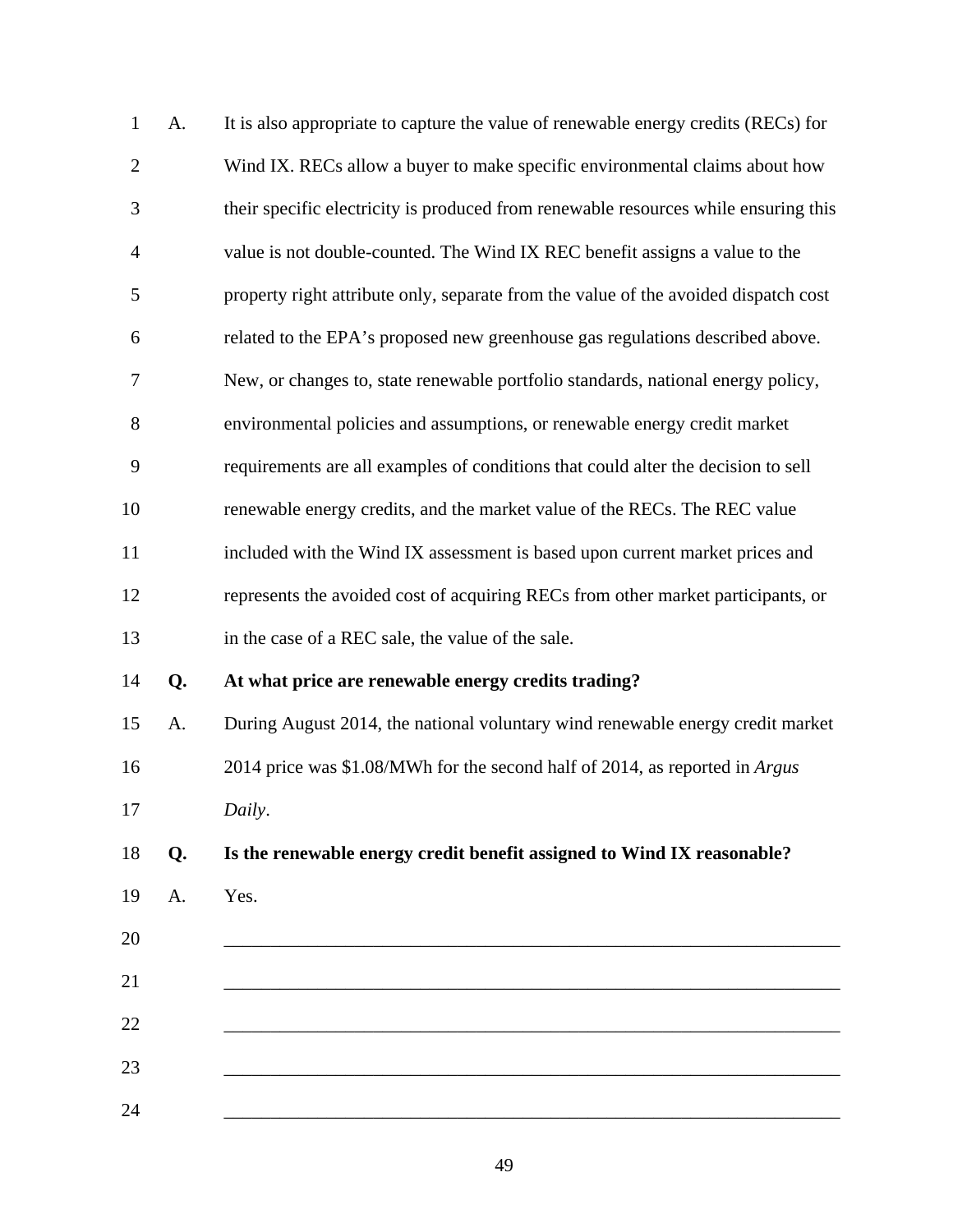A. It is also appropriate to capture the value of renewable energy credits (RECs) for Wind IX. RECs allow a buyer to make specific environmental claims about how their specific electricity is produced from renewable resources while ensuring this value is not double-counted. The Wind IX REC benefit assigns a value to the property right attribute only, separate from the value of the avoided dispatch cost related to the EPA's proposed new greenhouse gas regulations described above. New, or changes to, state renewable portfolio standards, national energy policy, environmental policies and assumptions, or renewable energy credit market requirements are all examples of conditions that could alter the decision to sell renewable energy credits, and the market value of the RECs. The REC value included with the Wind IX assessment is based upon current market prices and represents the avoided cost of acquiring RECs from other market participants, or in the case of a REC sale, the value of the sale.

**Q. At what price are renewable energy credits trading?**

A. During August 2014, the national voluntary wind renewable energy credit market 2014 price was $1.08/MWh for the second half of 2014, as reported in *Argus Daily*.

**Q. Is the renewable energy credit benefit assigned to Wind IX reasonable?**

A. Yes.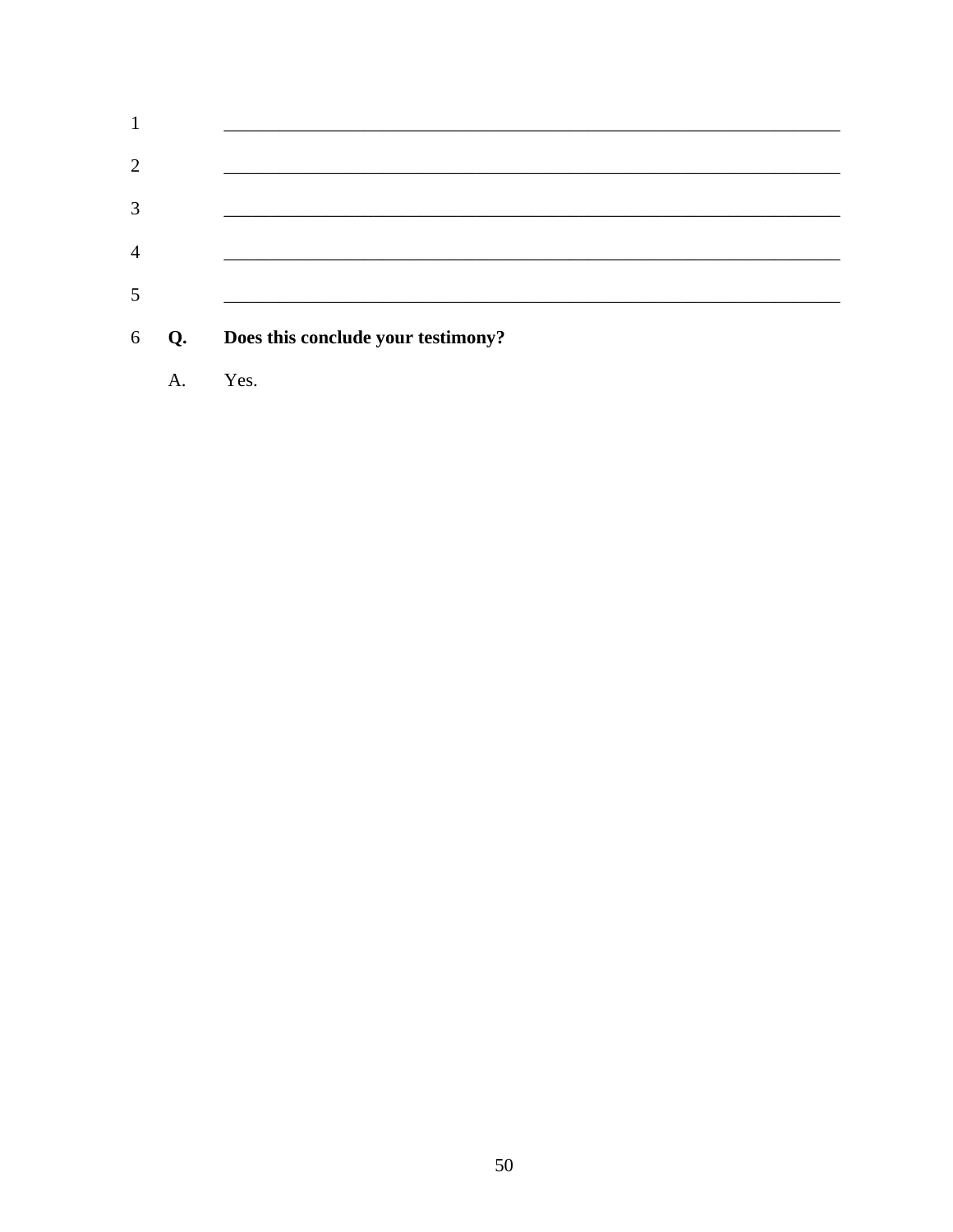1 ______________________________________________________________________

2 ______________________________________________________________________

3 ______________________________________________________________________

4 ______________________________________________________________________

5 ______________________________________________________________________

6 **Q. Does this conclude your testimony?**

A. Yes.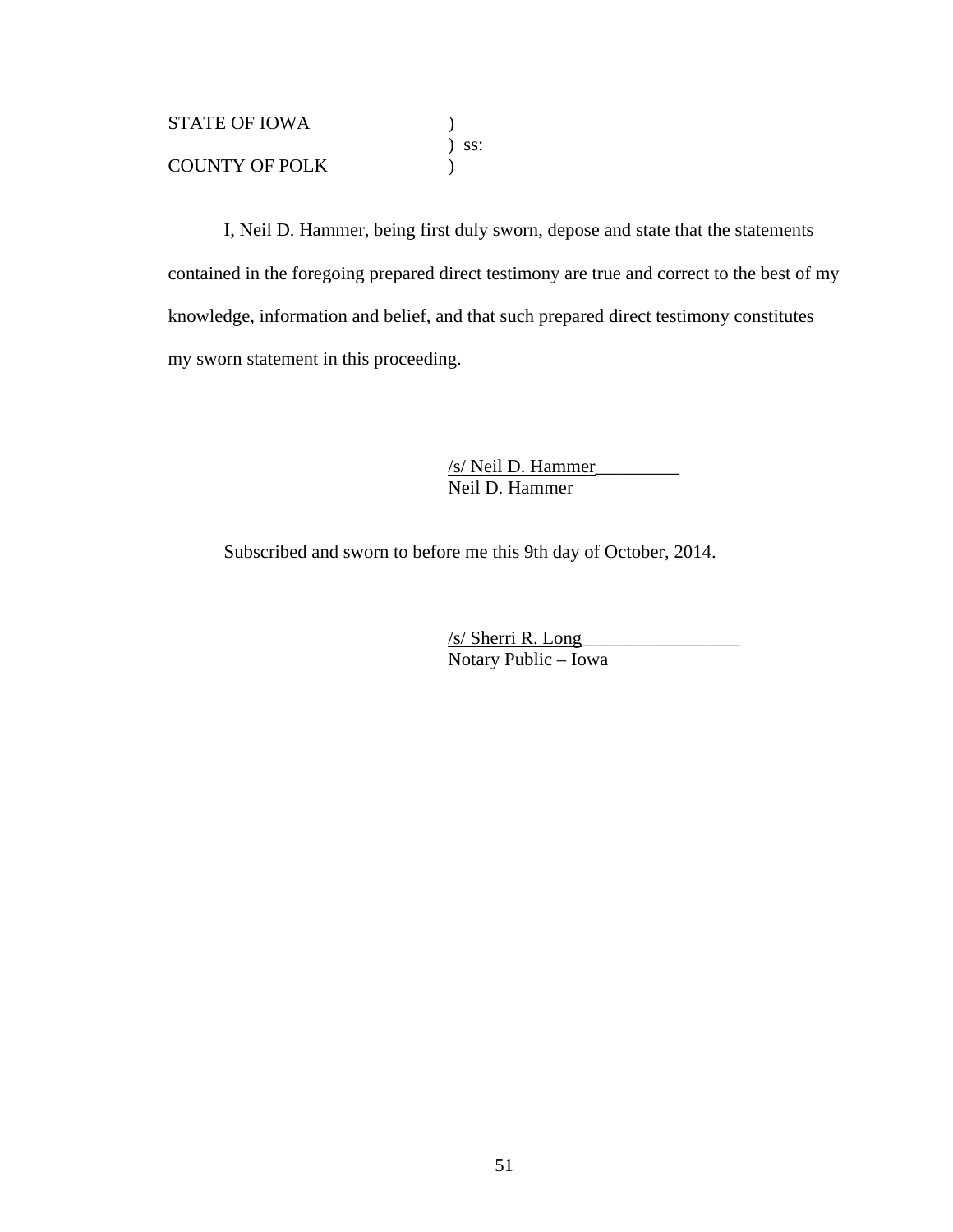STATE OF IOWA )
) ss:
COUNTY OF POLK )

I, Neil D. Hammer, being first duly sworn, depose and state that the statements contained in the foregoing prepared direct testimony are true and correct to the best of my knowledge, information and belief, and that such prepared direct testimony constitutes my sworn statement in this proceeding.

/s/ Neil D. Hammer_________
Neil D. Hammer

Subscribed and sworn to before me this 9th day of October, 2014.

/s/ Sherri R. Long_________________
Notary Public – Iowa